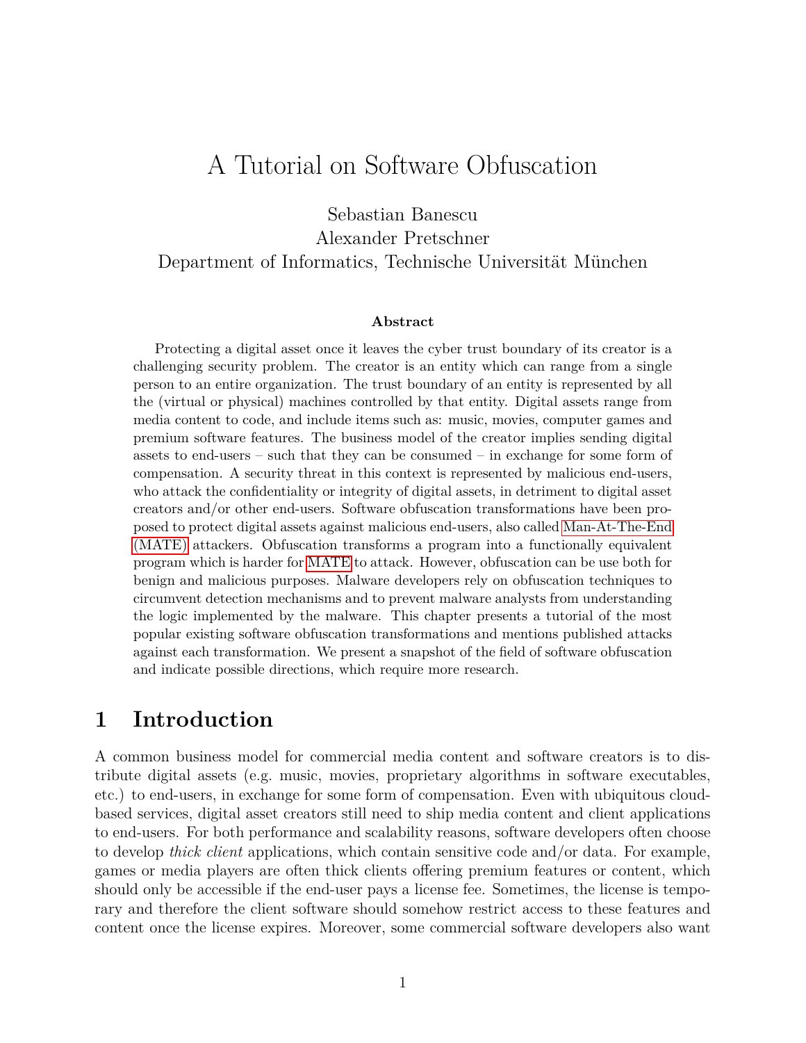# A Tutorial on Software Obfuscation

Sebastian Banescu
Alexander Pretschner
Department of Informatics, Technische Universität München

**Abstract**

Protecting a digital asset once it leaves the cyber trust boundary of its creator is a challenging security problem. The creator is an entity which can range from a single person to an entire organization. The trust boundary of an entity is represented by all the (virtual or physical) machines controlled by that entity. Digital assets range from media content to code, and include items such as: music, movies, computer games and premium software features. The business model of the creator implies sending digital assets to end-users – such that they can be consumed – in exchange for some form of compensation. A security threat in this context is represented by malicious end-users, who attack the confidentiality or integrity of digital assets, in detriment to digital asset creators and/or other end-users. Software obfuscation transformations have been proposed to protect digital assets against malicious end-users, also called Man-At-The-End (MATE) attackers. Obfuscation transforms a program into a functionally equivalent program which is harder for MATE to attack. However, obfuscation can be use both for benign and malicious purposes. Malware developers rely on obfuscation techniques to circumvent detection mechanisms and to prevent malware analysts from understanding the logic implemented by the malware. This chapter presents a tutorial of the most popular existing software obfuscation transformations and mentions published attacks against each transformation. We present a snapshot of the field of software obfuscation and indicate possible directions, which require more research.

## 1 Introduction

A common business model for commercial media content and software creators is to distribute digital assets (e.g. music, movies, proprietary algorithms in software executables, etc.) to end-users, in exchange for some form of compensation. Even with ubiquitous cloud-based services, digital asset creators still need to ship media content and client applications to end-users. For both performance and scalability reasons, software developers often choose to develop *thick client* applications, which contain sensitive code and/or data. For example, games or media players are often thick clients offering premium features or content, which should only be accessible if the end-user pays a license fee. Sometimes, the license is temporary and therefore the client software should somehow restrict access to these features and content once the license expires. Moreover, some commercial software developers also want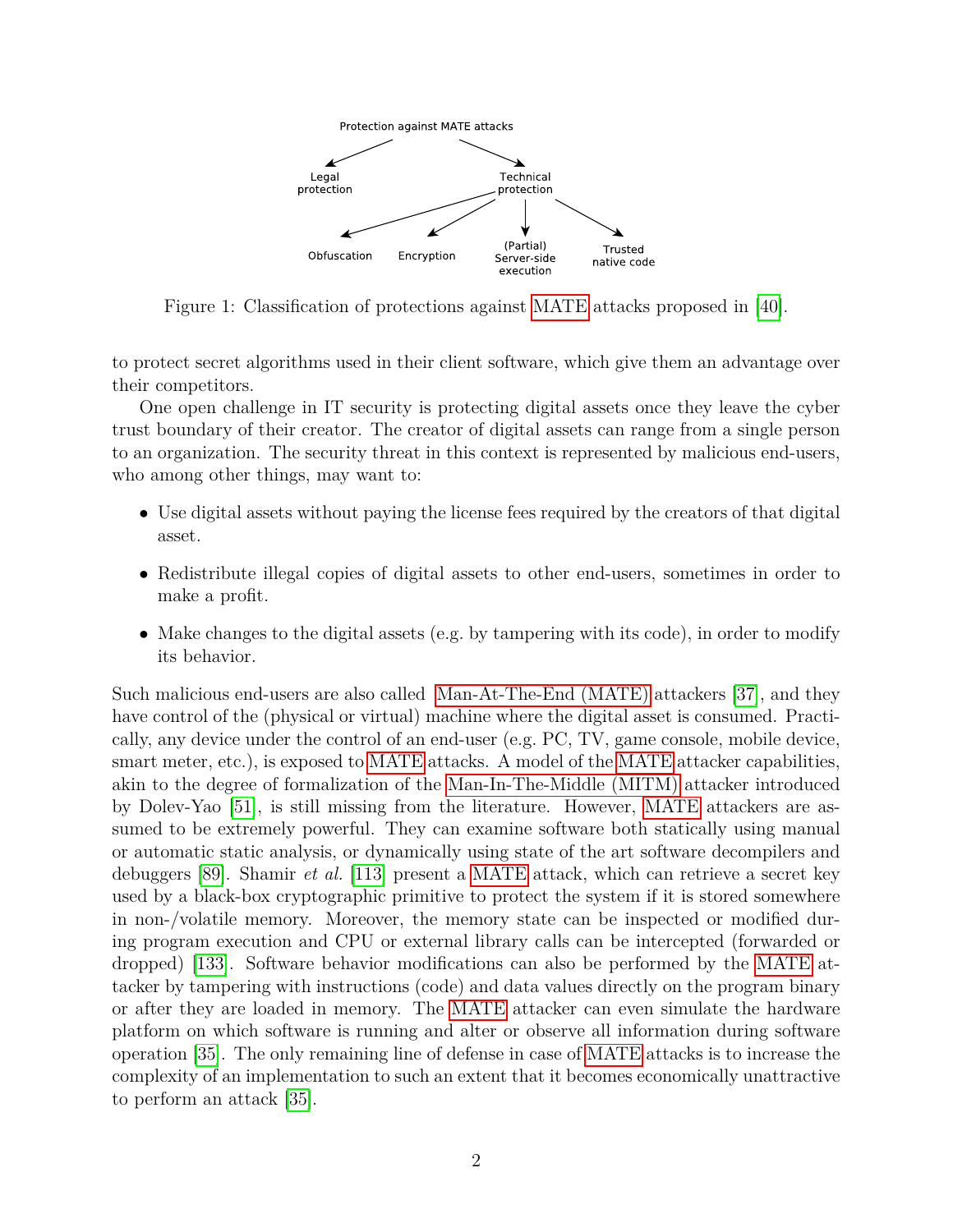Figure 1: Classification of protections against MATE attacks proposed in [40].

to protect secret algorithms used in their client software, which give them an advantage over their competitors.

One open challenge in IT security is protecting digital assets once they leave the cyber trust boundary of their creator. The creator of digital assets can range from a single person to an organization. The security threat in this context is represented by malicious end-users, who among other things, may want to:

- Use digital assets without paying the license fees required by the creators of that digital asset.
- Redistribute illegal copies of digital assets to other end-users, sometimes in order to make a profit.
- Make changes to the digital assets (e.g. by tampering with its code), in order to modify its behavior.

Such malicious end-users are also called Man-At-The-End (MATE) attackers [37], and they have control of the (physical or virtual) machine where the digital asset is consumed. Practically, any device under the control of an end-user (e.g. PC, TV, game console, mobile device, smart meter, etc.), is exposed to MATE attacks. A model of the MATE attacker capabilities, akin to the degree of formalization of the Man-In-The-Middle (MITM) attacker introduced by Dolev-Yao [51], is still missing from the literature. However, MATE attackers are assumed to be extremely powerful. They can examine software both statically using manual or automatic static analysis, or dynamically using state of the art software decompilers and debuggers [89]. Shamir *et al.* [113] present a MATE attack, which can retrieve a secret key used by a black-box cryptographic primitive to protect the system if it is stored somewhere in non-/volatile memory. Moreover, the memory state can be inspected or modified during program execution and CPU or external library calls can be intercepted (forwarded or dropped) [133]. Software behavior modifications can also be performed by the MATE attacker by tampering with instructions (code) and data values directly on the program binary or after they are loaded in memory. The MATE attacker can even simulate the hardware platform on which software is running and alter or observe all information during software operation [35]. The only remaining line of defense in case of MATE attacks is to increase the complexity of an implementation to such an extent that it becomes economically unattractive to perform an attack [35].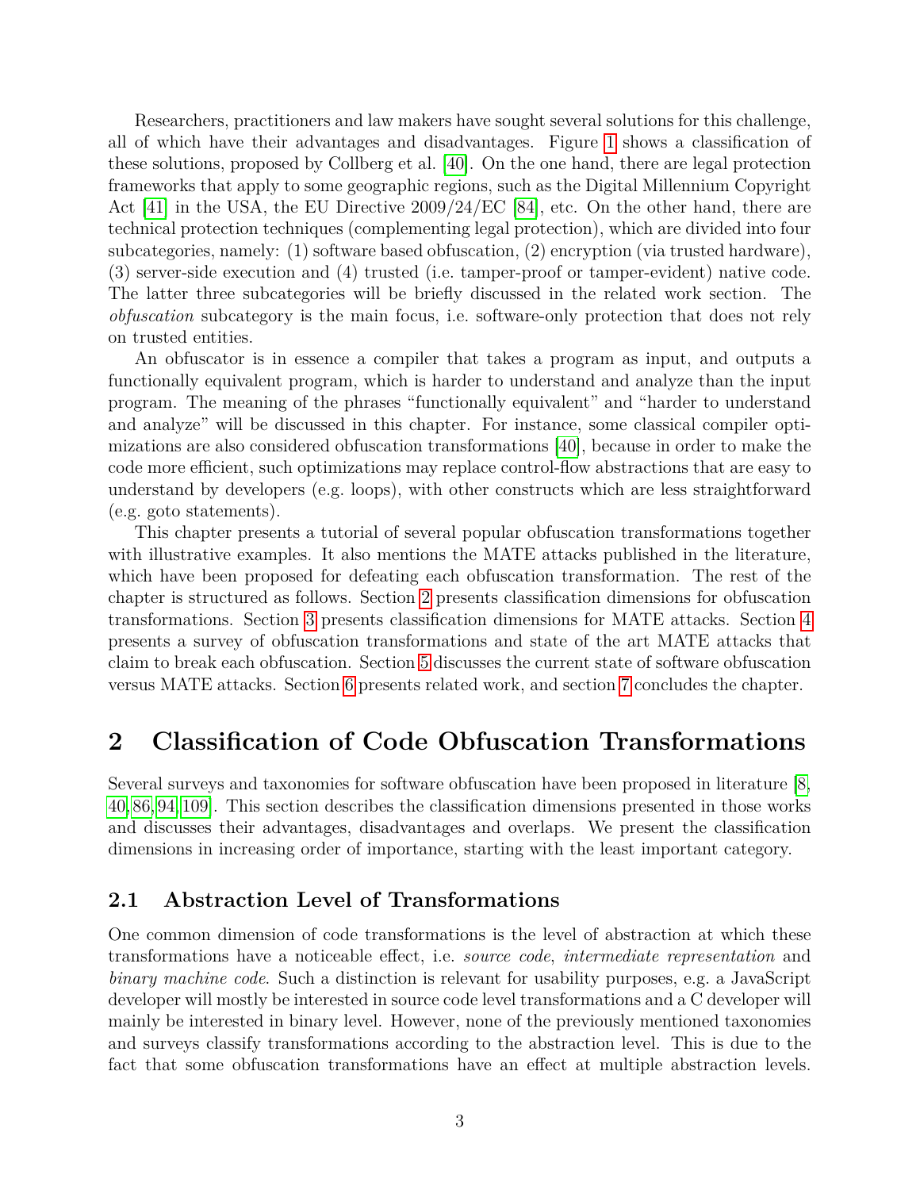Researchers, practitioners and law makers have sought several solutions for this challenge, all of which have their advantages and disadvantages. Figure 1 shows a classification of these solutions, proposed by Collberg et al. [40]. On the one hand, there are legal protection frameworks that apply to some geographic regions, such as the Digital Millennium Copyright Act [41] in the USA, the EU Directive 2009/24/EC [84], etc. On the other hand, there are technical protection techniques (complementing legal protection), which are divided into four subcategories, namely: (1) software based obfuscation, (2) encryption (via trusted hardware), (3) server-side execution and (4) trusted (i.e. tamper-proof or tamper-evident) native code. The latter three subcategories will be briefly discussed in the related work section. The *obfuscation* subcategory is the main focus, i.e. software-only protection that does not rely on trusted entities.

An obfuscator is in essence a compiler that takes a program as input, and outputs a functionally equivalent program, which is harder to understand and analyze than the input program. The meaning of the phrases "functionally equivalent" and "harder to understand and analyze" will be discussed in this chapter. For instance, some classical compiler optimizations are also considered obfuscation transformations [40], because in order to make the code more efficient, such optimizations may replace control-flow abstractions that are easy to understand by developers (e.g. loops), with other constructs which are less straightforward (e.g. goto statements).

This chapter presents a tutorial of several popular obfuscation transformations together with illustrative examples. It also mentions the MATE attacks published in the literature, which have been proposed for defeating each obfuscation transformation. The rest of the chapter is structured as follows. Section 2 presents classification dimensions for obfuscation transformations. Section 3 presents classification dimensions for MATE attacks. Section 4 presents a survey of obfuscation transformations and state of the art MATE attacks that claim to break each obfuscation. Section 5 discusses the current state of software obfuscation versus MATE attacks. Section 6 presents related work, and section 7 concludes the chapter.

## 2 Classification of Code Obfuscation Transformations

Several surveys and taxonomies for software obfuscation have been proposed in literature [8, 40, 86, 94, 109]. This section describes the classification dimensions presented in those works and discusses their advantages, disadvantages and overlaps. We present the classification dimensions in increasing order of importance, starting with the least important category.

### 2.1 Abstraction Level of Transformations

One common dimension of code transformations is the level of abstraction at which these transformations have a noticeable effect, i.e. *source code*, *intermediate representation* and *binary machine code*. Such a distinction is relevant for usability purposes, e.g. a JavaScript developer will mostly be interested in source code level transformations and a C developer will mainly be interested in binary level. However, none of the previously mentioned taxonomies and surveys classify transformations according to the abstraction level. This is due to the fact that some obfuscation transformations have an effect at multiple abstraction levels.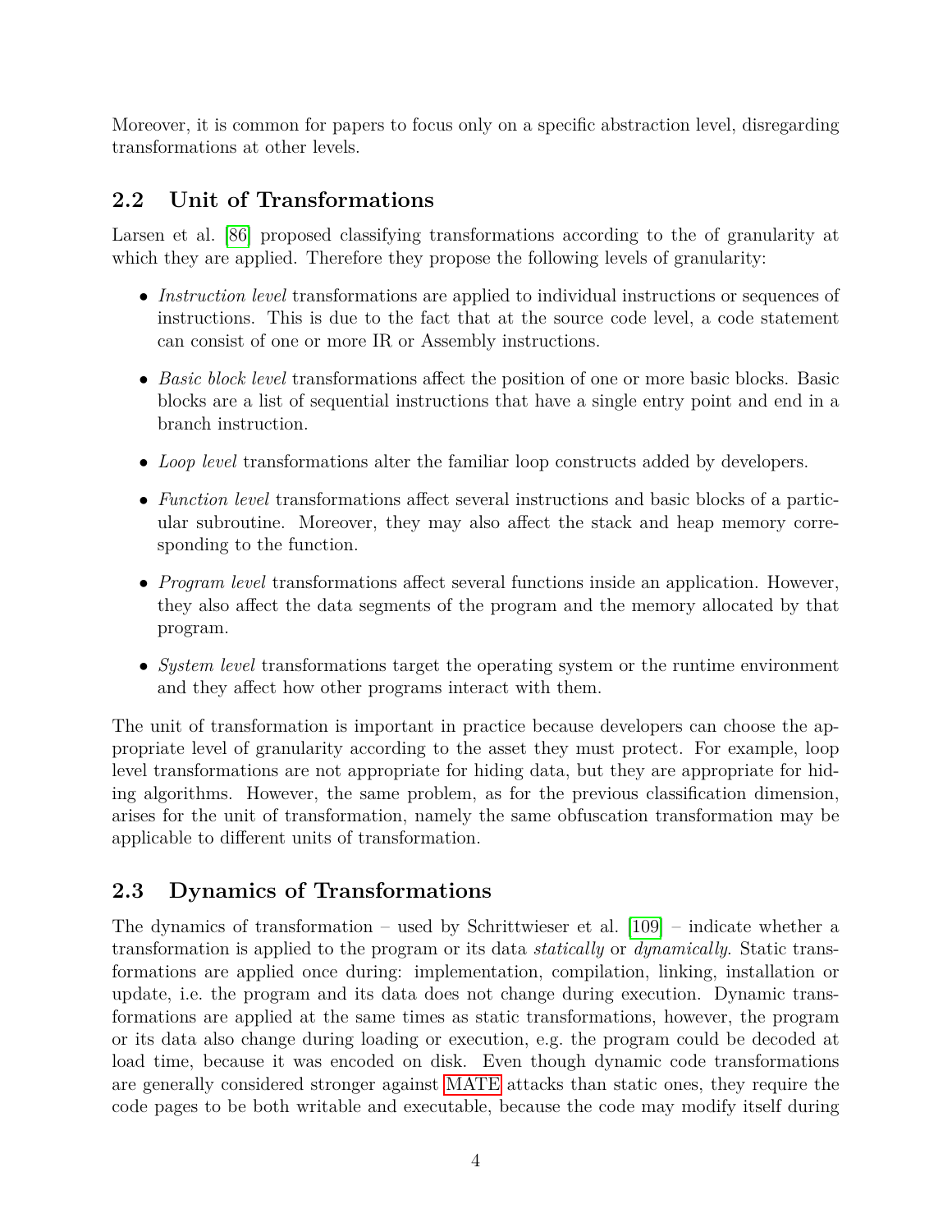Moreover, it is common for papers to focus only on a specific abstraction level, disregarding transformations at other levels.

## 2.2 Unit of Transformations

Larsen et al. [86] proposed classifying transformations according to the of granularity at which they are applied. Therefore they propose the following levels of granularity:

- *Instruction level* transformations are applied to individual instructions or sequences of instructions. This is due to the fact that at the source code level, a code statement can consist of one or more IR or Assembly instructions.
- *Basic block level* transformations affect the position of one or more basic blocks. Basic blocks are a list of sequential instructions that have a single entry point and end in a branch instruction.
- *Loop level* transformations alter the familiar loop constructs added by developers.
- *Function level* transformations affect several instructions and basic blocks of a particular subroutine. Moreover, they may also affect the stack and heap memory corresponding to the function.
- *Program level* transformations affect several functions inside an application. However, they also affect the data segments of the program and the memory allocated by that program.
- *System level* transformations target the operating system or the runtime environment and they affect how other programs interact with them.

The unit of transformation is important in practice because developers can choose the appropriate level of granularity according to the asset they must protect. For example, loop level transformations are not appropriate for hiding data, but they are appropriate for hiding algorithms. However, the same problem, as for the previous classification dimension, arises for the unit of transformation, namely the same obfuscation transformation may be applicable to different units of transformation.

## 2.3 Dynamics of Transformations

The dynamics of transformation – used by Schrittwieser et al. [109] – indicate whether a transformation is applied to the program or its data *statically* or *dynamically*. Static transformations are applied once during: implementation, compilation, linking, installation or update, i.e. the program and its data does not change during execution. Dynamic transformations are applied at the same times as static transformations, however, the program or its data also change during loading or execution, e.g. the program could be decoded at load time, because it was encoded on disk. Even though dynamic code transformations are generally considered stronger against MATE attacks than static ones, they require the code pages to be both writable and executable, because the code may modify itself during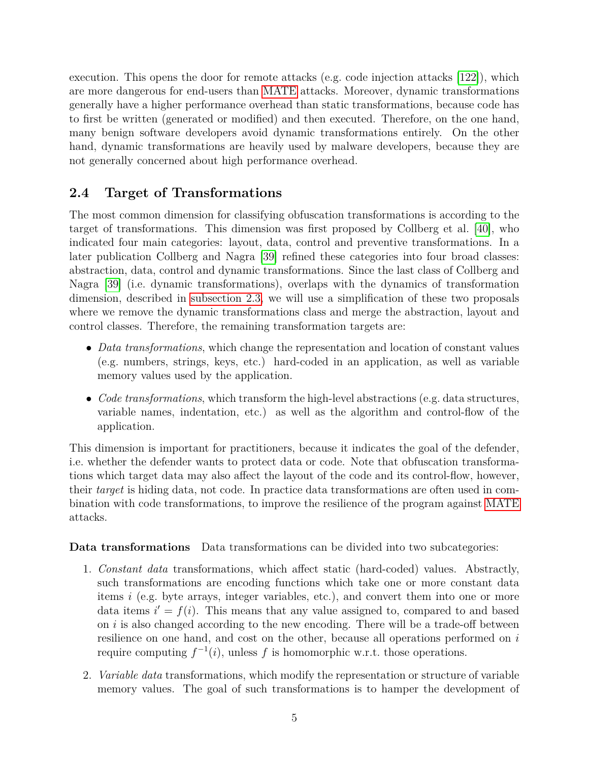execution. This opens the door for remote attacks (e.g. code injection attacks [122]), which are more dangerous for end-users than MATE attacks. Moreover, dynamic transformations generally have a higher performance overhead than static transformations, because code has to first be written (generated or modified) and then executed. Therefore, on the one hand, many benign software developers avoid dynamic transformations entirely. On the other hand, dynamic transformations are heavily used by malware developers, because they are not generally concerned about high performance overhead.

## 2.4 Target of Transformations

The most common dimension for classifying obfuscation transformations is according to the target of transformations. This dimension was first proposed by Collberg et al. [40], who indicated four main categories: layout, data, control and preventive transformations. In a later publication Collberg and Nagra [39] refined these categories into four broad classes: abstraction, data, control and dynamic transformations. Since the last class of Collberg and Nagra [39] (i.e. dynamic transformations), overlaps with the dynamics of transformation dimension, described in subsection 2.3, we will use a simplification of these two proposals where we remove the dynamic transformations class and merge the abstraction, layout and control classes. Therefore, the remaining transformation targets are:

- *Data transformations*, which change the representation and location of constant values (e.g. numbers, strings, keys, etc.) hard-coded in an application, as well as variable memory values used by the application.
- *Code transformations*, which transform the high-level abstractions (e.g. data structures, variable names, indentation, etc.) as well as the algorithm and control-flow of the application.

This dimension is important for practitioners, because it indicates the goal of the defender, i.e. whether the defender wants to protect data or code. Note that obfuscation transformations which target data may also affect the layout of the code and its control-flow, however, their *target* is hiding data, not code. In practice data transformations are often used in combination with code transformations, to improve the resilience of the program against MATE attacks.

**Data transformations** Data transformations can be divided into two subcategories:

1. *Constant data* transformations, which affect static (hard-coded) values. Abstractly, such transformations are encoding functions which take one or more constant data items $i$ (e.g. byte arrays, integer variables, etc.), and convert them into one or more data items $i' = f(i)$. This means that any value assigned to, compared to and based on $i$ is also changed according to the new encoding. There will be a trade-off between resilience on one hand, and cost on the other, because all operations performed on $i$ require computing $f^{-1}(i)$, unless $f$ is homomorphic w.r.t. those operations.
2. *Variable data* transformations, which modify the representation or structure of variable memory values. The goal of such transformations is to hamper the development of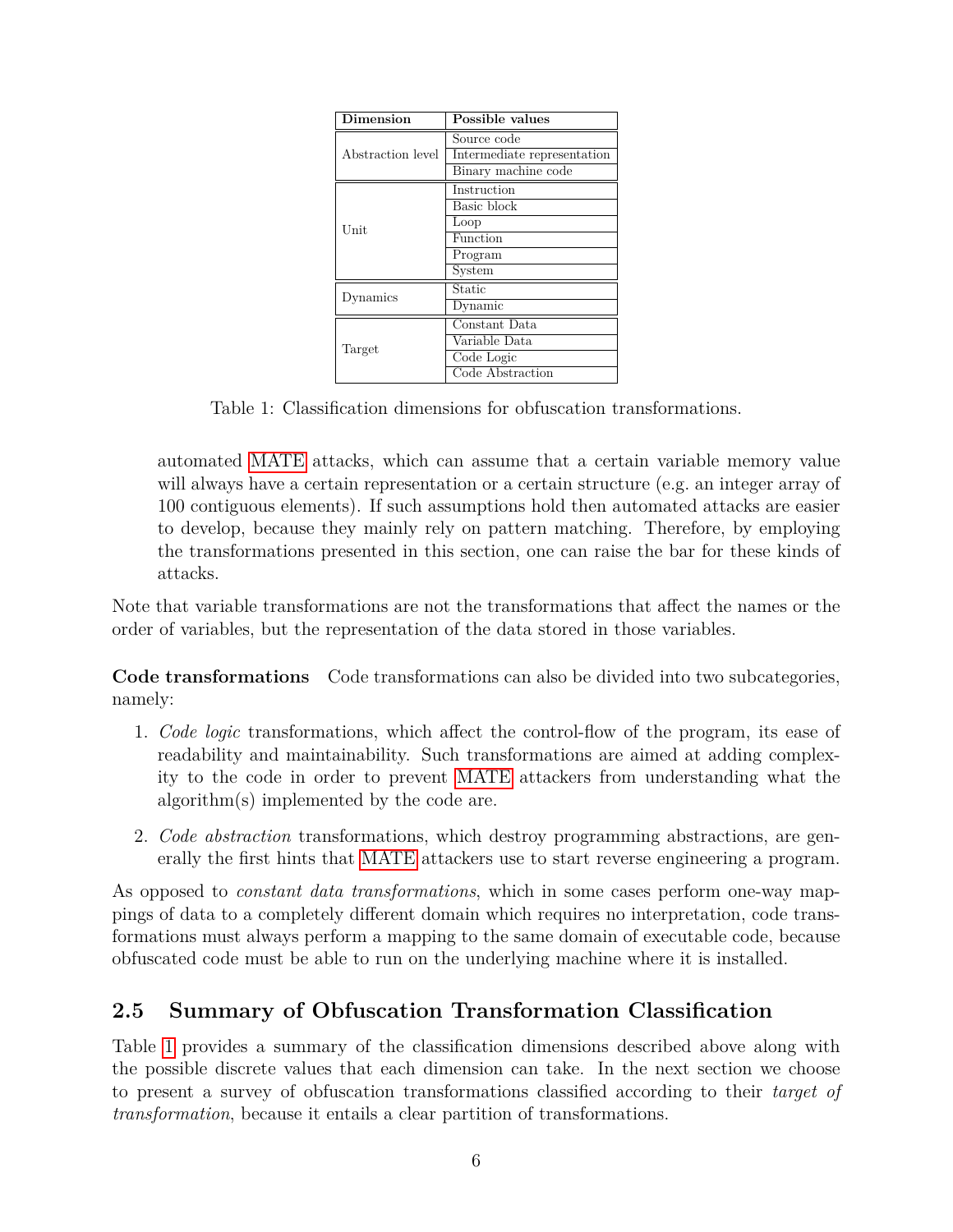| Dimension | Possible values |
| --- | --- |
| Abstraction level | Source code |
| | Intermediate representation |
| | Binary machine code |
| Unit | Instruction |
| | Basic block |
| | Loop |
| | Function |
| | Program |
| | System |
| Dynamics | Static |
| | Dynamic |
| Target | Constant Data |
| | Variable Data |
| | Code Logic |
| | Code Abstraction |

Table 1: Classification dimensions for obfuscation transformations.

automated MATE attacks, which can assume that a certain variable memory value will always have a certain representation or a certain structure (e.g. an integer array of 100 contiguous elements). If such assumptions hold then automated attacks are easier to develop, because they mainly rely on pattern matching. Therefore, by employing the transformations presented in this section, one can raise the bar for these kinds of attacks.

Note that variable transformations are not the transformations that affect the names or the order of variables, but the representation of the data stored in those variables.

**Code transformations** Code transformations can also be divided into two subcategories, namely:

1. *Code logic* transformations, which affect the control-flow of the program, its ease of readability and maintainability. Such transformations are aimed at adding complexity to the code in order to prevent MATE attackers from understanding what the algorithm(s) implemented by the code are.

2. *Code abstraction* transformations, which destroy programming abstractions, are generally the first hints that MATE attackers use to start reverse engineering a program.

As opposed to *constant data transformations*, which in some cases perform one-way mappings of data to a completely different domain which requires no interpretation, code transformations must always perform a mapping to the same domain of executable code, because obfuscated code must be able to run on the underlying machine where it is installed.

## 2.5 Summary of Obfuscation Transformation Classification

Table 1 provides a summary of the classification dimensions described above along with the possible discrete values that each dimension can take. In the next section we choose to present a survey of obfuscation transformations classified according to their *target of transformation*, because it entails a clear partition of transformations.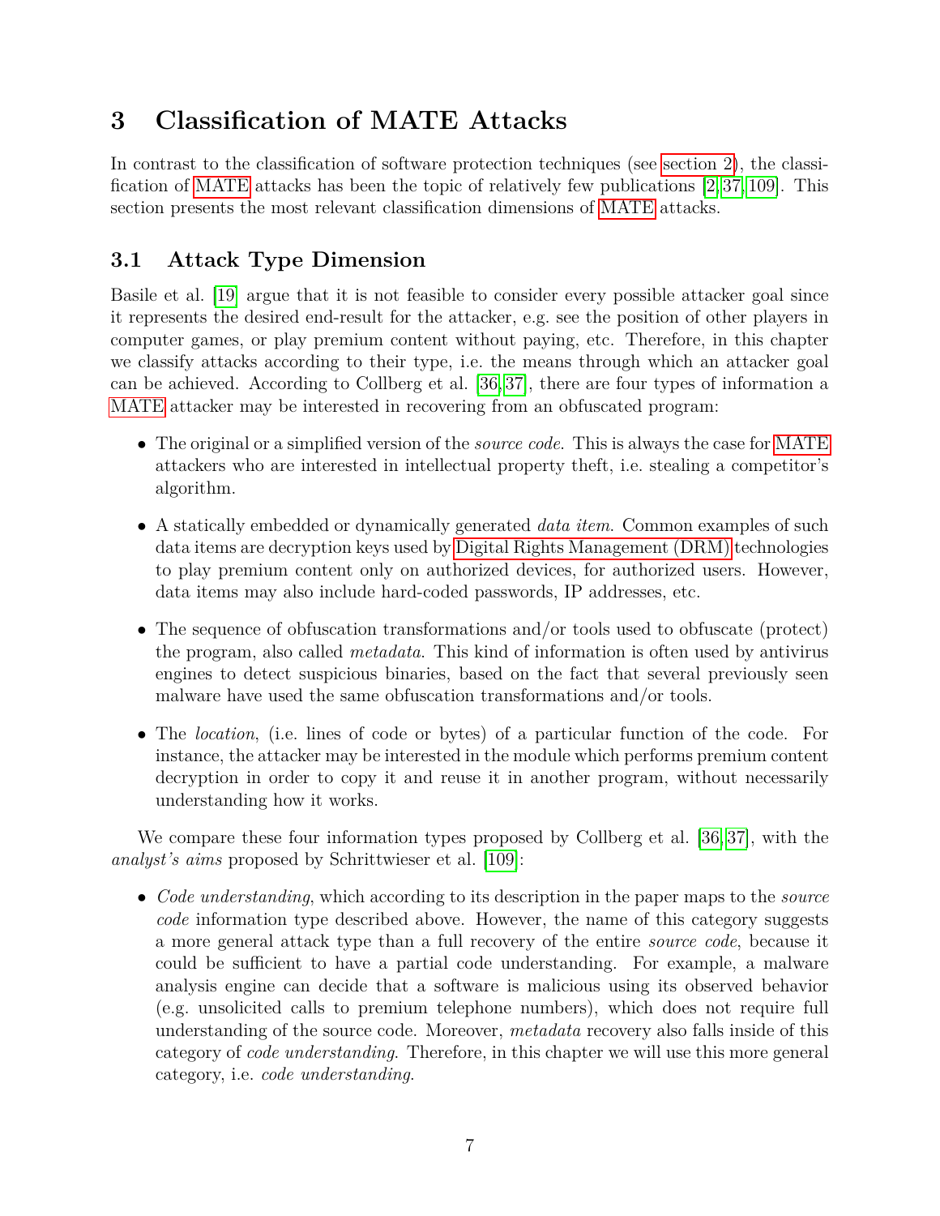# 3 Classification of MATE Attacks

In contrast to the classification of software protection techniques (see section 2), the classification of MATE attacks has been the topic of relatively few publications [2, 37, 109]. This section presents the most relevant classification dimensions of MATE attacks.

## 3.1 Attack Type Dimension

Basile et al. [19] argue that it is not feasible to consider every possible attacker goal since it represents the desired end-result for the attacker, e.g. see the position of other players in computer games, or play premium content without paying, etc. Therefore, in this chapter we classify attacks according to their type, i.e. the means through which an attacker goal can be achieved. According to Collberg et al. [36, 37], there are four types of information a MATE attacker may be interested in recovering from an obfuscated program:

- The original or a simplified version of the *source code*. This is always the case for MATE attackers who are interested in intellectual property theft, i.e. stealing a competitor's algorithm.
- A statically embedded or dynamically generated *data item*. Common examples of such data items are decryption keys used by Digital Rights Management (DRM) technologies to play premium content only on authorized devices, for authorized users. However, data items may also include hard-coded passwords, IP addresses, etc.
- The sequence of obfuscation transformations and/or tools used to obfuscate (protect) the program, also called *metadata*. This kind of information is often used by antivirus engines to detect suspicious binaries, based on the fact that several previously seen malware have used the same obfuscation transformations and/or tools.
- The *location*, (i.e. lines of code or bytes) of a particular function of the code. For instance, the attacker may be interested in the module which performs premium content decryption in order to copy it and reuse it in another program, without necessarily understanding how it works.

We compare these four information types proposed by Collberg et al. [36, 37], with the *analyst's aims* proposed by Schrittwieser et al. [109]:

- *Code understanding*, which according to its description in the paper maps to the *source code* information type described above. However, the name of this category suggests a more general attack type than a full recovery of the entire *source code*, because it could be sufficient to have a partial code understanding. For example, a malware analysis engine can decide that a software is malicious using its observed behavior (e.g. unsolicited calls to premium telephone numbers), which does not require full understanding of the source code. Moreover, *metadata* recovery also falls inside of this category of *code understanding*. Therefore, in this chapter we will use this more general category, i.e. *code understanding*.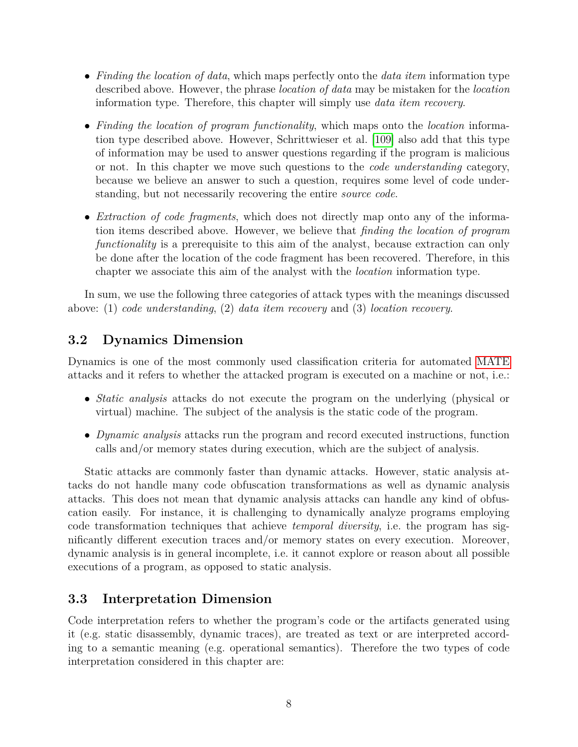- *Finding the location of data*, which maps perfectly onto the *data item* information type described above. However, the phrase *location of data* may be mistaken for the *location* information type. Therefore, this chapter will simply use *data item recovery*.

- *Finding the location of program functionality*, which maps onto the *location* information type described above. However, Schrittwieser et al. [109] also add that this type of information may be used to answer questions regarding if the program is malicious or not. In this chapter we move such questions to the *code understanding* category, because we believe an answer to such a question, requires some level of code understanding, but not necessarily recovering the entire *source code*.

- *Extraction of code fragments*, which does not directly map onto any of the information items described above. However, we believe that *finding the location of program functionality* is a prerequisite to this aim of the analyst, because extraction can only be done after the location of the code fragment has been recovered. Therefore, in this chapter we associate this aim of the analyst with the *location* information type.

In sum, we use the following three categories of attack types with the meanings discussed above: (1) *code understanding*, (2) *data item recovery* and (3) *location recovery*.

## 3.2 Dynamics Dimension

Dynamics is one of the most commonly used classification criteria for automated MATE attacks and it refers to whether the attacked program is executed on a machine or not, i.e.:

- *Static analysis* attacks do not execute the program on the underlying (physical or virtual) machine. The subject of the analysis is the static code of the program.

- *Dynamic analysis* attacks run the program and record executed instructions, function calls and/or memory states during execution, which are the subject of analysis.

Static attacks are commonly faster than dynamic attacks. However, static analysis attacks do not handle many code obfuscation transformations as well as dynamic analysis attacks. This does not mean that dynamic analysis attacks can handle any kind of obfuscation easily. For instance, it is challenging to dynamically analyze programs employing code transformation techniques that achieve *temporal diversity*, i.e. the program has significantly different execution traces and/or memory states on every execution. Moreover, dynamic analysis is in general incomplete, i.e. it cannot explore or reason about all possible executions of a program, as opposed to static analysis.

## 3.3 Interpretation Dimension

Code interpretation refers to whether the program's code or the artifacts generated using it (e.g. static disassembly, dynamic traces), are treated as text or are interpreted according to a semantic meaning (e.g. operational semantics). Therefore the two types of code interpretation considered in this chapter are: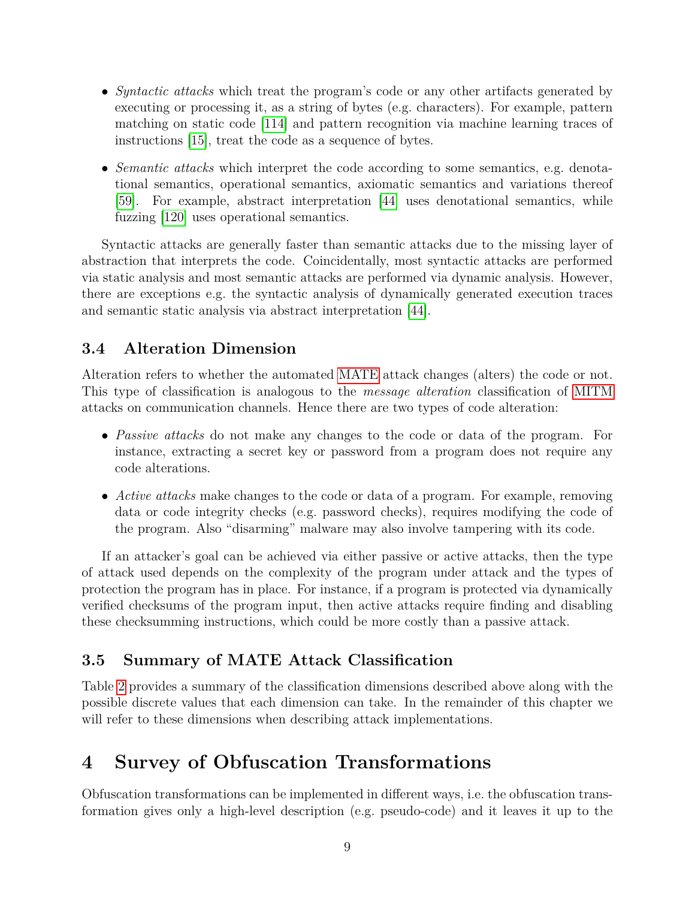- *Syntactic attacks* which treat the program's code or any other artifacts generated by executing or processing it, as a string of bytes (e.g. characters). For example, pattern matching on static code [114] and pattern recognition via machine learning traces of instructions [15], treat the code as a sequence of bytes.
- *Semantic attacks* which interpret the code according to some semantics, e.g. denotational semantics, operational semantics, axiomatic semantics and variations thereof [59]. For example, abstract interpretation [44] uses denotational semantics, while fuzzing [120] uses operational semantics.

Syntactic attacks are generally faster than semantic attacks due to the missing layer of abstraction that interprets the code. Coincidentally, most syntactic attacks are performed via static analysis and most semantic attacks are performed via dynamic analysis. However, there are exceptions e.g. the syntactic analysis of dynamically generated execution traces and semantic static analysis via abstract interpretation [44].

### 3.4 Alteration Dimension

Alteration refers to whether the automated MATE attack changes (alters) the code or not. This type of classification is analogous to the *message alteration* classification of MITM attacks on communication channels. Hence there are two types of code alteration:

- *Passive attacks* do not make any changes to the code or data of the program. For instance, extracting a secret key or password from a program does not require any code alterations.
- *Active attacks* make changes to the code or data of a program. For example, removing data or code integrity checks (e.g. password checks), requires modifying the code of the program. Also "disarming" malware may also involve tampering with its code.

If an attacker's goal can be achieved via either passive or active attacks, then the type of attack used depends on the complexity of the program under attack and the types of protection the program has in place. For instance, if a program is protected via dynamically verified checksums of the program input, then active attacks require finding and disabling these checksumming instructions, which could be more costly than a passive attack.

### 3.5 Summary of MATE Attack Classification

Table 2 provides a summary of the classification dimensions described above along with the possible discrete values that each dimension can take. In the remainder of this chapter we will refer to these dimensions when describing attack implementations.

## 4 Survey of Obfuscation Transformations

Obfuscation transformations can be implemented in different ways, i.e. the obfuscation transformation gives only a high-level description (e.g. pseudo-code) and it leaves it up to the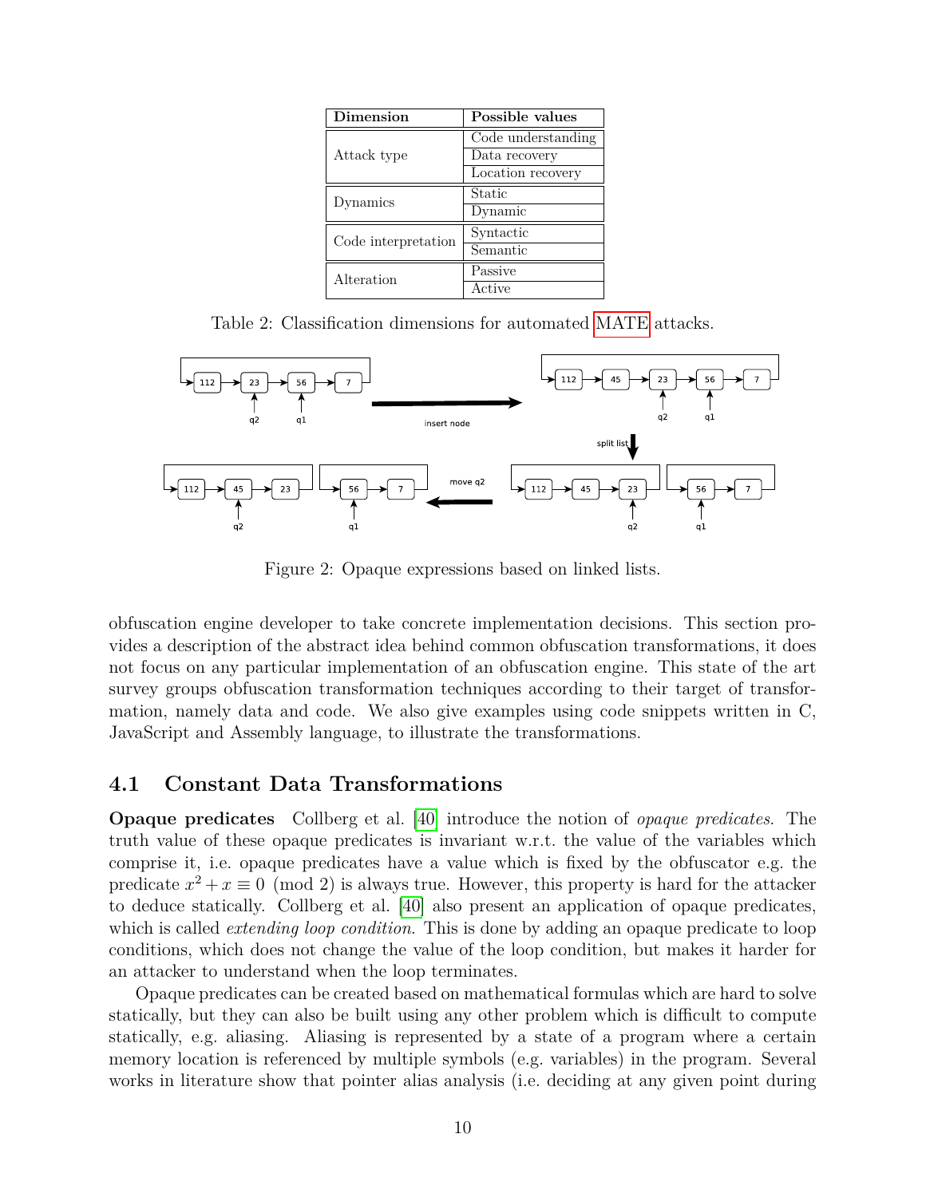| Dimension | Possible values |
|---|---|
| Attack type | Code understanding |
| | Data recovery |
| | Location recovery |
| Dynamics | Static |
| | Dynamic |
| Code interpretation | Syntactic |
| | Semantic |
| Alteration | Passive |
| | Active |

Table 2: Classification dimensions for automated MATE attacks.

Figure 2: Opaque expressions based on linked lists.

obfuscation engine developer to take concrete implementation decisions. This section provides a description of the abstract idea behind common obfuscation transformations, it does not focus on any particular implementation of an obfuscation engine. This state of the art survey groups obfuscation transformation techniques according to their target of transformation, namely data and code. We also give examples using code snippets written in C, JavaScript and Assembly language, to illustrate the transformations.

## 4.1 Constant Data Transformations

**Opaque predicates** Collberg et al. [40] introduce the notion of *opaque predicates*. The truth value of these opaque predicates is invariant w.r.t. the value of the variables which comprise it, i.e. opaque predicates have a value which is fixed by the obfuscator e.g. the predicate $x^2 + x \equiv 0 \pmod 2$ is always true. However, this property is hard for the attacker to deduce statically. Collberg et al. [40] also present an application of opaque predicates, which is called *extending loop condition*. This is done by adding an opaque predicate to loop conditions, which does not change the value of the loop condition, but makes it harder for an attacker to understand when the loop terminates.

Opaque predicates can be created based on mathematical formulas which are hard to solve statically, but they can also be built using any other problem which is difficult to compute statically, e.g. aliasing. Aliasing is represented by a state of a program where a certain memory location is referenced by multiple symbols (e.g. variables) in the program. Several works in literature show that pointer alias analysis (i.e. deciding at any given point during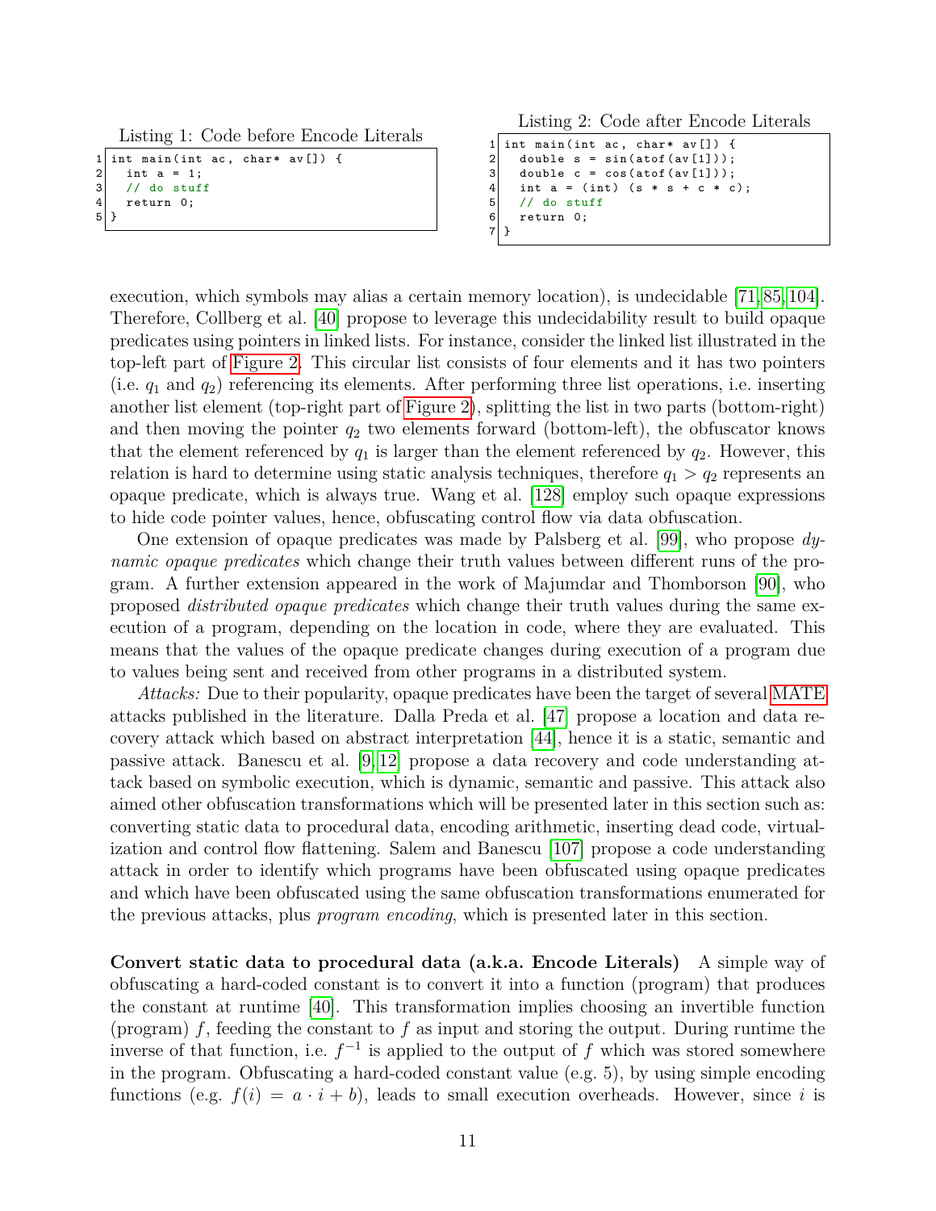Listing 1: Code before Encode Literals

```
int main(int ac, char* av[]) {
  int a = 1;
  // do stuff
  return 0;
}
```

Listing 2: Code after Encode Literals

```
int main(int ac, char* av[]) {
  double s = sin(atof(av[1]));
  double c = cos(atof(av[1]));
  int a = (int) (s * s + c * c);
  // do stuff
  return 0;
}
```

execution, which symbols may alias a certain memory location), is undecidable [71, 85, 104]. Therefore, Collberg et al. [40] propose to leverage this undecidability result to build opaque predicates using pointers in linked lists. For instance, consider the linked list illustrated in the top-left part of Figure 2. This circular list consists of four elements and it has two pointers (i.e. $q_1$ and $q_2$) referencing its elements. After performing three list operations, i.e. inserting another list element (top-right part of Figure 2), splitting the list in two parts (bottom-right) and then moving the pointer $q_2$ two elements forward (bottom-left), the obfuscator knows that the element referenced by $q_1$ is larger than the element referenced by $q_2$. However, this relation is hard to determine using static analysis techniques, therefore $q_1 > q_2$ represents an opaque predicate, which is always true. Wang et al. [128] employ such opaque expressions to hide code pointer values, hence, obfuscating control flow via data obfuscation.

One extension of opaque predicates was made by Palsberg et al. [99], who propose *dynamic opaque predicates* which change their truth values between different runs of the program. A further extension appeared in the work of Majumdar and Thomborson [90], who proposed *distributed opaque predicates* which change their truth values during the same execution of a program, depending on the location in code, where they are evaluated. This means that the values of the opaque predicate changes during execution of a program due to values being sent and received from other programs in a distributed system.

*Attacks:* Due to their popularity, opaque predicates have been the target of several MATE attacks published in the literature. Dalla Preda et al. [47] propose a location and data recovery attack which based on abstract interpretation [44], hence it is a static, semantic and passive attack. Banescu et al. [9, 12] propose a data recovery and code understanding attack based on symbolic execution, which is dynamic, semantic and passive. This attack also aimed other obfuscation transformations which will be presented later in this section such as: converting static data to procedural data, encoding arithmetic, inserting dead code, virtualization and control flow flattening. Salem and Banescu [107] propose a code understanding attack in order to identify which programs have been obfuscated using opaque predicates and which have been obfuscated using the same obfuscation transformations enumerated for the previous attacks, plus *program encoding*, which is presented later in this section.

**Convert static data to procedural data (a.k.a. Encode Literals)** A simple way of obfuscating a hard-coded constant is to convert it into a function (program) that produces the constant at runtime [40]. This transformation implies choosing an invertible function (program) $f$, feeding the constant to $f$ as input and storing the output. During runtime the inverse of that function, i.e. $f^{-1}$ is applied to the output of $f$ which was stored somewhere in the program. Obfuscating a hard-coded constant value (e.g. 5), by using simple encoding functions (e.g. $f(i) = a \cdot i + b$), leads to small execution overheads. However, since $i$ is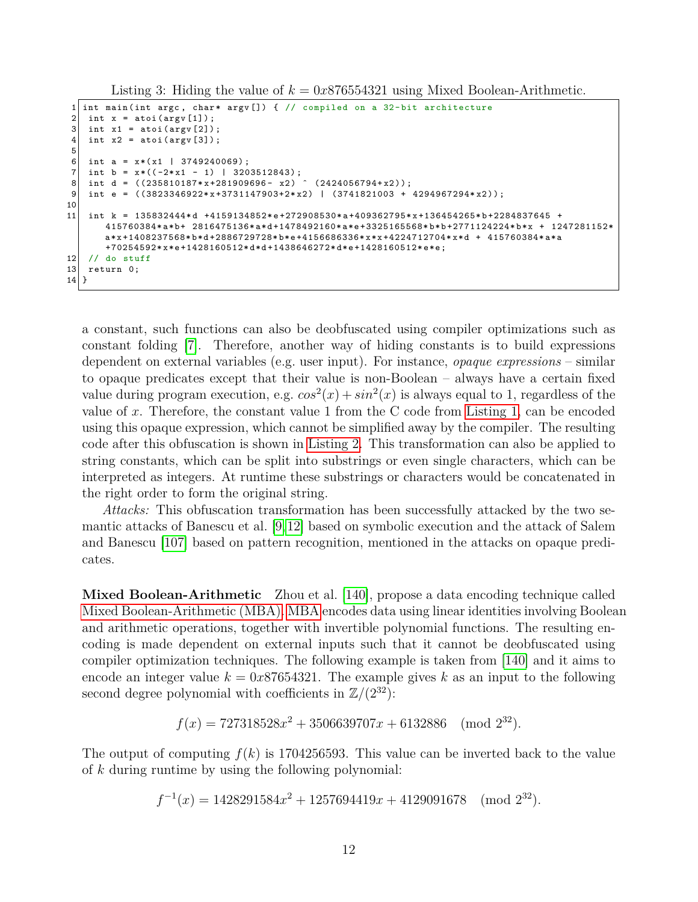Listing 3: Hiding the value of $k = 0x876554321$ using Mixed Boolean-Arithmetic.

```
int main(int argc, char* argv[]) { // compiled on a 32-bit architecture
 int x = atoi(argv[1]);
 int x1 = atoi(argv[2]);
 int x2 = atoi(argv[3]);

 int a = x*(x1 | 3749240069);
 int b = x*((-2*x1 - 1) | 3203512843);
 int d = ((235810187*x+281909696- x2) ^ (2424056794+x2));
 int e = ((3823346922*x+3731147903+2*x2) | (3741821003 + 4294967294*x2));

 int k = 135832444*d +4159134852*e+272908530*a+409362795*x+136454265*b+2284837645 +
    415760384*a*b+ 2816475136*a*d+1478492160*a*e+3325165568*b*b+2771124224*b*x + 1247281152*
    a*x+1408237568*b*d+2886729728*b*e+4156686336*x*x+4224712704*x*d + 415760384*a*a
    +70254592*x*e+1428160512*d*d+1438646272*d*e+1428160512*e*e;
 // do stuff
 return 0;
}
```

a constant, such functions can also be deobfuscated using compiler optimizations such as constant folding [7]. Therefore, another way of hiding constants is to build expressions dependent on external variables (e.g. user input). For instance, *opaque expressions* – similar to opaque predicates except that their value is non-Boolean – always have a certain fixed value during program execution, e.g. $cos^2(x) + sin^2(x)$ is always equal to 1, regardless of the value of $x$. Therefore, the constant value 1 from the C code from Listing 1, can be encoded using this opaque expression, which cannot be simplified away by the compiler. The resulting code after this obfuscation is shown in Listing 2. This transformation can also be applied to string constants, which can be split into substrings or even single characters, which can be interpreted as integers. At runtime these substrings or characters would be concatenated in the right order to form the original string.

*Attacks:* This obfuscation transformation has been successfully attacked by the two semantic attacks of Banescu et al. [9,12] based on symbolic execution and the attack of Salem and Banescu [107] based on pattern recognition, mentioned in the attacks on opaque predicates.

**Mixed Boolean-Arithmetic** Zhou et al. [140], propose a data encoding technique called Mixed Boolean-Arithmetic (MBA). MBA encodes data using linear identities involving Boolean and arithmetic operations, together with invertible polynomial functions. The resulting encoding is made dependent on external inputs such that it cannot be deobfuscated using compiler optimization techniques. The following example is taken from [140] and it aims to encode an integer value $k = 0x87654321$. The example gives $k$ as an input to the following second degree polynomial with coefficients in $\mathbb{Z}/(2^{32})$:

$$f(x) = 727318528x^2 + 3506639707x + 6132886 \pmod{2^{32}}.$$

The output of computing $f(k)$ is 1704256593. This value can be inverted back to the value of $k$ during runtime by using the following polynomial:

$$f^{-1}(x) = 1428291584x^2 + 1257694419x + 4129091678 \pmod{2^{32}}.$$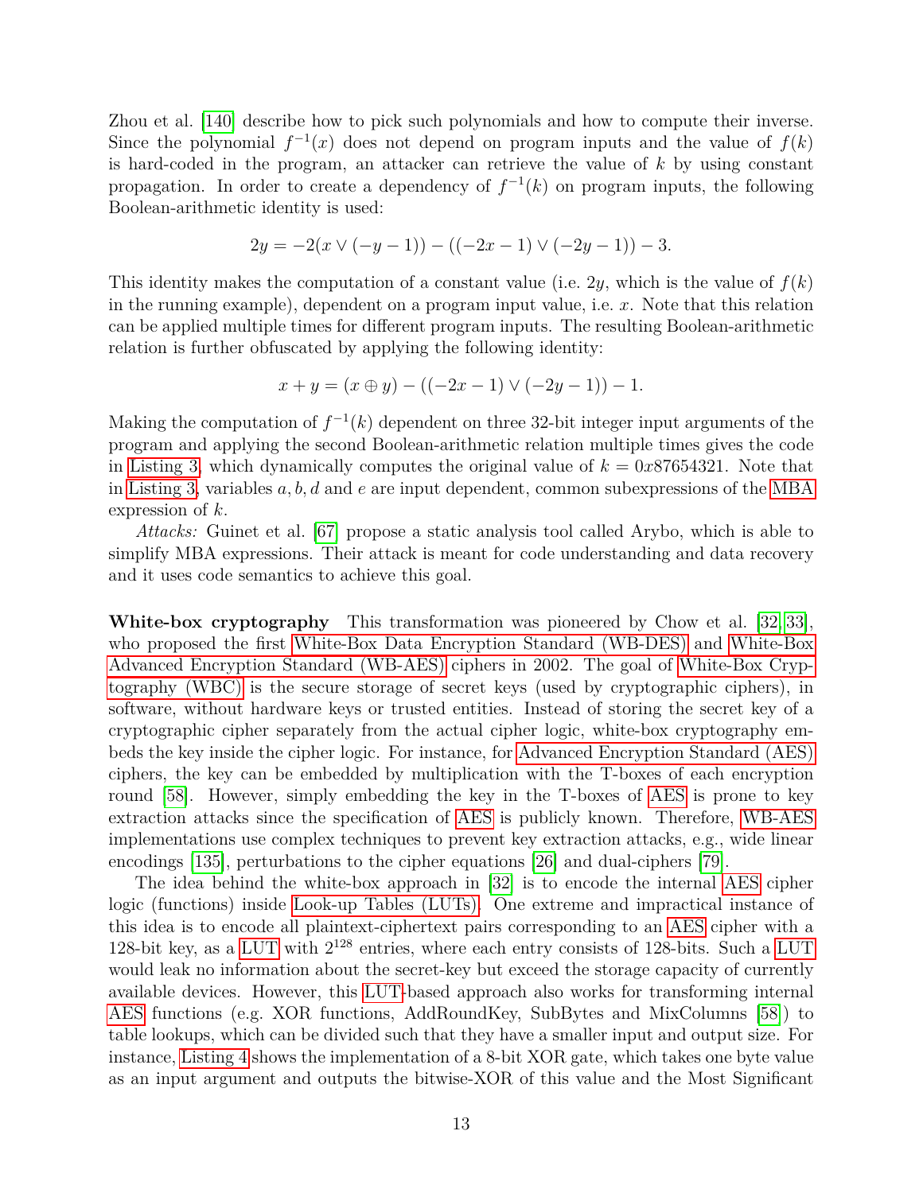Zhou et al. [140] describe how to pick such polynomials and how to compute their inverse. Since the polynomial $f^{-1}(x)$ does not depend on program inputs and the value of $f(k)$ is hard-coded in the program, an attacker can retrieve the value of $k$ by using constant propagation. In order to create a dependency of $f^{-1}(k)$ on program inputs, the following Boolean-arithmetic identity is used:

$$2y = -2(x \vee (-y-1)) - ((-2x-1) \vee (-2y-1)) - 3.$$

This identity makes the computation of a constant value (i.e. $2y$, which is the value of $f(k)$ in the running example), dependent on a program input value, i.e. $x$. Note that this relation can be applied multiple times for different program inputs. The resulting Boolean-arithmetic relation is further obfuscated by applying the following identity:

$$x + y = (x \oplus y) - ((-2x-1) \vee (-2y-1)) - 1.$$

Making the computation of $f^{-1}(k)$ dependent on three 32-bit integer input arguments of the program and applying the second Boolean-arithmetic relation multiple times gives the code in Listing 3, which dynamically computes the original value of $k = 0x87654321$. Note that in Listing 3, variables $a, b, d$ and $e$ are input dependent, common subexpressions of the MBA expression of $k$.

*Attacks:* Guinet et al. [67] propose a static analysis tool called Arybo, which is able to simplify MBA expressions. Their attack is meant for code understanding and data recovery and it uses code semantics to achieve this goal.

**White-box cryptography** This transformation was pioneered by Chow et al. [32, 33], who proposed the first White-Box Data Encryption Standard (WB-DES) and White-Box Advanced Encryption Standard (WB-AES) ciphers in 2002. The goal of White-Box Cryptography (WBC) is the secure storage of secret keys (used by cryptographic ciphers), in software, without hardware keys or trusted entities. Instead of storing the secret key of a cryptographic cipher separately from the actual cipher logic, white-box cryptography embeds the key inside the cipher logic. For instance, for Advanced Encryption Standard (AES) ciphers, the key can be embedded by multiplication with the T-boxes of each encryption round [58]. However, simply embedding the key in the T-boxes of AES is prone to key extraction attacks since the specification of AES is publicly known. Therefore, WB-AES implementations use complex techniques to prevent key extraction attacks, e.g., wide linear encodings [135], perturbations to the cipher equations [26] and dual-ciphers [79].

The idea behind the white-box approach in [32] is to encode the internal AES cipher logic (functions) inside Look-up Tables (LUTs). One extreme and impractical instance of this idea is to encode all plaintext-ciphertext pairs corresponding to an AES cipher with a 128-bit key, as a LUT with $2^{128}$ entries, where each entry consists of 128-bits. Such a LUT would leak no information about the secret-key but exceed the storage capacity of currently available devices. However, this LUT-based approach also works for transforming internal AES functions (e.g. XOR functions, AddRoundKey, SubBytes and MixColumns [58]) to table lookups, which can be divided such that they have a smaller input and output size. For instance, Listing 4 shows the implementation of a 8-bit XOR gate, which takes one byte value as an input argument and outputs the bitwise-XOR of this value and the Most Significant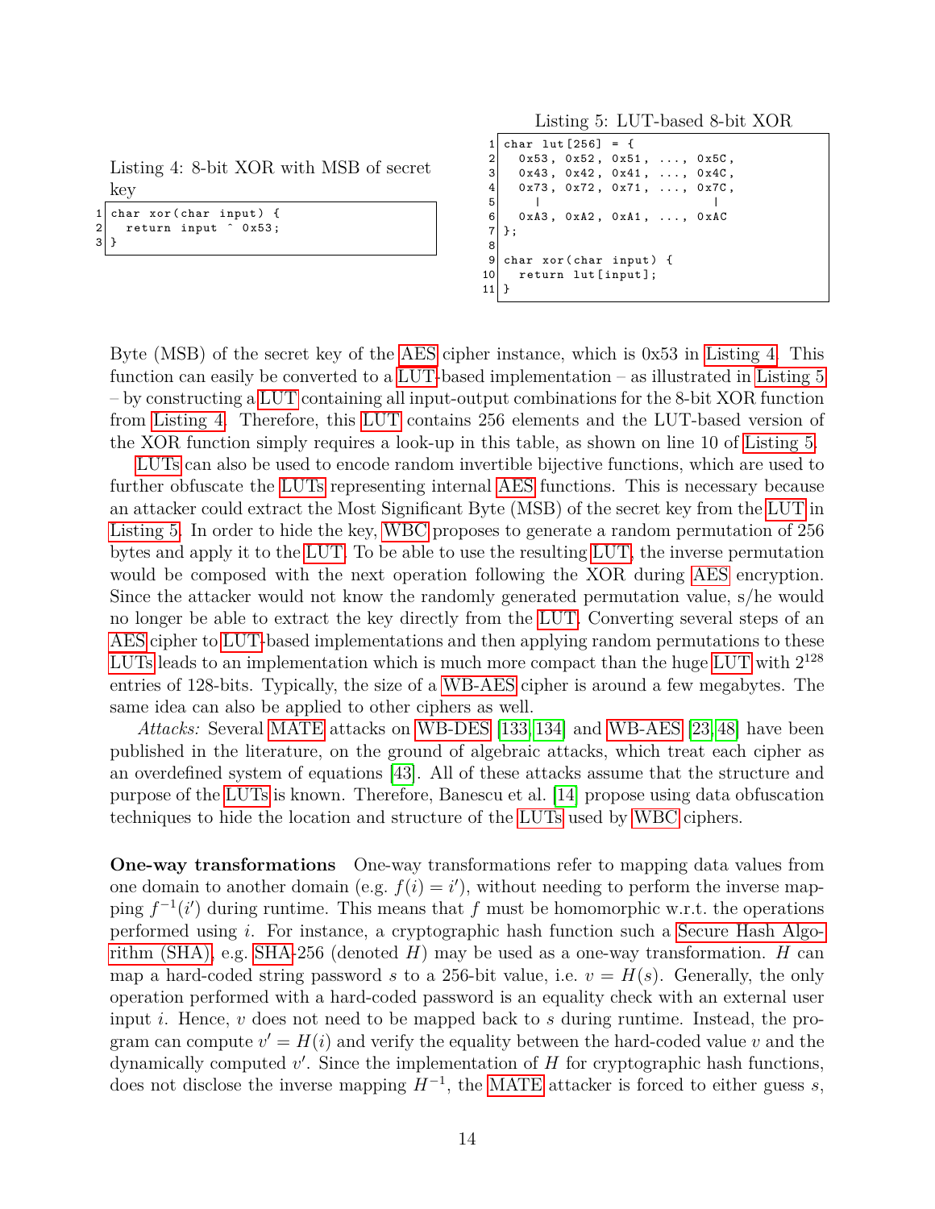Listing 4: 8-bit XOR with MSB of secret key

```
char xor(char input) {
  return input ^ 0x53;
}
```

Listing 5: LUT-based 8-bit XOR

```
char lut[256] = {
  0x53, 0x52, 0x51, ..., 0x5C,
  0x43, 0x42, 0x41, ..., 0x4C,
  0x73, 0x72, 0x71, ..., 0x7C,
    |                    |
  0xA3, 0xA2, 0xA1, ..., 0xAC
};

char xor(char input) {
  return lut[input];
}
```

Byte (MSB) of the secret key of the AES cipher instance, which is 0x53 in Listing 4. This function can easily be converted to a LUT-based implementation – as illustrated in Listing 5 – by constructing a LUT containing all input-output combinations for the 8-bit XOR function from Listing 4. Therefore, this LUT contains 256 elements and the LUT-based version of the XOR function simply requires a look-up in this table, as shown on line 10 of Listing 5.

LUTs can also be used to encode random invertible bijective functions, which are used to further obfuscate the LUTs representing internal AES functions. This is necessary because an attacker could extract the Most Significant Byte (MSB) of the secret key from the LUT in Listing 5. In order to hide the key, WBC proposes to generate a random permutation of 256 bytes and apply it to the LUT. To be able to use the resulting LUT, the inverse permutation would be composed with the next operation following the XOR during AES encryption. Since the attacker would not know the randomly generated permutation value, s/he would no longer be able to extract the key directly from the LUT. Converting several steps of an AES cipher to LUT-based implementations and then applying random permutations to these LUTs leads to an implementation which is much more compact than the huge LUT with $2^{128}$ entries of 128-bits. Typically, the size of a WB-AES cipher is around a few megabytes. The same idea can also be applied to other ciphers as well.

*Attacks:* Several MATE attacks on WB-DES [133, 134] and WB-AES [23, 48] have been published in the literature, on the ground of algebraic attacks, which treat each cipher as an overdefined system of equations [43]. All of these attacks assume that the structure and purpose of the LUTs is known. Therefore, Banescu et al. [14] propose using data obfuscation techniques to hide the location and structure of the LUTs used by WBC ciphers.

**One-way transformations** One-way transformations refer to mapping data values from one domain to another domain (e.g. $f(i) = i'$), without needing to perform the inverse mapping $f^{-1}(i')$ during runtime. This means that $f$ must be homomorphic w.r.t. the operations performed using $i$. For instance, a cryptographic hash function such a Secure Hash Algorithm (SHA), e.g. SHA-256 (denoted $H$) may be used as a one-way transformation. $H$ can map a hard-coded string password $s$ to a 256-bit value, i.e. $v = H(s)$. Generally, the only operation performed with a hard-coded password is an equality check with an external user input $i$. Hence, $v$ does not need to be mapped back to $s$ during runtime. Instead, the program can compute $v' = H(i)$ and verify the equality between the hard-coded value $v$ and the dynamically computed $v'$. Since the implementation of $H$ for cryptographic hash functions, does not disclose the inverse mapping $H^{-1}$, the MATE attacker is forced to either guess $s$,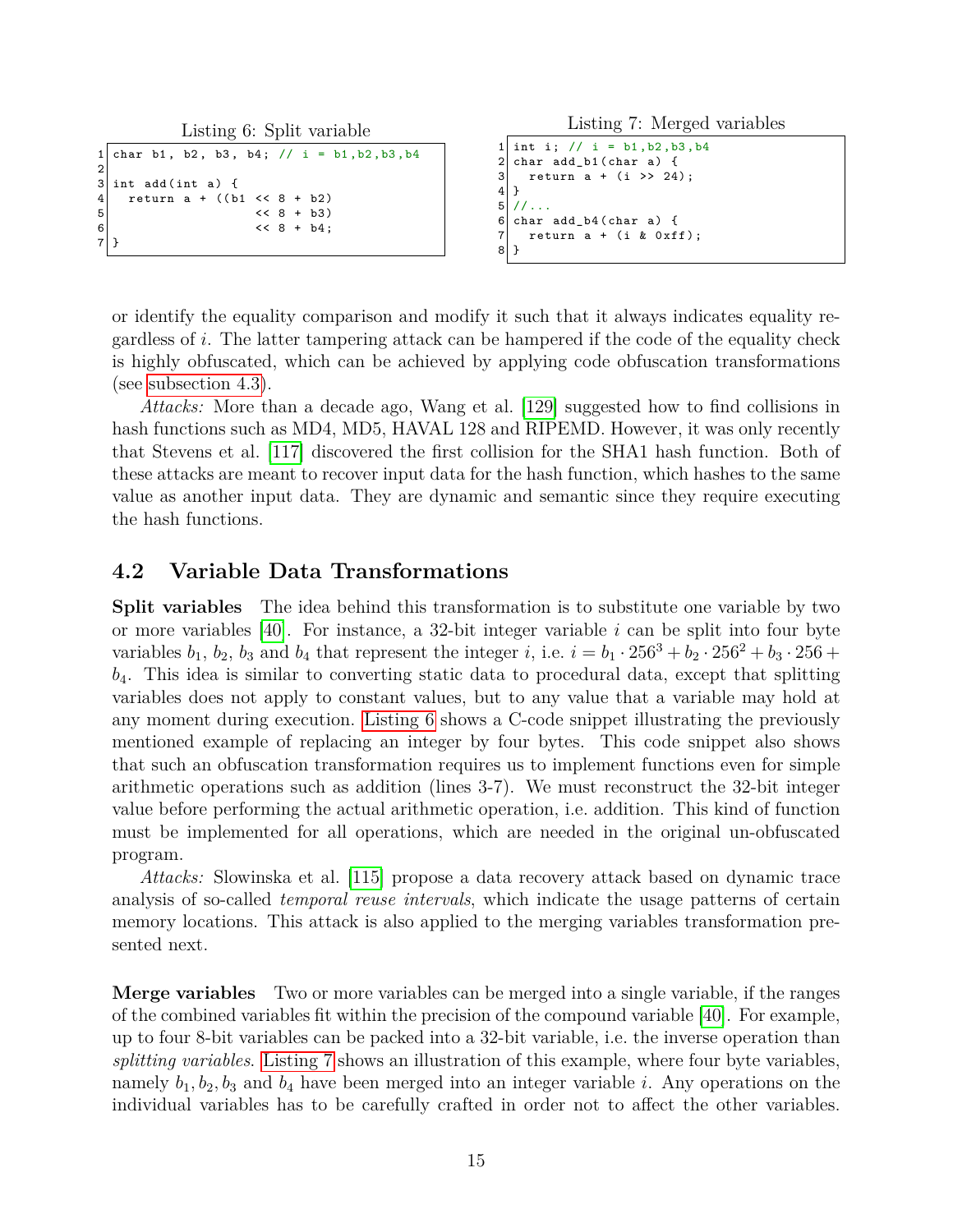Listing 6: Split variable

```
char b1, b2, b3, b4; // i = b1,b2,b3,b4

int add(int a) {
  return a + ((b1 << 8 + b2)
                  << 8 + b3)
                  << 8 + b4;
}
```

Listing 7: Merged variables

```
int i; // i = b1,b2,b3,b4
char add_b1(char a) {
  return a + (i >> 24);
}
//...
char add_b4(char a) {
  return a + (i & 0xff);
}
```

or identify the equality comparison and modify it such that it always indicates equality regardless of $i$. The latter tampering attack can be hampered if the code of the equality check is highly obfuscated, which can be achieved by applying code obfuscation transformations (see subsection 4.3).

*Attacks:* More than a decade ago, Wang et al. [129] suggested how to find collisions in hash functions such as MD4, MD5, HAVAL 128 and RIPEMD. However, it was only recently that Stevens et al. [117] discovered the first collision for the SHA1 hash function. Both of these attacks are meant to recover input data for the hash function, which hashes to the same value as another input data. They are dynamic and semantic since they require executing the hash functions.

## 4.2 Variable Data Transformations

**Split variables** The idea behind this transformation is to substitute one variable by two or more variables [40]. For instance, a 32-bit integer variable $i$ can be split into four byte variables $b_1$, $b_2$, $b_3$ and $b_4$ that represent the integer $i$, i.e. $i = b_1 \cdot 256^3 + b_2 \cdot 256^2 + b_3 \cdot 256 + b_4$. This idea is similar to converting static data to procedural data, except that splitting variables does not apply to constant values, but to any value that a variable may hold at any moment during execution. Listing 6 shows a C-code snippet illustrating the previously mentioned example of replacing an integer by four bytes. This code snippet also shows that such an obfuscation transformation requires us to implement functions even for simple arithmetic operations such as addition (lines 3-7). We must reconstruct the 32-bit integer value before performing the actual arithmetic operation, i.e. addition. This kind of function must be implemented for all operations, which are needed in the original un-obfuscated program.

*Attacks:* Slowinska et al. [115] propose a data recovery attack based on dynamic trace analysis of so-called *temporal reuse intervals*, which indicate the usage patterns of certain memory locations. This attack is also applied to the merging variables transformation presented next.

**Merge variables** Two or more variables can be merged into a single variable, if the ranges of the combined variables fit within the precision of the compound variable [40]. For example, up to four 8-bit variables can be packed into a 32-bit variable, i.e. the inverse operation than *splitting variables*. Listing 7 shows an illustration of this example, where four byte variables, namely $b_1, b_2, b_3$ and $b_4$ have been merged into an integer variable $i$. Any operations on the individual variables has to be carefully crafted in order not to affect the other variables.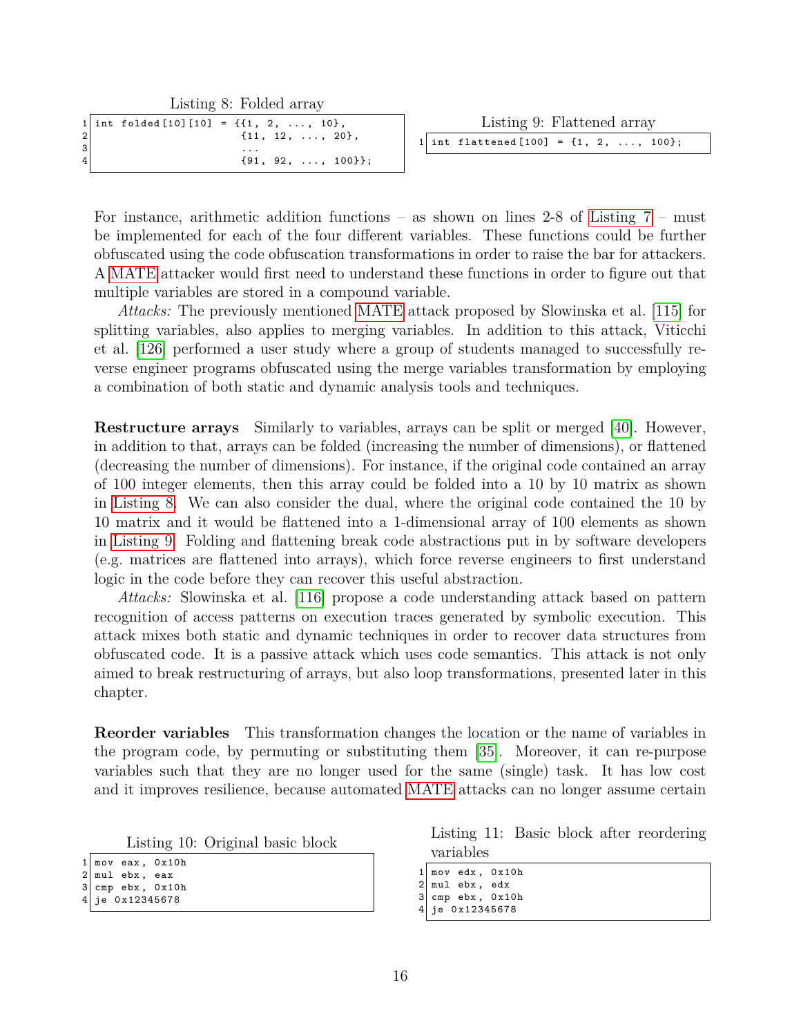Listing 8: Folded array

```
int folded[10][10] = {{1, 2, ..., 10},
                      {11, 12, ..., 20},
                      ...
                      {91, 92, ..., 100}};
```

Listing 9: Flattened array

```
int flattened[100] = {1, 2, ..., 100};
```

For instance, arithmetic addition functions – as shown on lines 2-8 of Listing 7 – must be implemented for each of the four different variables. These functions could be further obfuscated using the code obfuscation transformations in order to raise the bar for attackers. A MATE attacker would first need to understand these functions in order to figure out that multiple variables are stored in a compound variable.

*Attacks:* The previously mentioned MATE attack proposed by Slowinska et al. [115] for splitting variables, also applies to merging variables. In addition to this attack, Viticchi et al. [126] performed a user study where a group of students managed to successfully reverse engineer programs obfuscated using the merge variables transformation by employing a combination of both static and dynamic analysis tools and techniques.

**Restructure arrays** Similarly to variables, arrays can be split or merged [40]. However, in addition to that, arrays can be folded (increasing the number of dimensions), or flattened (decreasing the number of dimensions). For instance, if the original code contained an array of 100 integer elements, then this array could be folded into a 10 by 10 matrix as shown in Listing 8. We can also consider the dual, where the original code contained the 10 by 10 matrix and it would be flattened into a 1-dimensional array of 100 elements as shown in Listing 9. Folding and flattening break code abstractions put in by software developers (e.g. matrices are flattened into arrays), which force reverse engineers to first understand logic in the code before they can recover this useful abstraction.

*Attacks:* Slowinska et al. [116] propose a code understanding attack based on pattern recognition of access patterns on execution traces generated by symbolic execution. This attack mixes both static and dynamic techniques in order to recover data structures from obfuscated code. It is a passive attack which uses code semantics. This attack is not only aimed to break restructuring of arrays, but also loop transformations, presented later in this chapter.

**Reorder variables** This transformation changes the location or the name of variables in the program code, by permuting or substituting them [35]. Moreover, it can re-purpose variables such that they are no longer used for the same (single) task. It has low cost and it improves resilience, because automated MATE attacks can no longer assume certain

Listing 10: Original basic block

```
mov eax, 0x10h
mul ebx, eax
cmp ebx, 0x10h
je 0x12345678
```

Listing 11: Basic block after reordering variables

```
mov edx, 0x10h
mul ebx, edx
cmp ebx, 0x10h
je 0x12345678
```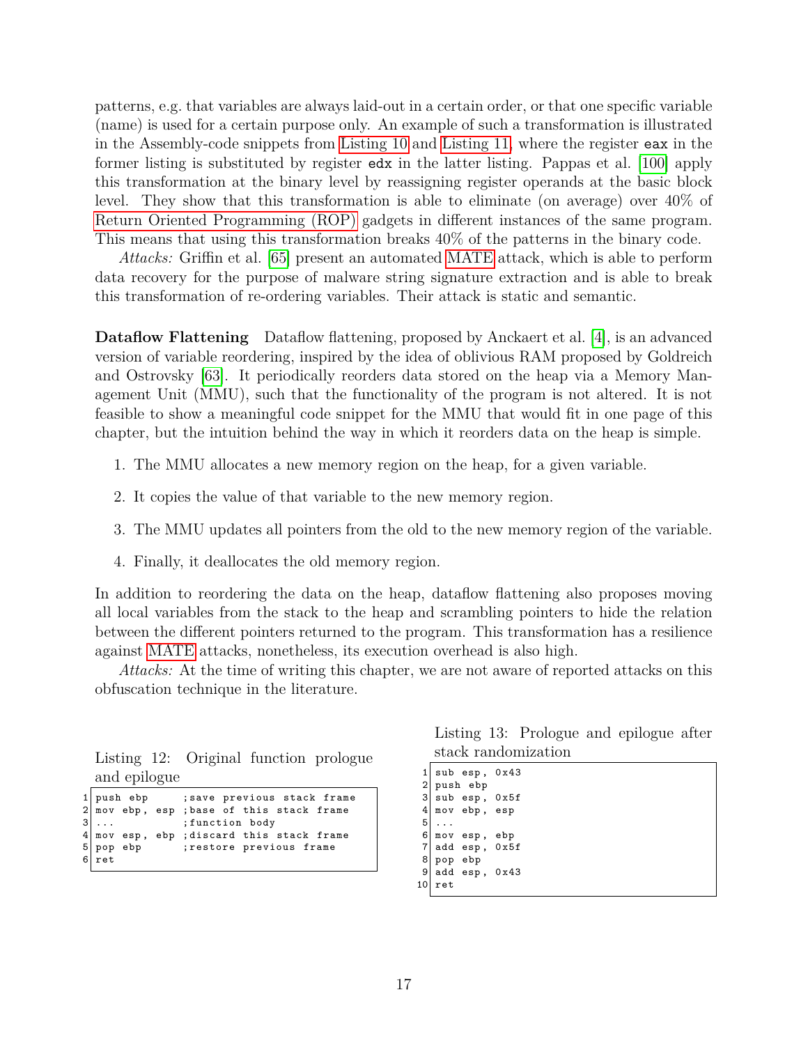patterns, e.g. that variables are always laid-out in a certain order, or that one specific variable (name) is used for a certain purpose only. An example of such a transformation is illustrated in the Assembly-code snippets from Listing 10 and Listing 11, where the register `eax` in the former listing is substituted by register `edx` in the latter listing. Pappas et al. [100] apply this transformation at the binary level by reassigning register operands at the basic block level. They show that this transformation is able to eliminate (on average) over 40% of Return Oriented Programming (ROP) gadgets in different instances of the same program. This means that using this transformation breaks 40% of the patterns in the binary code.

*Attacks:* Griffin et al. [65] present an automated MATE attack, which is able to perform data recovery for the purpose of malware string signature extraction and is able to break this transformation of re-ordering variables. Their attack is static and semantic.

**Dataflow Flattening** Dataflow flattening, proposed by Anckaert et al. [4], is an advanced version of variable reordering, inspired by the idea of oblivious RAM proposed by Goldreich and Ostrovsky [63]. It periodically reorders data stored on the heap via a Memory Management Unit (MMU), such that the functionality of the program is not altered. It is not feasible to show a meaningful code snippet for the MMU that would fit in one page of this chapter, but the intuition behind the way in which it reorders data on the heap is simple.

1. The MMU allocates a new memory region on the heap, for a given variable.
2. It copies the value of that variable to the new memory region.
3. The MMU updates all pointers from the old to the new memory region of the variable.
4. Finally, it deallocates the old memory region.

In addition to reordering the data on the heap, dataflow flattening also proposes moving all local variables from the stack to the heap and scrambling pointers to hide the relation between the different pointers returned to the program. This transformation has a resilience against MATE attacks, nonetheless, its execution overhead is also high.

*Attacks:* At the time of writing this chapter, we are not aware of reported attacks on this obfuscation technique in the literature.

Listing 12: Original function prologue and epilogue

```
1 push ebp       ;save previous stack frame
2 mov ebp, esp   ;base of this stack frame
3 ...            ;function body
4 mov esp, ebp   ;discard this stack frame
5 pop ebp        ;restore previous frame
6 ret
```

Listing 13: Prologue and epilogue after stack randomization

```
1 sub esp, 0x43
2 push ebp
3 sub esp, 0x5f
4 mov ebp, esp
5 ...
6 mov esp, ebp
7 add esp, 0x5f
8 pop ebp
9 add esp, 0x43
10 ret
```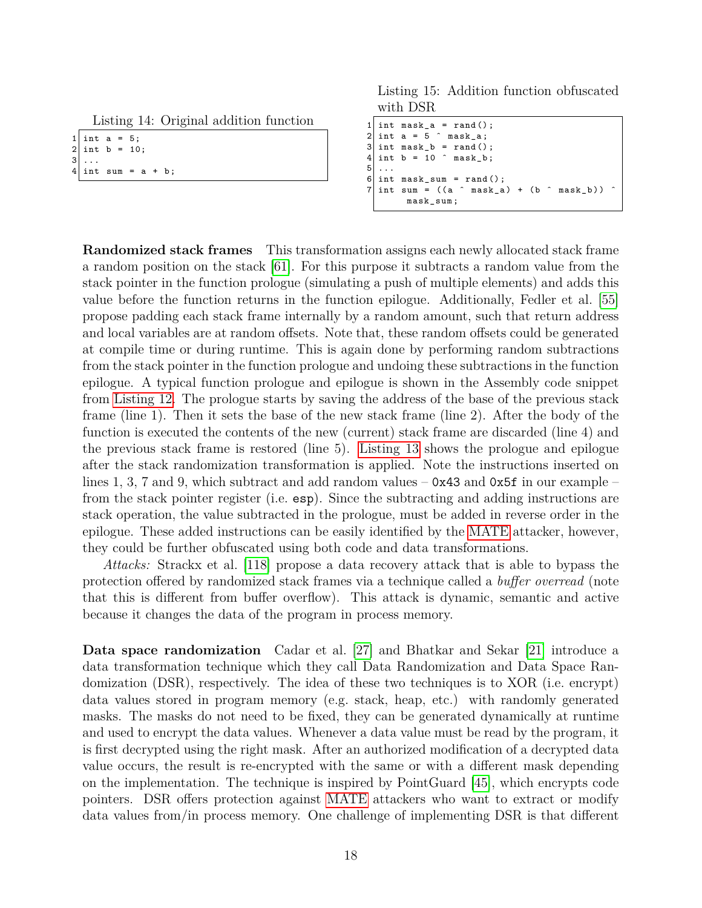Listing 14: Original addition function

```
int a = 5;
int b = 10;
...
int sum = a + b;
```

Listing 15: Addition function obfuscated with DSR

```
int mask_a = rand();
int a = 5 ^ mask_a;
int mask_b = rand();
int b = 10 ^ mask_b;
...
int mask_sum = rand();
int sum = ((a ^ mask_a) + (b ^ mask_b)) ^
    mask_sum;
```

**Randomized stack frames** This transformation assigns each newly allocated stack frame a random position on the stack [61]. For this purpose it subtracts a random value from the stack pointer in the function prologue (simulating a push of multiple elements) and adds this value before the function returns in the function epilogue. Additionally, Fedler et al. [55] propose padding each stack frame internally by a random amount, such that return address and local variables are at random offsets. Note that, these random offsets could be generated at compile time or during runtime. This is again done by performing random subtractions from the stack pointer in the function prologue and undoing these subtractions in the function epilogue. A typical function prologue and epilogue is shown in the Assembly code snippet from Listing 12. The prologue starts by saving the address of the base of the previous stack frame (line 1). Then it sets the base of the new stack frame (line 2). After the body of the function is executed the contents of the new (current) stack frame are discarded (line 4) and the previous stack frame is restored (line 5). Listing 13 shows the prologue and epilogue after the stack randomization transformation is applied. Note the instructions inserted on lines 1, 3, 7 and 9, which subtract and add random values – `0x43` and `0x5f` in our example – from the stack pointer register (i.e. `esp`). Since the subtracting and adding instructions are stack operation, the value subtracted in the prologue, must be added in reverse order in the epilogue. These added instructions can be easily identified by the MATE attacker, however, they could be further obfuscated using both code and data transformations.

*Attacks:* Strackx et al. [118] propose a data recovery attack that is able to bypass the protection offered by randomized stack frames via a technique called a *buffer overread* (note that this is different from buffer overflow). This attack is dynamic, semantic and active because it changes the data of the program in process memory.

**Data space randomization** Cadar et al. [27] and Bhatkar and Sekar [21] introduce a data transformation technique which they call Data Randomization and Data Space Randomization (DSR), respectively. The idea of these two techniques is to XOR (i.e. encrypt) data values stored in program memory (e.g. stack, heap, etc.) with randomly generated masks. The masks do not need to be fixed, they can be generated dynamically at runtime and used to encrypt the data values. Whenever a data value must be read by the program, it is first decrypted using the right mask. After an authorized modification of a decrypted data value occurs, the result is re-encrypted with the same or with a different mask depending on the implementation. The technique is inspired by PointGuard [45], which encrypts code pointers. DSR offers protection against MATE attackers who want to extract or modify data values from/in process memory. One challenge of implementing DSR is that different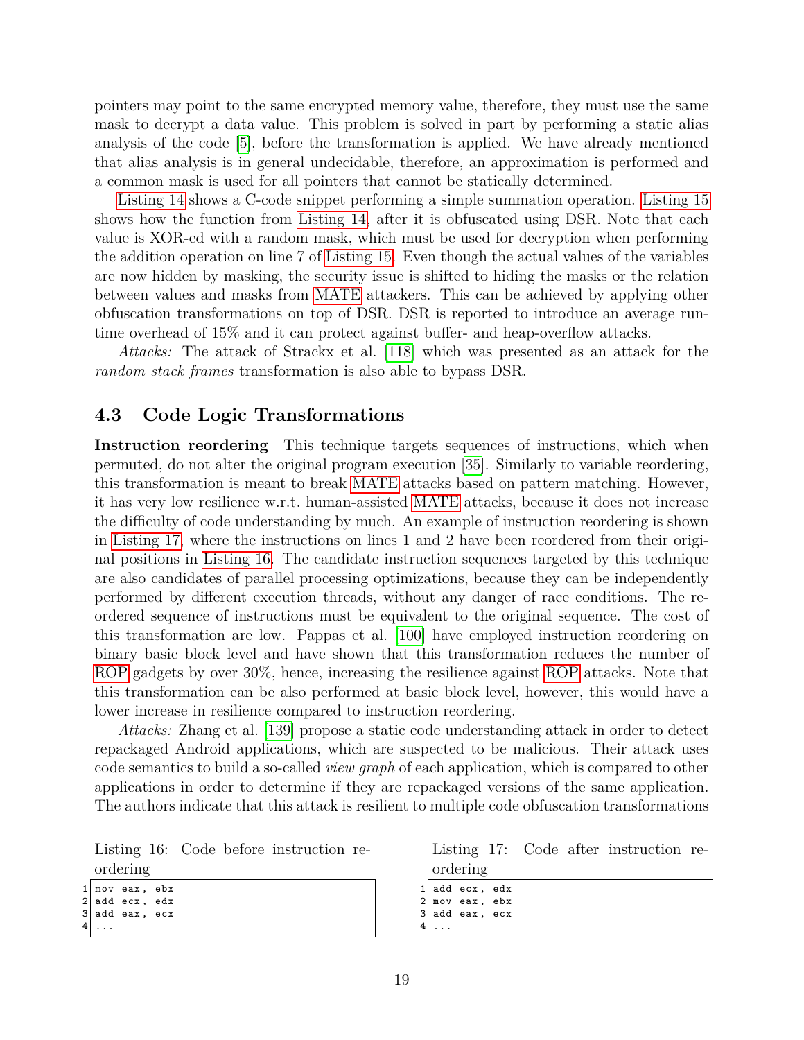pointers may point to the same encrypted memory value, therefore, they must use the same mask to decrypt a data value. This problem is solved in part by performing a static alias analysis of the code [5], before the transformation is applied. We have already mentioned that alias analysis is in general undecidable, therefore, an approximation is performed and a common mask is used for all pointers that cannot be statically determined.

Listing 14 shows a C-code snippet performing a simple summation operation. Listing 15 shows how the function from Listing 14, after it is obfuscated using DSR. Note that each value is XOR-ed with a random mask, which must be used for decryption when performing the addition operation on line 7 of Listing 15. Even though the actual values of the variables are now hidden by masking, the security issue is shifted to hiding the masks or the relation between values and masks from MATE attackers. This can be achieved by applying other obfuscation transformations on top of DSR. DSR is reported to introduce an average runtime overhead of 15% and it can protect against buffer- and heap-overflow attacks.

*Attacks:* The attack of Strackx et al. [118] which was presented as an attack for the *random stack frames* transformation is also able to bypass DSR.

## 4.3 Code Logic Transformations

**Instruction reordering** This technique targets sequences of instructions, which when permuted, do not alter the original program execution [35]. Similarly to variable reordering, this transformation is meant to break MATE attacks based on pattern matching. However, it has very low resilience w.r.t. human-assisted MATE attacks, because it does not increase the difficulty of code understanding by much. An example of instruction reordering is shown in Listing 17, where the instructions on lines 1 and 2 have been reordered from their original positions in Listing 16. The candidate instruction sequences targeted by this technique are also candidates of parallel processing optimizations, because they can be independently performed by different execution threads, without any danger of race conditions. The reordered sequence of instructions must be equivalent to the original sequence. The cost of this transformation are low. Pappas et al. [100] have employed instruction reordering on binary basic block level and have shown that this transformation reduces the number of ROP gadgets by over 30%, hence, increasing the resilience against ROP attacks. Note that this transformation can be also performed at basic block level, however, this would have a lower increase in resilience compared to instruction reordering.

*Attacks:* Zhang et al. [139] propose a static code understanding attack in order to detect repackaged Android applications, which are suspected to be malicious. Their attack uses code semantics to build a so-called *view graph* of each application, which is compared to other applications in order to determine if they are repackaged versions of the same application. The authors indicate that this attack is resilient to multiple code obfuscation transformations

Listing 16: Code before instruction reordering

```
mov eax, ebx
add ecx, edx
add eax, ecx
...
```

Listing 17: Code after instruction reordering

```
add ecx, edx
mov eax, ebx
add eax, ecx
...
```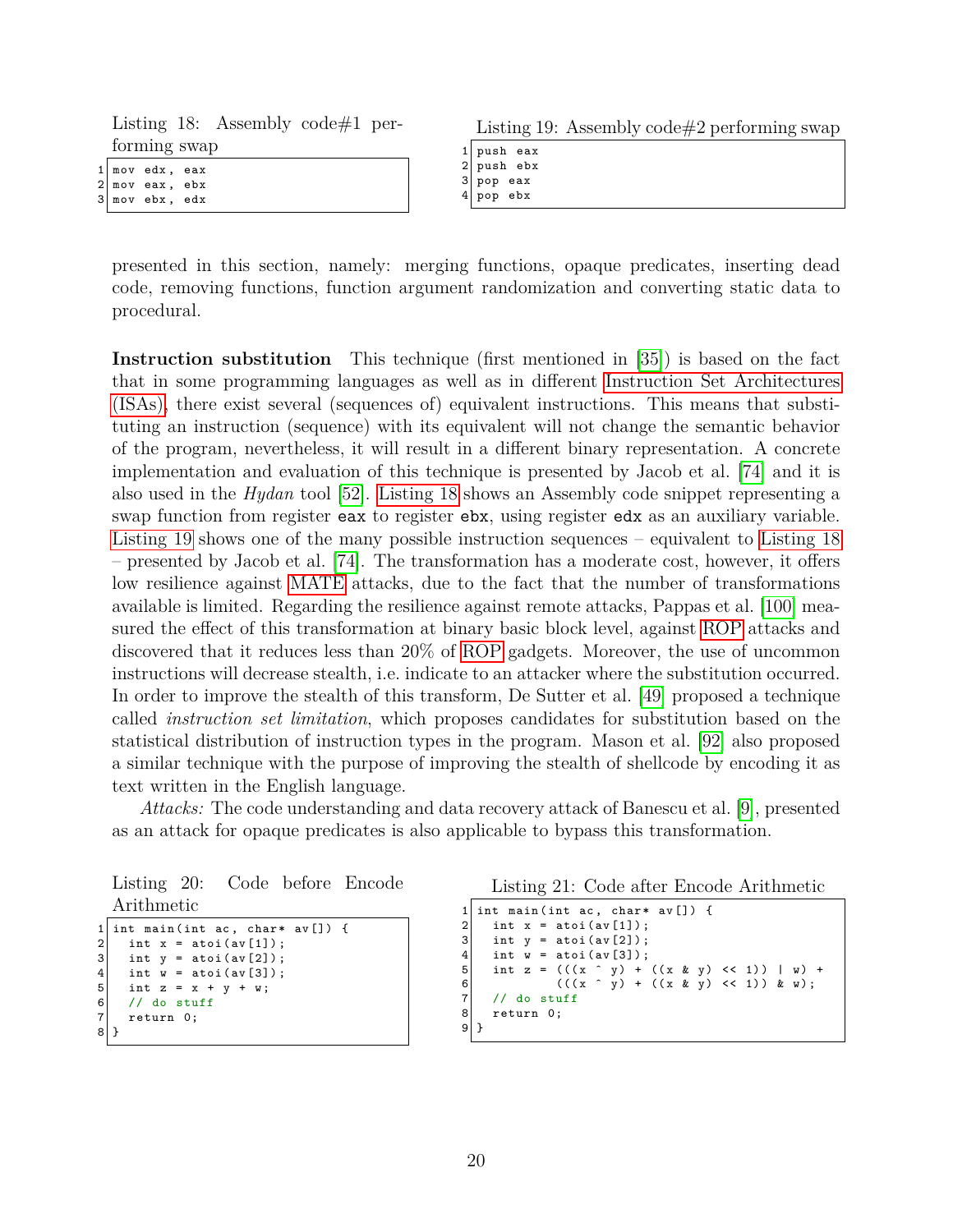Listing 18: Assembly code#1 performing swap

```
mov edx, eax
mov eax, ebx
mov ebx, edx
```

Listing 19: Assembly code#2 performing swap

```
push eax
push ebx
pop eax
pop ebx
```

presented in this section, namely: merging functions, opaque predicates, inserting dead code, removing functions, function argument randomization and converting static data to procedural.

**Instruction substitution** This technique (first mentioned in [35]) is based on the fact that in some programming languages as well as in different Instruction Set Architectures (ISAs), there exist several (sequences of) equivalent instructions. This means that substituting an instruction (sequence) with its equivalent will not change the semantic behavior of the program, nevertheless, it will result in a different binary representation. A concrete implementation and evaluation of this technique is presented by Jacob et al. [74] and it is also used in the *Hydan* tool [52]. Listing 18 shows an Assembly code snippet representing a swap function from register `eax` to register `ebx`, using register `edx` as an auxiliary variable. Listing 19 shows one of the many possible instruction sequences – equivalent to Listing 18 – presented by Jacob et al. [74]. The transformation has a moderate cost, however, it offers low resilience against MATE attacks, due to the fact that the number of transformations available is limited. Regarding the resilience against remote attacks, Pappas et al. [100] measured the effect of this transformation at binary basic block level, against ROP attacks and discovered that it reduces less than 20% of ROP gadgets. Moreover, the use of uncommon instructions will decrease stealth, i.e. indicate to an attacker where the substitution occurred. In order to improve the stealth of this transform, De Sutter et al. [49] proposed a technique called *instruction set limitation*, which proposes candidates for substitution based on the statistical distribution of instruction types in the program. Mason et al. [92] also proposed a similar technique with the purpose of improving the stealth of shellcode by encoding it as text written in the English language.

*Attacks:* The code understanding and data recovery attack of Banescu et al. [9], presented as an attack for opaque predicates is also applicable to bypass this transformation.

Listing 20: Code before Encode Arithmetic

```
int main(int ac, char* av[]) {
  int x = atoi(av[1]);
  int y = atoi(av[2]);
  int w = atoi(av[3]);
  int z = x + y + w;
  // do stuff
  return 0;
}
```

Listing 21: Code after Encode Arithmetic

```
int main(int ac, char* av[]) {
  int x = atoi(av[1]);
  int y = atoi(av[2]);
  int w = atoi(av[3]);
  int z = (((x ^ y) + ((x & y) << 1)) | w) +
          (((x ^ y) + ((x & y) << 1)) & w);
  // do stuff
  return 0;
}
```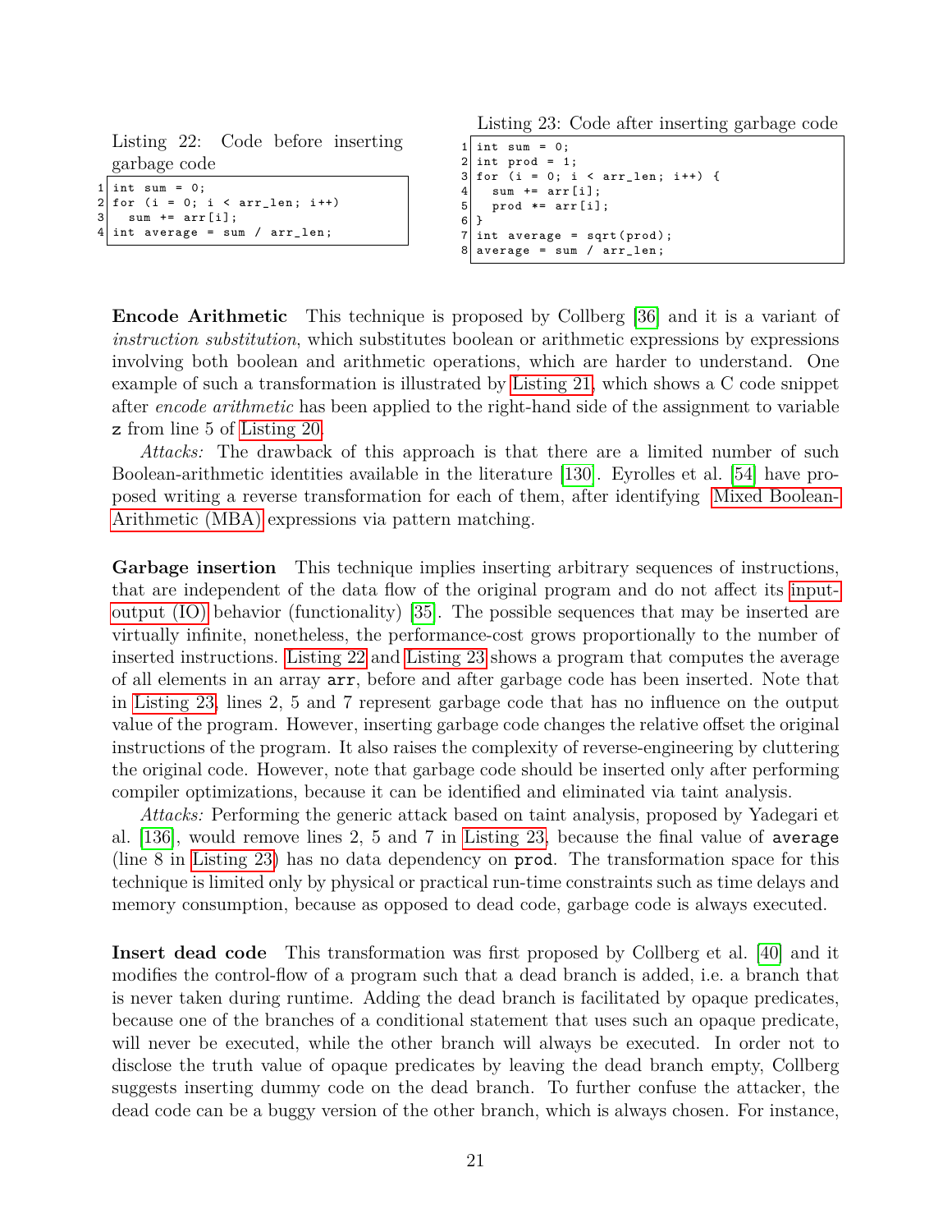Listing 22: Code before inserting garbage code

```
int sum = 0;
for (i = 0; i < arr_len; i++)
  sum += arr[i];
int average = sum / arr_len;
```

Listing 23: Code after inserting garbage code

```
int sum = 0;
int prod = 1;
for (i = 0; i < arr_len; i++) {
  sum += arr[i];
  prod *= arr[i];
}
int average = sqrt(prod);
average = sum / arr_len;
```

**Encode Arithmetic** This technique is proposed by Collberg [36] and it is a variant of *instruction substitution*, which substitutes boolean or arithmetic expressions by expressions involving both boolean and arithmetic operations, which are harder to understand. One example of such a transformation is illustrated by Listing 21, which shows a C code snippet after *encode arithmetic* has been applied to the right-hand side of the assignment to variable `z` from line 5 of Listing 20.

*Attacks:* The drawback of this approach is that there are a limited number of such Boolean-arithmetic identities available in the literature [130]. Eyrolles et al. [54] have proposed writing a reverse transformation for each of them, after identifying Mixed Boolean-Arithmetic (MBA) expressions via pattern matching.

**Garbage insertion** This technique implies inserting arbitrary sequences of instructions, that are independent of the data flow of the original program and do not affect its input-output (IO) behavior (functionality) [35]. The possible sequences that may be inserted are virtually infinite, nonetheless, the performance-cost grows proportionally to the number of inserted instructions. Listing 22 and Listing 23 shows a program that computes the average of all elements in an array `arr`, before and after garbage code has been inserted. Note that in Listing 23, lines 2, 5 and 7 represent garbage code that has no influence on the output value of the program. However, inserting garbage code changes the relative offset the original instructions of the program. It also raises the complexity of reverse-engineering by cluttering the original code. However, note that garbage code should be inserted only after performing compiler optimizations, because it can be identified and eliminated via taint analysis.

*Attacks:* Performing the generic attack based on taint analysis, proposed by Yadegari et al. [136], would remove lines 2, 5 and 7 in Listing 23, because the final value of `average` (line 8 in Listing 23) has no data dependency on `prod`. The transformation space for this technique is limited only by physical or practical run-time constraints such as time delays and memory consumption, because as opposed to dead code, garbage code is always executed.

**Insert dead code** This transformation was first proposed by Collberg et al. [40] and it modifies the control-flow of a program such that a dead branch is added, i.e. a branch that is never taken during runtime. Adding the dead branch is facilitated by opaque predicates, because one of the branches of a conditional statement that uses such an opaque predicate, will never be executed, while the other branch will always be executed. In order not to disclose the truth value of opaque predicates by leaving the dead branch empty, Collberg suggests inserting dummy code on the dead branch. To further confuse the attacker, the dead code can be a buggy version of the other branch, which is always chosen. For instance,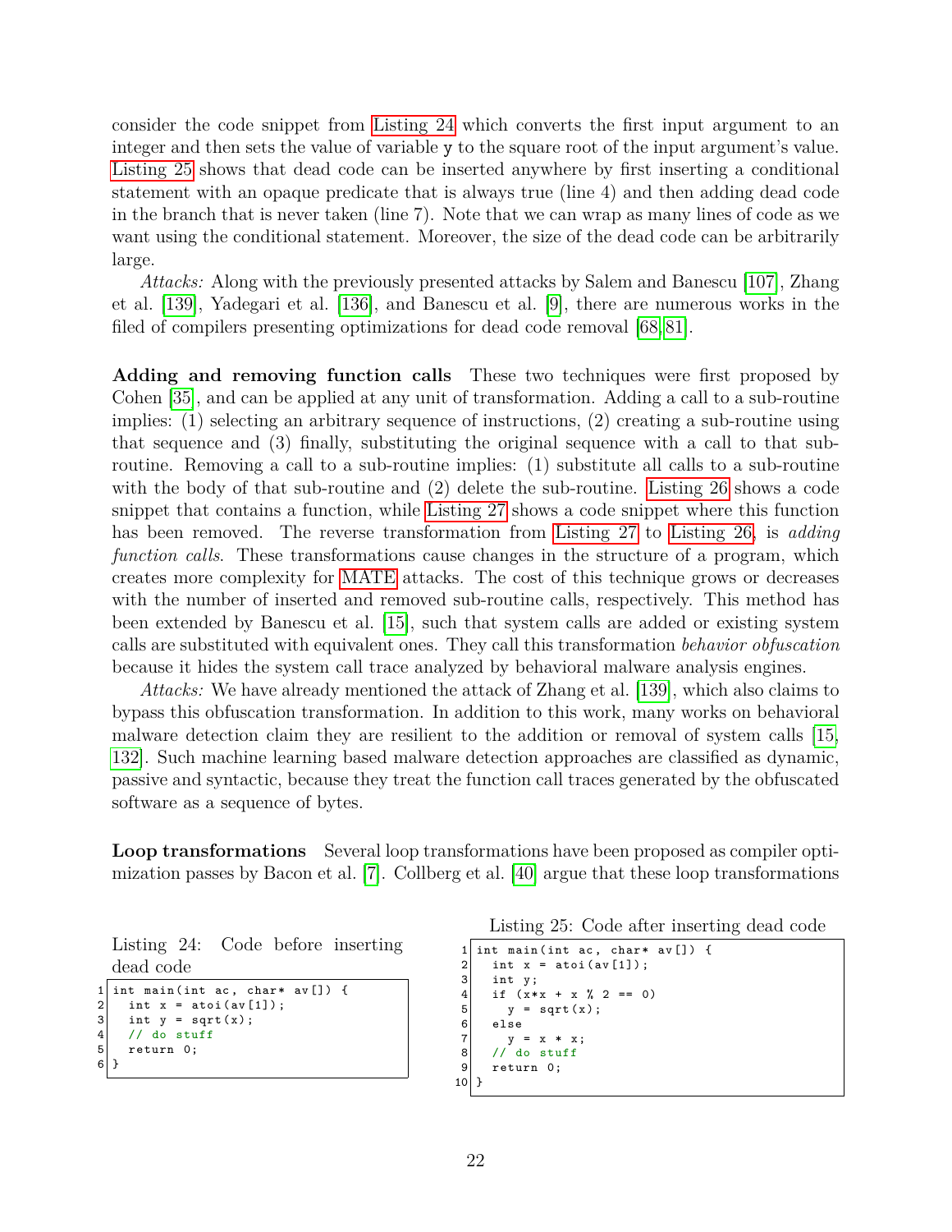consider the code snippet from Listing 24 which converts the first input argument to an integer and then sets the value of variable y to the square root of the input argument's value. Listing 25 shows that dead code can be inserted anywhere by first inserting a conditional statement with an opaque predicate that is always true (line 4) and then adding dead code in the branch that is never taken (line 7). Note that we can wrap as many lines of code as we want using the conditional statement. Moreover, the size of the dead code can be arbitrarily large.

*Attacks:* Along with the previously presented attacks by Salem and Banescu [107], Zhang et al. [139], Yadegari et al. [136], and Banescu et al. [9], there are numerous works in the filed of compilers presenting optimizations for dead code removal [68, 81].

**Adding and removing function calls** These two techniques were first proposed by Cohen [35], and can be applied at any unit of transformation. Adding a call to a sub-routine implies: (1) selecting an arbitrary sequence of instructions, (2) creating a sub-routine using that sequence and (3) finally, substituting the original sequence with a call to that sub-routine. Removing a call to a sub-routine implies: (1) substitute all calls to a sub-routine with the body of that sub-routine and (2) delete the sub-routine. Listing 26 shows a code snippet that contains a function, while Listing 27 shows a code snippet where this function has been removed. The reverse transformation from Listing 27 to Listing 26, is *adding function calls*. These transformations cause changes in the structure of a program, which creates more complexity for MATE attacks. The cost of this technique grows or decreases with the number of inserted and removed sub-routine calls, respectively. This method has been extended by Banescu et al. [15], such that system calls are added or existing system calls are substituted with equivalent ones. They call this transformation *behavior obfuscation* because it hides the system call trace analyzed by behavioral malware analysis engines.

*Attacks:* We have already mentioned the attack of Zhang et al. [139], which also claims to bypass this obfuscation transformation. In addition to this work, many works on behavioral malware detection claim they are resilient to the addition or removal of system calls [15, 132]. Such machine learning based malware detection approaches are classified as dynamic, passive and syntactic, because they treat the function call traces generated by the obfuscated software as a sequence of bytes.

**Loop transformations** Several loop transformations have been proposed as compiler optimization passes by Bacon et al. [7]. Collberg et al. [40] argue that these loop transformations

Listing 24: Code before inserting dead code

```
1 int main(int ac, char* av[]) {
2   int x = atoi(av[1]);
3   int y = sqrt(x);
4   // do stuff
5   return 0;
6 }
```

Listing 25: Code after inserting dead code

```
1  int main(int ac, char* av[]) {
2    int x = atoi(av[1]);
3    int y;
4    if (x*x + x % 2 == 0)
5      y = sqrt(x);
6    else
7      y = x * x;
8    // do stuff
9    return 0;
10 }
```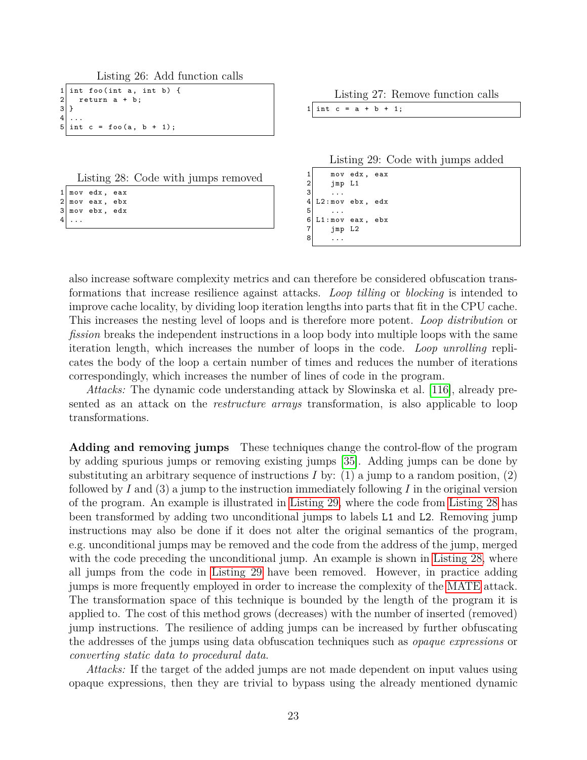Listing 26: Add function calls

```
int foo(int a, int b) {
  return a + b;
}
...
int c = foo(a, b + 1);
```

Listing 27: Remove function calls

```
int c = a + b + 1;
```

Listing 28: Code with jumps removed

```
mov edx, eax
mov eax, ebx
mov ebx, edx
...
```

Listing 29: Code with jumps added

```
    mov edx, eax
    jmp L1
    ...
L2:mov ebx, edx
    ...
L1:mov eax, ebx
    jmp L2
    ...
```

also increase software complexity metrics and can therefore be considered obfuscation transformations that increase resilience against attacks. *Loop tilling* or *blocking* is intended to improve cache locality, by dividing loop iteration lengths into parts that fit in the CPU cache. This increases the nesting level of loops and is therefore more potent. *Loop distribution* or *fission* breaks the independent instructions in a loop body into multiple loops with the same iteration length, which increases the number of loops in the code. *Loop unrolling* replicates the body of the loop a certain number of times and reduces the number of iterations correspondingly, which increases the number of lines of code in the program.

*Attacks:* The dynamic code understanding attack by Slowinska et al. [116], already presented as an attack on the *restructure arrays* transformation, is also applicable to loop transformations.

**Adding and removing jumps** These techniques change the control-flow of the program by adding spurious jumps or removing existing jumps [35]. Adding jumps can be done by substituting an arbitrary sequence of instructions $I$ by: (1) a jump to a random position, (2) followed by $I$ and (3) a jump to the instruction immediately following $I$ in the original version of the program. An example is illustrated in Listing 29, where the code from Listing 28 has been transformed by adding two unconditional jumps to labels `L1` and `L2`. Removing jump instructions may also be done if it does not alter the original semantics of the program, e.g. unconditional jumps may be removed and the code from the address of the jump, merged with the code preceding the unconditional jump. An example is shown in Listing 28, where all jumps from the code in Listing 29 have been removed. However, in practice adding jumps is more frequently employed in order to increase the complexity of the MATE attack. The transformation space of this technique is bounded by the length of the program it is applied to. The cost of this method grows (decreases) with the number of inserted (removed) jump instructions. The resilience of adding jumps can be increased by further obfuscating the addresses of the jumps using data obfuscation techniques such as *opaque expressions* or *converting static data to procedural data*.

*Attacks:* If the target of the added jumps are not made dependent on input values using opaque expressions, then they are trivial to bypass using the already mentioned dynamic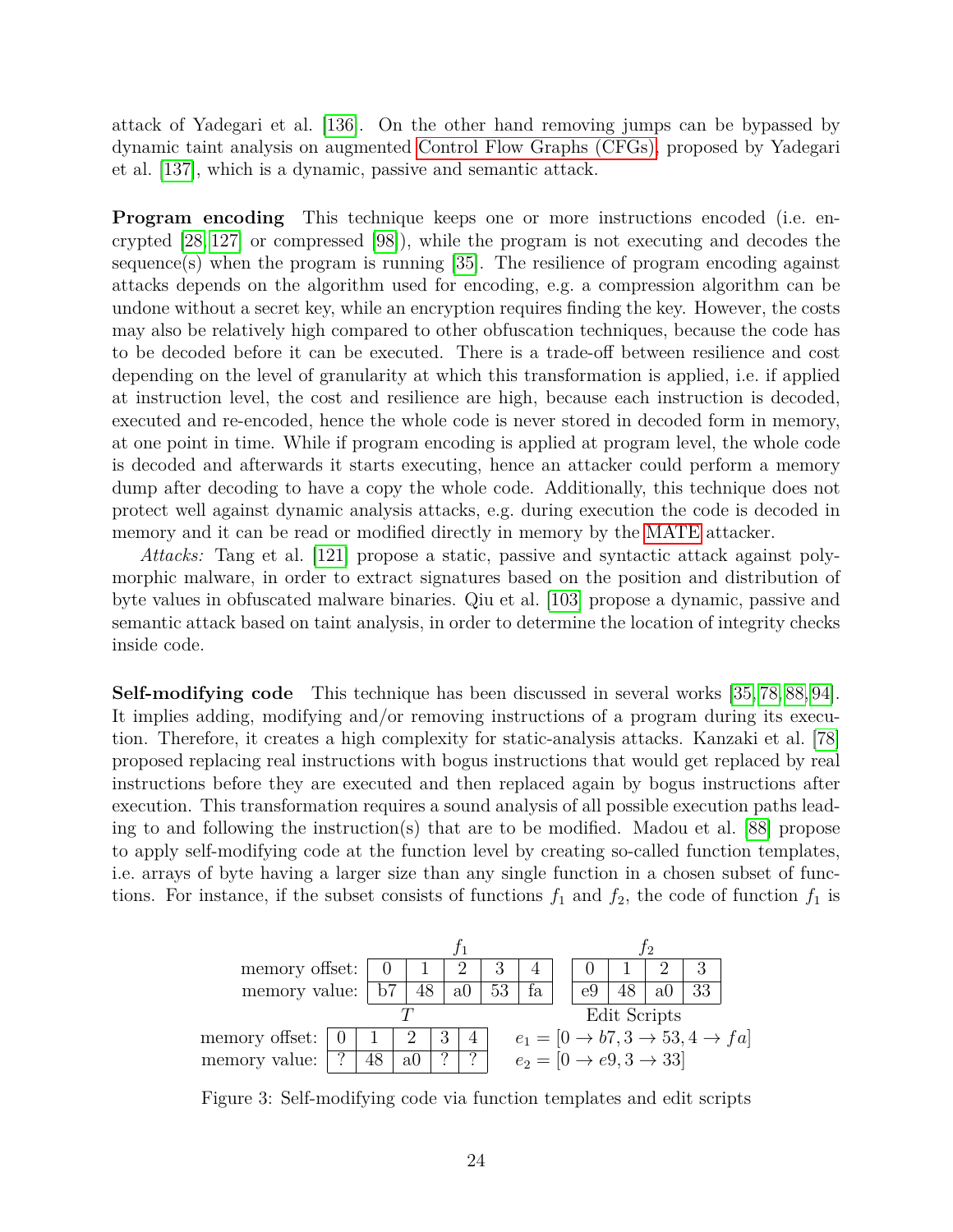attack of Yadegari et al. [136]. On the other hand removing jumps can be bypassed by dynamic taint analysis on augmented Control Flow Graphs (CFGs), proposed by Yadegari et al. [137], which is a dynamic, passive and semantic attack.

**Program encoding** This technique keeps one or more instructions encoded (i.e. encrypted [28, 127] or compressed [98]), while the program is not executing and decodes the sequence(s) when the program is running [35]. The resilience of program encoding against attacks depends on the algorithm used for encoding, e.g. a compression algorithm can be undone without a secret key, while an encryption requires finding the key. However, the costs may also be relatively high compared to other obfuscation techniques, because the code has to be decoded before it can be executed. There is a trade-off between resilience and cost depending on the level of granularity at which this transformation is applied, i.e. if applied at instruction level, the cost and resilience are high, because each instruction is decoded, executed and re-encoded, hence the whole code is never stored in decoded form in memory, at one point in time. While if program encoding is applied at program level, the whole code is decoded and afterwards it starts executing, hence an attacker could perform a memory dump after decoding to have a copy the whole code. Additionally, this technique does not protect well against dynamic analysis attacks, e.g. during execution the code is decoded in memory and it can be read or modified directly in memory by the MATE attacker.

*Attacks:* Tang et al. [121] propose a static, passive and syntactic attack against polymorphic malware, in order to extract signatures based on the position and distribution of byte values in obfuscated malware binaries. Qiu et al. [103] propose a dynamic, passive and semantic attack based on taint analysis, in order to determine the location of integrity checks inside code.

**Self-modifying code** This technique has been discussed in several works [35, 78, 88, 94]. It implies adding, modifying and/or removing instructions of a program during its execution. Therefore, it creates a high complexity for static-analysis attacks. Kanzaki et al. [78] proposed replacing real instructions with bogus instructions that would get replaced by real instructions before they are executed and then replaced again by bogus instructions after execution. This transformation requires a sound analysis of all possible execution paths leading to and following the instruction(s) that are to be modified. Madou et al. [88] propose to apply self-modifying code at the function level by creating so-called function templates, i.e. arrays of byte having a larger size than any single function in a chosen subset of functions. For instance, if the subset consists of functions $f_1$ and $f_2$, the code of function $f_1$ is

$f_1$

| memory offset: | 0 | 1 | 2 | 3 | 4 |
|---|---|---|---|---|---|
| memory value: | b7 | 48 | a0 | 53 | fa |

$f_2$

| memory offset: | 0 | 1 | 2 | 3 |
|---|---|---|---|---|
| memory value: | e9 | 48 | a0 | 33 |

$T$

| memory offset: | 0 | 1 | 2 | 3 | 4 |
|---|---|---|---|---|---|
| memory value: | ? | 48 | a0 | ? | ? |

Edit Scripts

$e_1 = [0 \to b7, 3 \to 53, 4 \to fa]$

$e_2 = [0 \to e9, 3 \to 33]$

Figure 3: Self-modifying code via function templates and edit scripts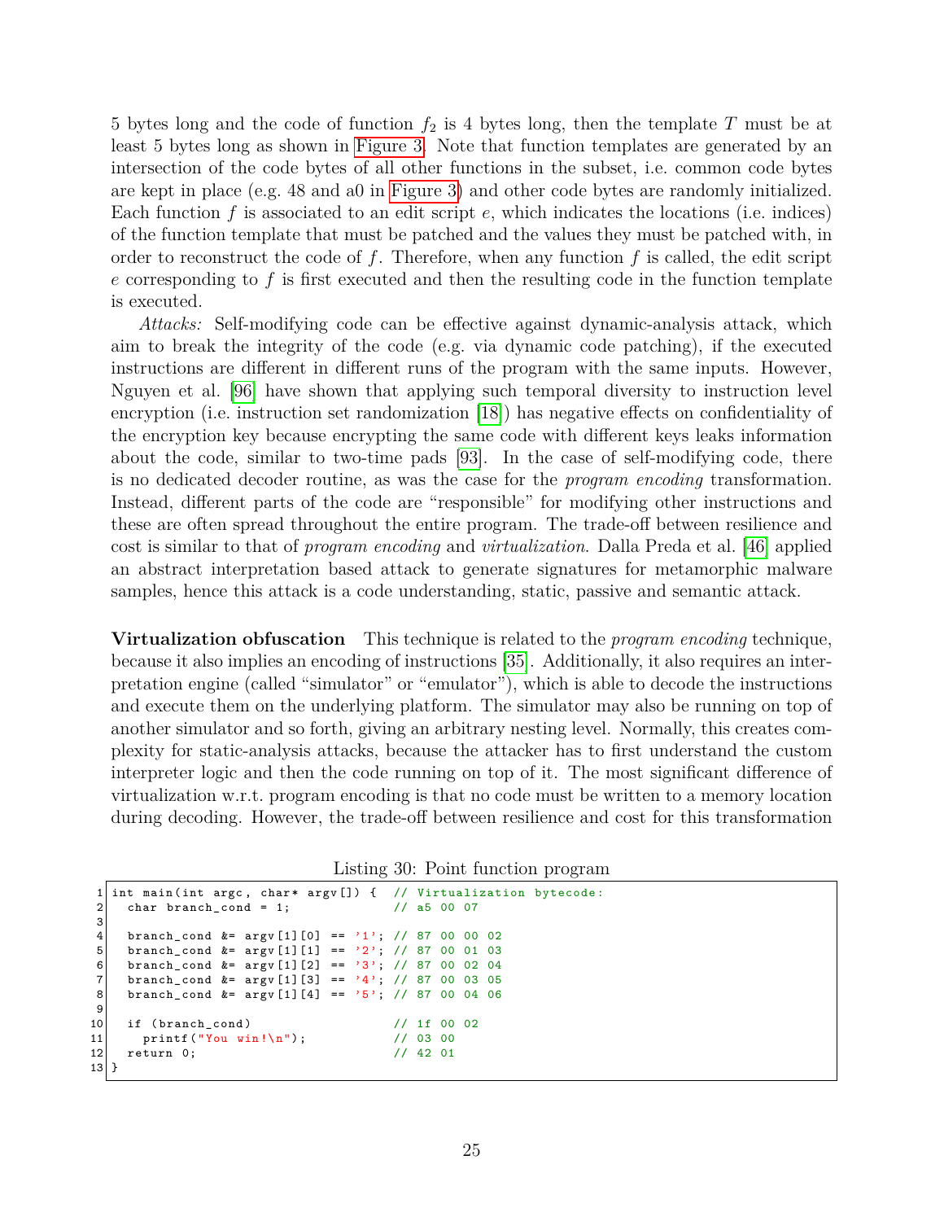5 bytes long and the code of function $f_2$ is 4 bytes long, then the template $T$ must be at least 5 bytes long as shown in Figure 3. Note that function templates are generated by an intersection of the code bytes of all other functions in the subset, i.e. common code bytes are kept in place (e.g. 48 and a0 in Figure 3) and other code bytes are randomly initialized. Each function $f$ is associated to an edit script $e$, which indicates the locations (i.e. indices) of the function template that must be patched and the values they must be patched with, in order to reconstruct the code of $f$. Therefore, when any function $f$ is called, the edit script $e$ corresponding to $f$ is first executed and then the resulting code in the function template is executed.

*Attacks:* Self-modifying code can be effective against dynamic-analysis attack, which aim to break the integrity of the code (e.g. via dynamic code patching), if the executed instructions are different in different runs of the program with the same inputs. However, Nguyen et al. [96] have shown that applying such temporal diversity to instruction level encryption (i.e. instruction set randomization [18]) has negative effects on confidentiality of the encryption key because encrypting the same code with different keys leaks information about the code, similar to two-time pads [93]. In the case of self-modifying code, there is no dedicated decoder routine, as was the case for the *program encoding* transformation. Instead, different parts of the code are "responsible" for modifying other instructions and these are often spread throughout the entire program. The trade-off between resilience and cost is similar to that of *program encoding* and *virtualization*. Dalla Preda et al. [46] applied an abstract interpretation based attack to generate signatures for metamorphic malware samples, hence this attack is a code understanding, static, passive and semantic attack.

**Virtualization obfuscation** This technique is related to the *program encoding* technique, because it also implies an encoding of instructions [35]. Additionally, it also requires an interpretation engine (called "simulator" or "emulator"), which is able to decode the instructions and execute them on the underlying platform. The simulator may also be running on top of another simulator and so forth, giving an arbitrary nesting level. Normally, this creates complexity for static-analysis attacks, because the attacker has to first understand the custom interpreter logic and then the code running on top of it. The most significant difference of virtualization w.r.t. program encoding is that no code must be written to a memory location during decoding. However, the trade-off between resilience and cost for this transformation

Listing 30: Point function program

```
 1 int main(int argc, char* argv[]) {  // Virtualization bytecode:
 2   char branch_cond = 1;              // a5 00 07
 3
 4   branch_cond &= argv[1][0] == '1'; // 87 00 00 02
 5   branch_cond &= argv[1][1] == '2'; // 87 00 01 03
 6   branch_cond &= argv[1][2] == '3'; // 87 00 02 04
 7   branch_cond &= argv[1][3] == '4'; // 87 00 03 05
 8   branch_cond &= argv[1][4] == '5'; // 87 00 04 06
 9
10   if (branch_cond)                   // 1f 00 02
11     printf("You win!\n");            // 03 00
12   return 0;                          // 42 01
13 }
```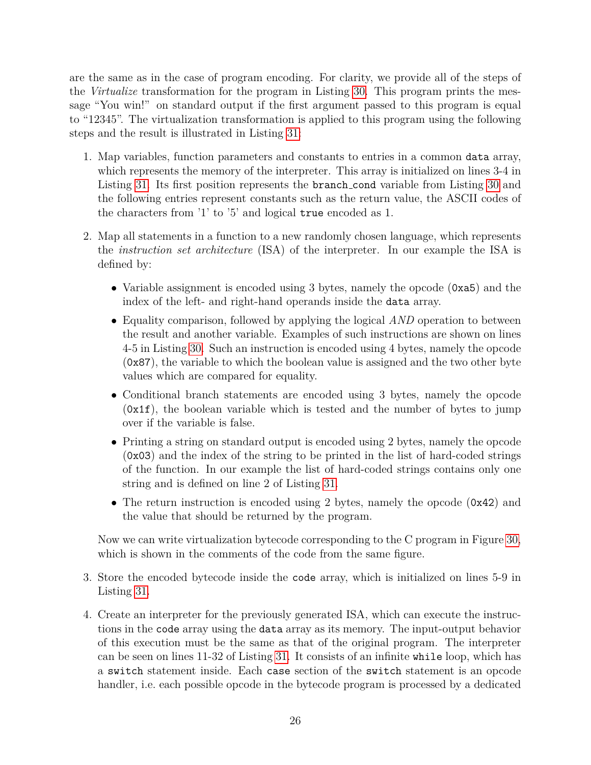are the same as in the case of program encoding. For clarity, we provide all of the steps of the *Virtualize* transformation for the program in Listing 30. This program prints the message "You win!" on standard output if the first argument passed to this program is equal to "12345". The virtualization transformation is applied to this program using the following steps and the result is illustrated in Listing 31:

1. Map variables, function parameters and constants to entries in a common `data` array, which represents the memory of the interpreter. This array is initialized on lines 3-4 in Listing 31. Its first position represents the `branch_cond` variable from Listing 30 and the following entries represent constants such as the return value, the ASCII codes of the characters from '1' to '5' and logical `true` encoded as 1.

2. Map all statements in a function to a new randomly chosen language, which represents the *instruction set architecture* (ISA) of the interpreter. In our example the ISA is defined by:

   - Variable assignment is encoded using 3 bytes, namely the opcode (`0xa5`) and the index of the left- and right-hand operands inside the `data` array.
   - Equality comparison, followed by applying the logical *AND* operation to between the result and another variable. Examples of such instructions are shown on lines 4-5 in Listing 30. Such an instruction is encoded using 4 bytes, namely the opcode (`0x87`), the variable to which the boolean value is assigned and the two other byte values which are compared for equality.
   - Conditional branch statements are encoded using 3 bytes, namely the opcode (`0x1f`), the boolean variable which is tested and the number of bytes to jump over if the variable is false.
   - Printing a string on standard output is encoded using 2 bytes, namely the opcode (`0x03`) and the index of the string to be printed in the list of hard-coded strings of the function. In our example the list of hard-coded strings contains only one string and is defined on line 2 of Listing 31.
   - The return instruction is encoded using 2 bytes, namely the opcode (`0x42`) and the value that should be returned by the program.

   Now we can write virtualization bytecode corresponding to the C program in Figure 30, which is shown in the comments of the code from the same figure.

3. Store the encoded bytecode inside the `code` array, which is initialized on lines 5-9 in Listing 31.

4. Create an interpreter for the previously generated ISA, which can execute the instructions in the `code` array using the `data` array as its memory. The input-output behavior of this execution must be the same as that of the original program. The interpreter can be seen on lines 11-32 of Listing 31. It consists of an infinite `while` loop, which has a `switch` statement inside. Each `case` section of the `switch` statement is an opcode handler, i.e. each possible opcode in the bytecode program is processed by a dedicated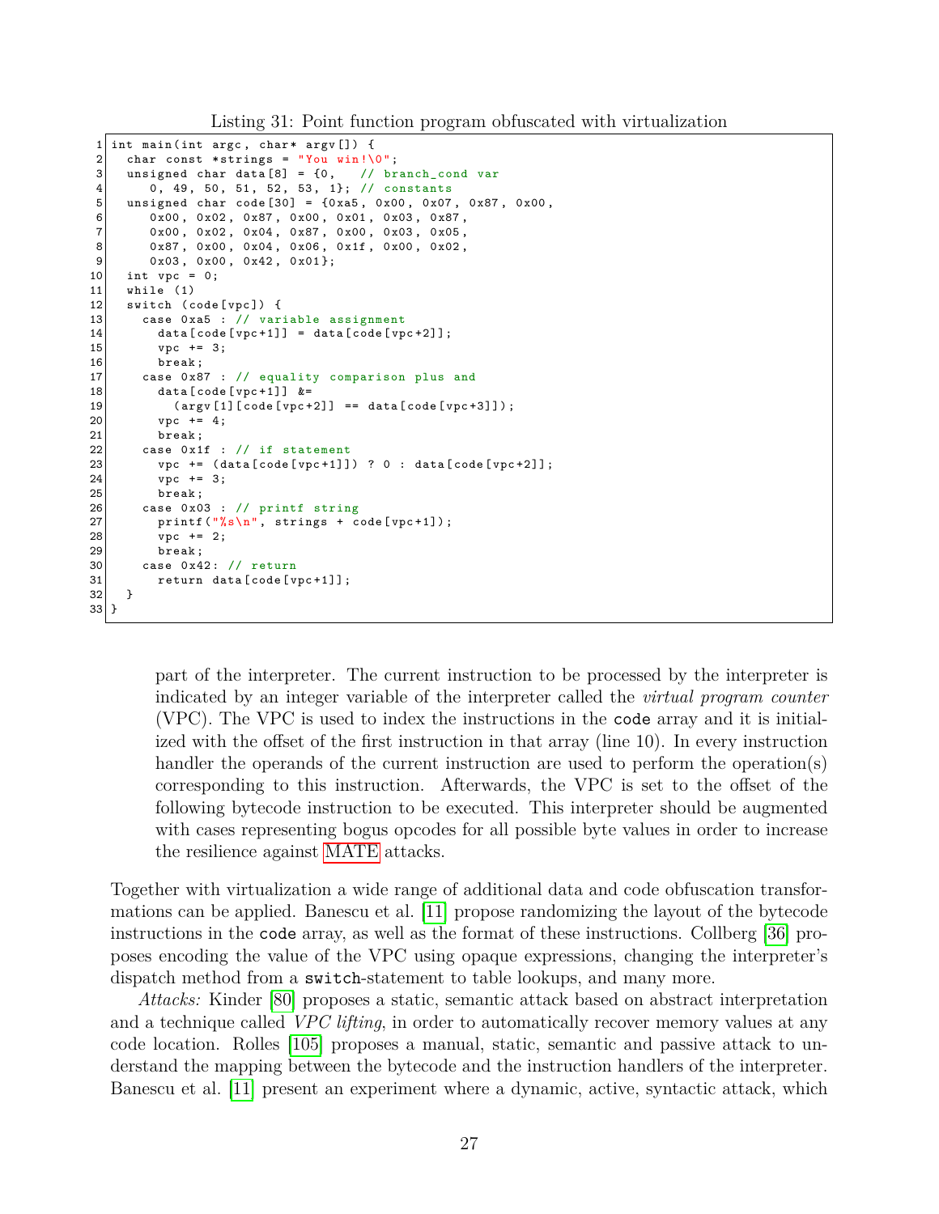Listing 31: Point function program obfuscated with virtualization

```
int main(int argc, char* argv[]) {
  char const *strings = "You win!\0";
  unsigned char data[8] = {0,   // branch_cond var
     0, 49, 50, 51, 52, 53, 1}; // constants
  unsigned char code[30] = {0xa5, 0x00, 0x07, 0x87, 0x00,
     0x00, 0x02, 0x87, 0x00, 0x01, 0x03, 0x87,
     0x00, 0x02, 0x04, 0x87, 0x00, 0x03, 0x05,
     0x87, 0x00, 0x04, 0x06, 0x1f, 0x00, 0x02,
     0x03, 0x00, 0x42, 0x01};
  int vpc = 0;
  while (1)
  switch (code[vpc]) {
    case 0xa5 : // variable assignment
      data[code[vpc+1]] = data[code[vpc+2]];
      vpc += 3;
      break;
    case 0x87 : // equality comparison plus and
      data[code[vpc+1]] &=
        (argv[1][code[vpc+2]] == data[code[vpc+3]]);
      vpc += 4;
      break;
    case 0x1f : // if statement
      vpc += (data[code[vpc+1]]) ? 0 : data[code[vpc+2]];
      vpc += 3;
      break;
    case 0x03 : // printf string
      printf("%s\n", strings + code[vpc+1]);
      vpc += 2;
      break;
    case 0x42: // return
      return data[code[vpc+1]];
  }
}
```

part of the interpreter. The current instruction to be processed by the interpreter is indicated by an integer variable of the interpreter called the *virtual program counter* (VPC). The VPC is used to index the instructions in the `code` array and it is initialized with the offset of the first instruction in that array (line 10). In every instruction handler the operands of the current instruction are used to perform the operation(s) corresponding to this instruction. Afterwards, the VPC is set to the offset of the following bytecode instruction to be executed. This interpreter should be augmented with cases representing bogus opcodes for all possible byte values in order to increase the resilience against MATE attacks.

Together with virtualization a wide range of additional data and code obfuscation transformations can be applied. Banescu et al. [11] propose randomizing the layout of the bytecode instructions in the `code` array, as well as the format of these instructions. Collberg [36] proposes encoding the value of the VPC using opaque expressions, changing the interpreter's dispatch method from a `switch`-statement to table lookups, and many more.

*Attacks:* Kinder [80] proposes a static, semantic attack based on abstract interpretation and a technique called *VPC lifting*, in order to automatically recover memory values at any code location. Rolles [105] proposes a manual, static, semantic and passive attack to understand the mapping between the bytecode and the instruction handlers of the interpreter. Banescu et al. [11] present an experiment where a dynamic, active, syntactic attack, which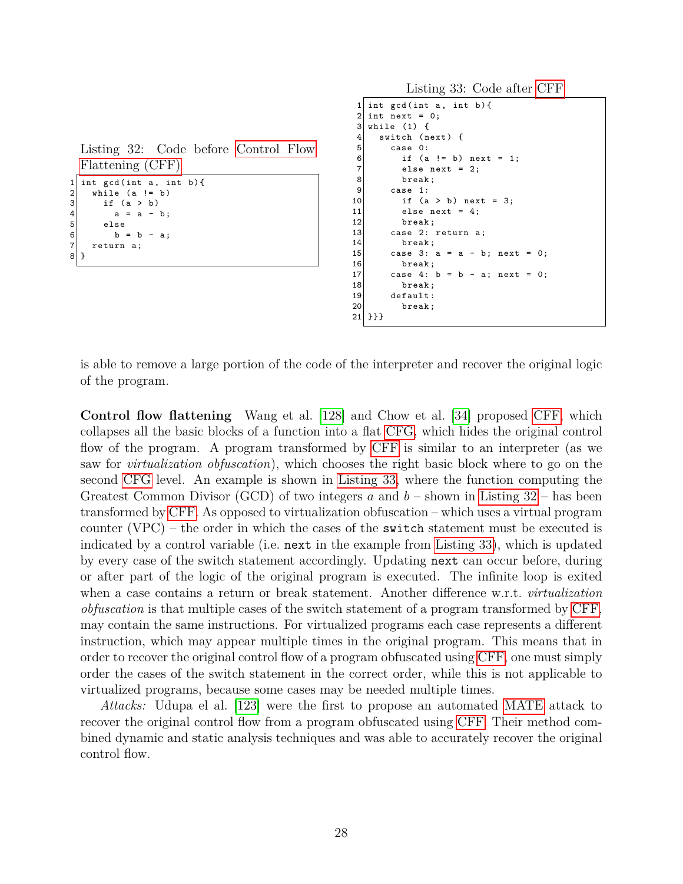Listing 32: Code before Control Flow Flattening (CFF)

```
int gcd(int a, int b){
  while (a != b)
    if (a > b)
      a = a - b;
    else
      b = b - a;
  return a;
}
```

Listing 33: Code after CFF

```
int gcd(int a, int b){
int next = 0;
while (1) {
  switch (next) {
    case 0:
      if (a != b) next = 1;
      else next = 2;
      break;
    case 1:
      if (a > b) next = 3;
      else next = 4;
      break;
    case 2: return a;
      break;
    case 3: a = a - b; next = 0;
      break;
    case 4: b = b - a; next = 0;
      break;
    default:
      break;
}}}
```

is able to remove a large portion of the code of the interpreter and recover the original logic of the program.

**Control flow flattening** Wang et al. [128] and Chow et al. [34] proposed CFF, which collapses all the basic blocks of a function into a flat CFG, which hides the original control flow of the program. A program transformed by CFF is similar to an interpreter (as we saw for *virtualization obfuscation*), which chooses the right basic block where to go on the second CFG level. An example is shown in Listing 33, where the function computing the Greatest Common Divisor (GCD) of two integers $a$ and $b$ – shown in Listing 32 – has been transformed by CFF. As opposed to virtualization obfuscation – which uses a virtual program counter (VPC) – the order in which the cases of the `switch` statement must be executed is indicated by a control variable (i.e. `next` in the example from Listing 33), which is updated by every case of the switch statement accordingly. Updating `next` can occur before, during or after part of the logic of the original program is executed. The infinite loop is exited when a case contains a return or break statement. Another difference w.r.t. *virtualization obfuscation* is that multiple cases of the switch statement of a program transformed by CFF, may contain the same instructions. For virtualized programs each case represents a different instruction, which may appear multiple times in the original program. This means that in order to recover the original control flow of a program obfuscated using CFF, one must simply order the cases of the switch statement in the correct order, while this is not applicable to virtualized programs, because some cases may be needed multiple times.

*Attacks:* Udupa el al. [123] were the first to propose an automated MATE attack to recover the original control flow from a program obfuscated using CFF. Their method combined dynamic and static analysis techniques and was able to accurately recover the original control flow.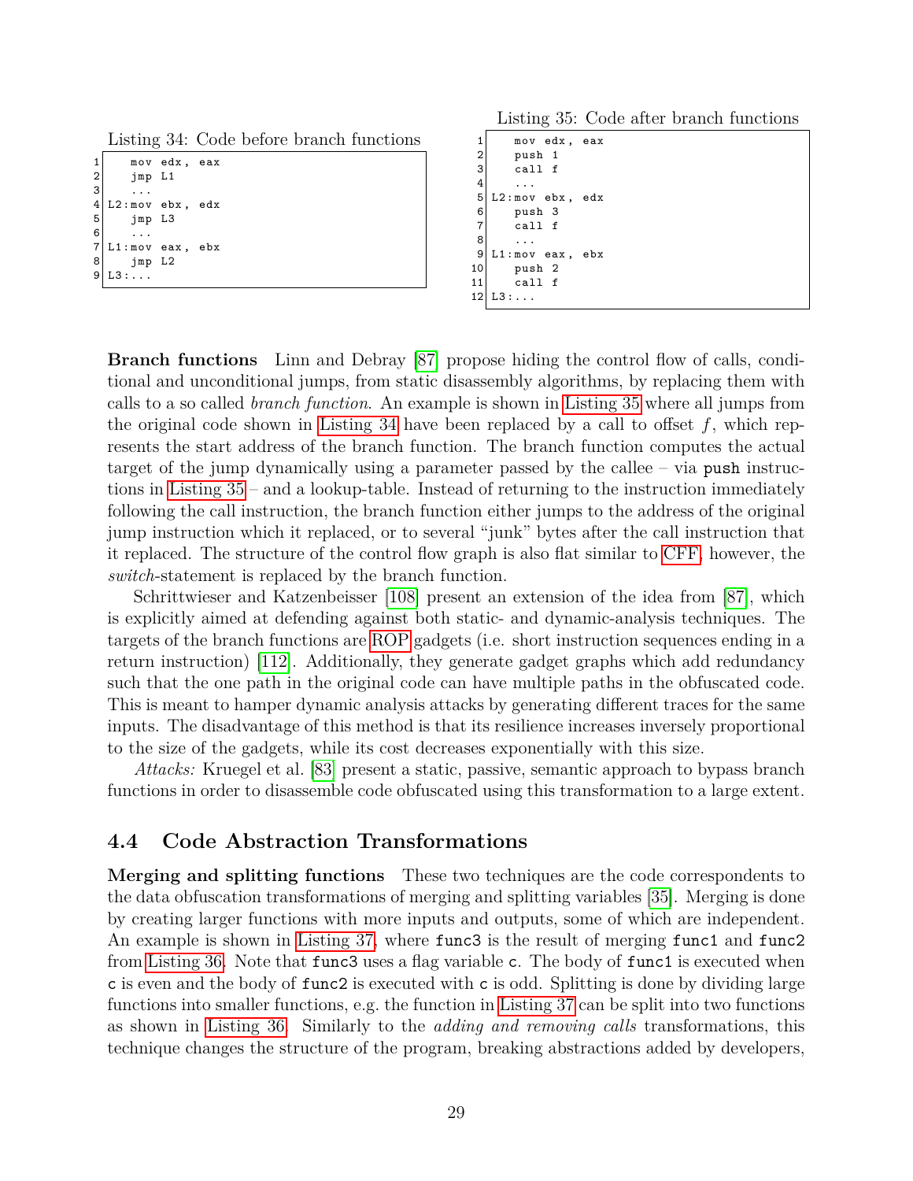Listing 34: Code before branch functions

```
1     mov edx, eax
2     jmp L1
3     ...
4 L2:mov ebx, edx
5     jmp L3
6     ...
7 L1:mov eax, ebx
8     jmp L2
9 L3:...
```

Listing 35: Code after branch functions

```
1      mov edx, eax
2      push 1
3      call f
4      ...
5  L2:mov ebx, edx
6      push 3
7      call f
8      ...
9  L1:mov eax, ebx
10     push 2
11     call f
12 L3:...
```

**Branch functions** Linn and Debray [87] propose hiding the control flow of calls, conditional and unconditional jumps, from static disassembly algorithms, by replacing them with calls to a so called *branch function*. An example is shown in Listing 35 where all jumps from the original code shown in Listing 34 have been replaced by a call to offset $f$, which represents the start address of the branch function. The branch function computes the actual target of the jump dynamically using a parameter passed by the callee – via `push` instructions in Listing 35 – and a lookup-table. Instead of returning to the instruction immediately following the call instruction, the branch function either jumps to the address of the original jump instruction which it replaced, or to several "junk" bytes after the call instruction that it replaced. The structure of the control flow graph is also flat similar to CFF, however, the *switch*-statement is replaced by the branch function.

Schrittwieser and Katzenbeisser [108] present an extension of the idea from [87], which is explicitly aimed at defending against both static- and dynamic-analysis techniques. The targets of the branch functions are ROP gadgets (i.e. short instruction sequences ending in a return instruction) [112]. Additionally, they generate gadget graphs which add redundancy such that the one path in the original code can have multiple paths in the obfuscated code. This is meant to hamper dynamic analysis attacks by generating different traces for the same inputs. The disadvantage of this method is that its resilience increases inversely proportional to the size of the gadgets, while its cost decreases exponentially with this size.

*Attacks:* Kruegel et al. [83] present a static, passive, semantic approach to bypass branch functions in order to disassemble code obfuscated using this transformation to a large extent.

## 4.4 Code Abstraction Transformations

**Merging and splitting functions** These two techniques are the code correspondents to the data obfuscation transformations of merging and splitting variables [35]. Merging is done by creating larger functions with more inputs and outputs, some of which are independent. An example is shown in Listing 37, where `func3` is the result of merging `func1` and `func2` from Listing 36. Note that `func3` uses a flag variable `c`. The body of `func1` is executed when `c` is even and the body of `func2` is executed with `c` is odd. Splitting is done by dividing large functions into smaller functions, e.g. the function in Listing 37 can be split into two functions as shown in Listing 36. Similarly to the *adding and removing calls* transformations, this technique changes the structure of the program, breaking abstractions added by developers,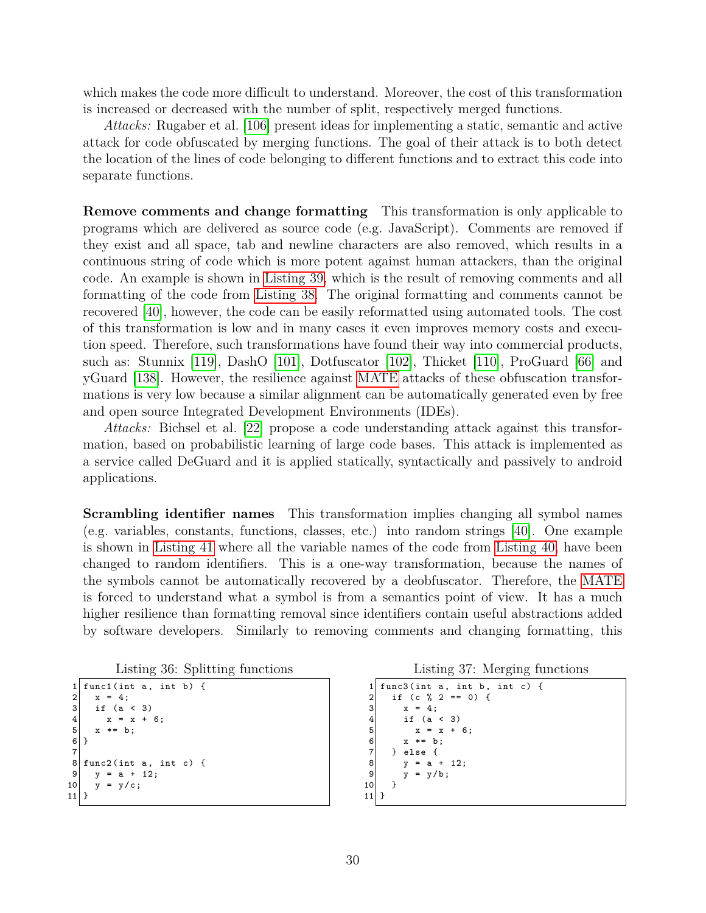which makes the code more difficult to understand. Moreover, the cost of this transformation is increased or decreased with the number of split, respectively merged functions.

*Attacks:* Rugaber et al. [106] present ideas for implementing a static, semantic and active attack for code obfuscated by merging functions. The goal of their attack is to both detect the location of the lines of code belonging to different functions and to extract this code into separate functions.

**Remove comments and change formatting** This transformation is only applicable to programs which are delivered as source code (e.g. JavaScript). Comments are removed if they exist and all space, tab and newline characters are also removed, which results in a continuous string of code which is more potent against human attackers, than the original code. An example is shown in Listing 39, which is the result of removing comments and all formatting of the code from Listing 38. The original formatting and comments cannot be recovered [40], however, the code can be easily reformatted using automated tools. The cost of this transformation is low and in many cases it even improves memory costs and execution speed. Therefore, such transformations have found their way into commercial products, such as: Stunnix [119], DashO [101], Dotfuscator [102], Thicket [110], ProGuard [66] and yGuard [138]. However, the resilience against MATE attacks of these obfuscation transformations is very low because a similar alignment can be automatically generated even by free and open source Integrated Development Environments (IDEs).

*Attacks:* Bichsel et al. [22] propose a code understanding attack against this transformation, based on probabilistic learning of large code bases. This attack is implemented as a service called DeGuard and it is applied statically, syntactically and passively to android applications.

**Scrambling identifier names** This transformation implies changing all symbol names (e.g. variables, constants, functions, classes, etc.) into random strings [40]. One example is shown in Listing 41 where all the variable names of the code from Listing 40, have been changed to random identifiers. This is a one-way transformation, because the names of the symbols cannot be automatically recovered by a deobfuscator. Therefore, the MATE is forced to understand what a symbol is from a semantics point of view. It has a much higher resilience than formatting removal since identifiers contain useful abstractions added by software developers. Similarly to removing comments and changing formatting, this

Listing 36: Splitting functions

```
1  func1(int a, int b) {
2    x = 4;
3    if (a < 3)
4      x = x + 6;
5    x *= b;
6  }
7
8  func2(int a, int c) {
9    y = a + 12;
10   y = y/c;
11 }
```

Listing 37: Merging functions

```
1  func3(int a, int b, int c) {
2    if (c % 2 == 0) {
3      x = 4;
4      if (a < 3)
5        x = x + 6;
6      x *= b;
7    } else {
8      y = a + 12;
9      y = y/b;
10   }
11 }
```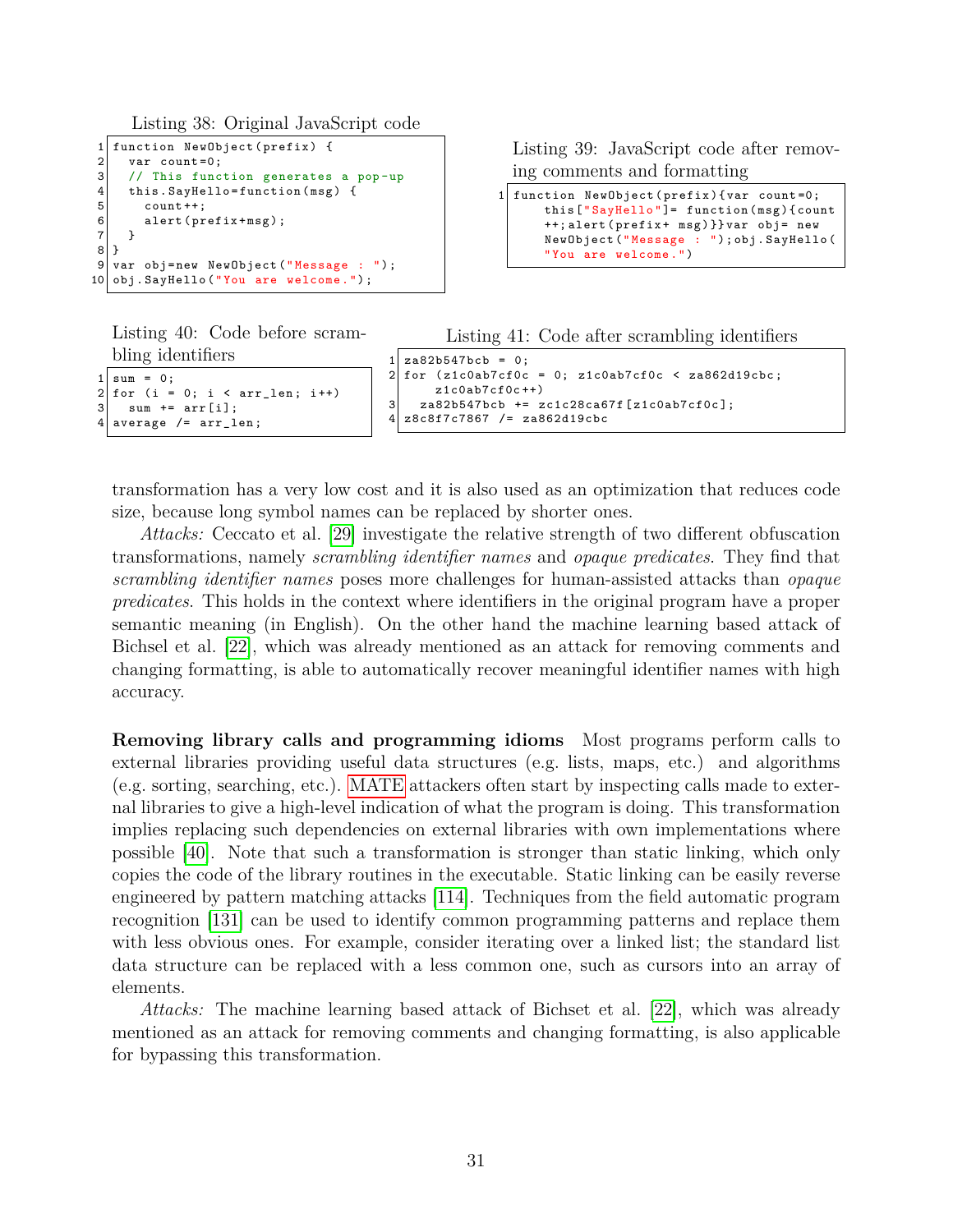Listing 38: Original JavaScript code

```
function NewObject(prefix) {
  var count=0;
  // This function generates a pop-up
  this.SayHello=function(msg) {
    count++;
    alert(prefix+msg);
  }
}
var obj=new NewObject("Message : ");
obj.SayHello("You are welcome.");
```

Listing 39: JavaScript code after removing comments and formatting

```
function NewObject(prefix){var count=0;
    this["SayHello"]= function(msg){count
    ++;alert(prefix+ msg)}}var obj= new
    NewObject("Message : ");obj.SayHello(
    "You are welcome.")
```

Listing 40: Code before scrambling identifiers

```
sum = 0;
for (i = 0; i < arr_len; i++)
  sum += arr[i];
average /= arr_len;
```

Listing 41: Code after scrambling identifiers

```
za82b547bcb = 0;
for (z1c0ab7cf0c = 0; z1c0ab7cf0c < za862d19cbc;
    z1c0ab7cf0c++)
  za82b547bcb += zc1c28ca67f[z1c0ab7cf0c];
z8c8f7c7867 /= za862d19cbc
```

transformation has a very low cost and it is also used as an optimization that reduces code size, because long symbol names can be replaced by shorter ones.

*Attacks:* Ceccato et al. [29] investigate the relative strength of two different obfuscation transformations, namely *scrambling identifier names* and *opaque predicates*. They find that *scrambling identifier names* poses more challenges for human-assisted attacks than *opaque predicates*. This holds in the context where identifiers in the original program have a proper semantic meaning (in English). On the other hand the machine learning based attack of Bichsel et al. [22], which was already mentioned as an attack for removing comments and changing formatting, is able to automatically recover meaningful identifier names with high accuracy.

**Removing library calls and programming idioms** Most programs perform calls to external libraries providing useful data structures (e.g. lists, maps, etc.) and algorithms (e.g. sorting, searching, etc.). MATE attackers often start by inspecting calls made to external libraries to give a high-level indication of what the program is doing. This transformation implies replacing such dependencies on external libraries with own implementations where possible [40]. Note that such a transformation is stronger than static linking, which only copies the code of the library routines in the executable. Static linking can be easily reverse engineered by pattern matching attacks [114]. Techniques from the field automatic program recognition [131] can be used to identify common programming patterns and replace them with less obvious ones. For example, consider iterating over a linked list; the standard list data structure can be replaced with a less common one, such as cursors into an array of elements.

*Attacks:* The machine learning based attack of Bichset et al. [22], which was already mentioned as an attack for removing comments and changing formatting, is also applicable for bypassing this transformation.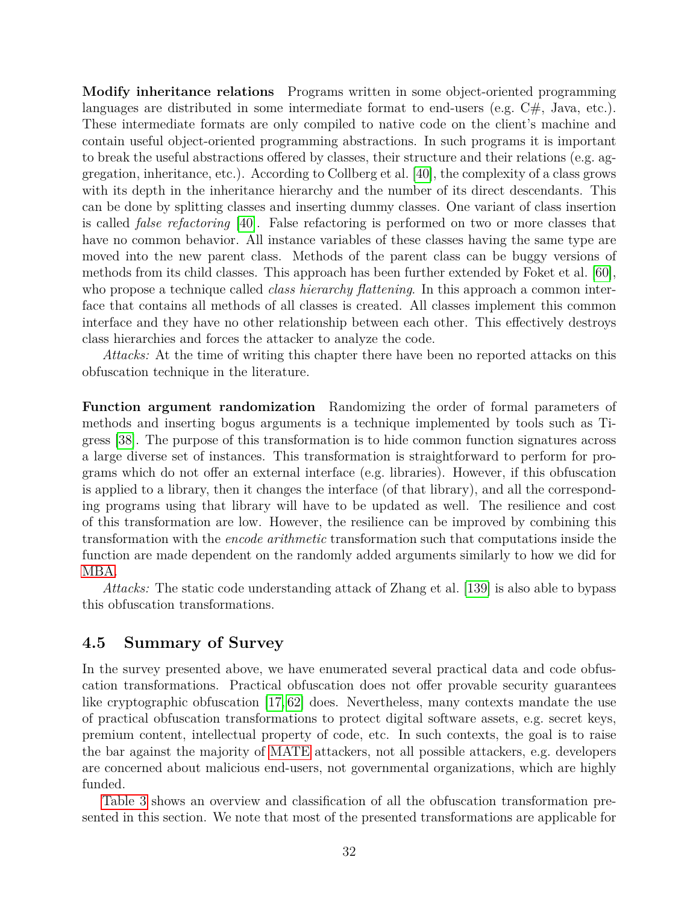**Modify inheritance relations** Programs written in some object-oriented programming languages are distributed in some intermediate format to end-users (e.g. C#, Java, etc.). These intermediate formats are only compiled to native code on the client's machine and contain useful object-oriented programming abstractions. In such programs it is important to break the useful abstractions offered by classes, their structure and their relations (e.g. aggregation, inheritance, etc.). According to Collberg et al. [40], the complexity of a class grows with its depth in the inheritance hierarchy and the number of its direct descendants. This can be done by splitting classes and inserting dummy classes. One variant of class insertion is called *false refactoring* [40]. False refactoring is performed on two or more classes that have no common behavior. All instance variables of these classes having the same type are moved into the new parent class. Methods of the parent class can be buggy versions of methods from its child classes. This approach has been further extended by Foket et al. [60], who propose a technique called *class hierarchy flattening*. In this approach a common interface that contains all methods of all classes is created. All classes implement this common interface and they have no other relationship between each other. This effectively destroys class hierarchies and forces the attacker to analyze the code.

*Attacks:* At the time of writing this chapter there have been no reported attacks on this obfuscation technique in the literature.

**Function argument randomization** Randomizing the order of formal parameters of methods and inserting bogus arguments is a technique implemented by tools such as Tigress [38]. The purpose of this transformation is to hide common function signatures across a large diverse set of instances. This transformation is straightforward to perform for programs which do not offer an external interface (e.g. libraries). However, if this obfuscation is applied to a library, then it changes the interface (of that library), and all the corresponding programs using that library will have to be updated as well. The resilience and cost of this transformation are low. However, the resilience can be improved by combining this transformation with the *encode arithmetic* transformation such that computations inside the function are made dependent on the randomly added arguments similarly to how we did for MBA.

*Attacks:* The static code understanding attack of Zhang et al. [139] is also able to bypass this obfuscation transformations.

## 4.5 Summary of Survey

In the survey presented above, we have enumerated several practical data and code obfuscation transformations. Practical obfuscation does not offer provable security guarantees like cryptographic obfuscation [17, 62] does. Nevertheless, many contexts mandate the use of practical obfuscation transformations to protect digital software assets, e.g. secret keys, premium content, intellectual property of code, etc. In such contexts, the goal is to raise the bar against the majority of MATE attackers, not all possible attackers, e.g. developers are concerned about malicious end-users, not governmental organizations, which are highly funded.

Table 3 shows an overview and classification of all the obfuscation transformation presented in this section. We note that most of the presented transformations are applicable for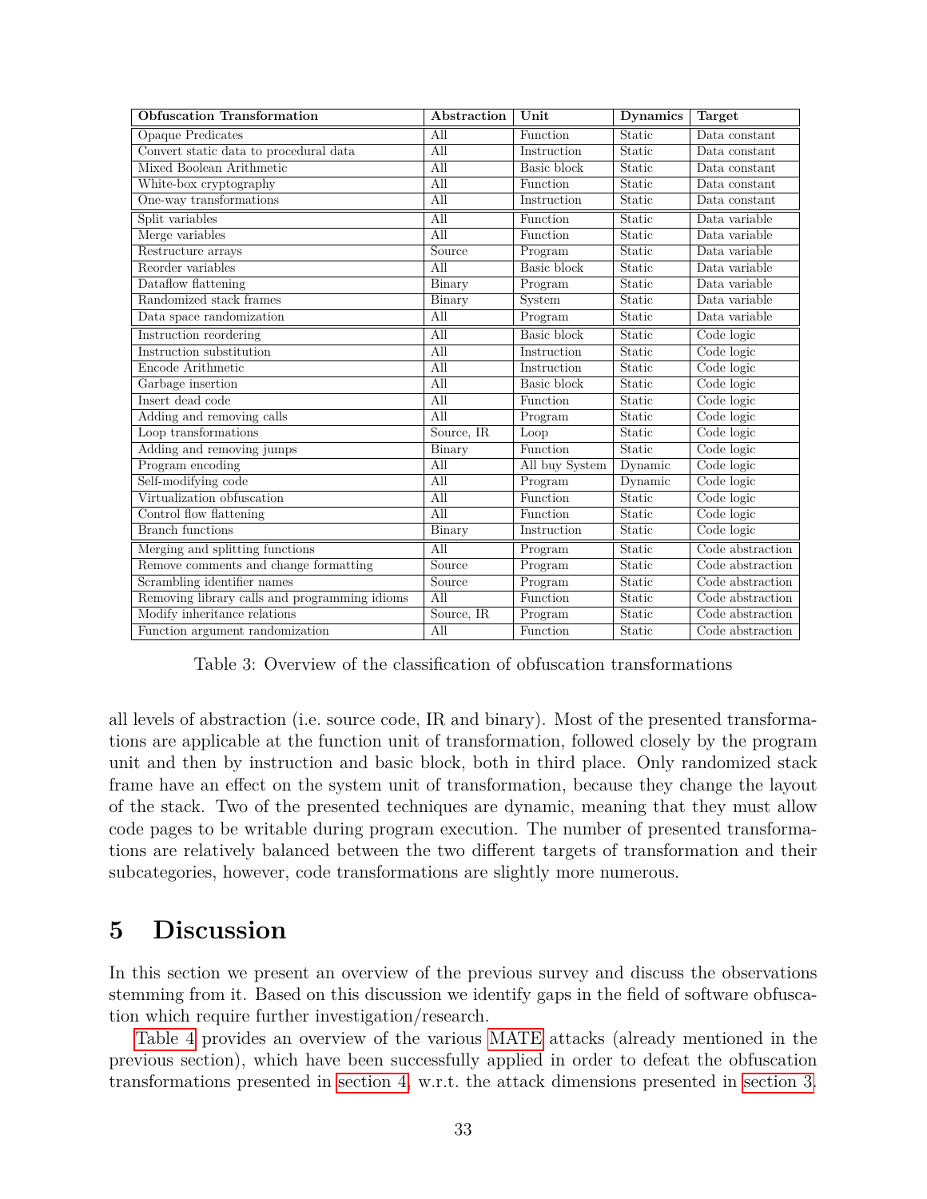| Obfuscation Transformation | Abstraction | Unit | Dynamics | Target |
|---|---|---|---|---|
| Opaque Predicates | All | Function | Static | Data constant |
| Convert static data to procedural data | All | Instruction | Static | Data constant |
| Mixed Boolean Arithmetic | All | Basic block | Static | Data constant |
| White-box cryptography | All | Function | Static | Data constant |
| One-way transformations | All | Instruction | Static | Data constant |
| Split variables | All | Function | Static | Data variable |
| Merge variables | All | Function | Static | Data variable |
| Restructure arrays | Source | Program | Static | Data variable |
| Reorder variables | All | Basic block | Static | Data variable |
| Dataflow flattening | Binary | Program | Static | Data variable |
| Randomized stack frames | Binary | System | Static | Data variable |
| Data space randomization | All | Program | Static | Data variable |
| Instruction reordering | All | Basic block | Static | Code logic |
| Instruction substitution | All | Instruction | Static | Code logic |
| Encode Arithmetic | All | Instruction | Static | Code logic |
| Garbage insertion | All | Basic block | Static | Code logic |
| Insert dead code | All | Function | Static | Code logic |
| Adding and removing calls | All | Program | Static | Code logic |
| Loop transformations | Source, IR | Loop | Static | Code logic |
| Adding and removing jumps | Binary | Function | Static | Code logic |
| Program encoding | All | All buy System | Dynamic | Code logic |
| Self-modifying code | All | Program | Dynamic | Code logic |
| Virtualization obfuscation | All | Function | Static | Code logic |
| Control flow flattening | All | Function | Static | Code logic |
| Branch functions | Binary | Instruction | Static | Code logic |
| Merging and splitting functions | All | Program | Static | Code abstraction |
| Remove comments and change formatting | Source | Program | Static | Code abstraction |
| Scrambling identifier names | Source | Program | Static | Code abstraction |
| Removing library calls and programming idioms | All | Function | Static | Code abstraction |
| Modify inheritance relations | Source, IR | Program | Static | Code abstraction |
| Function argument randomization | All | Function | Static | Code abstraction |

Table 3: Overview of the classification of obfuscation transformations

all levels of abstraction (i.e. source code, IR and binary). Most of the presented transformations are applicable at the function unit of transformation, followed closely by the program unit and then by instruction and basic block, both in third place. Only randomized stack frame have an effect on the system unit of transformation, because they change the layout of the stack. Two of the presented techniques are dynamic, meaning that they must allow code pages to be writable during program execution. The number of presented transformations are relatively balanced between the two different targets of transformation and their subcategories, however, code transformations are slightly more numerous.

# 5 Discussion

In this section we present an overview of the previous survey and discuss the observations stemming from it. Based on this discussion we identify gaps in the field of software obfuscation which require further investigation/research.

Table 4 provides an overview of the various MATE attacks (already mentioned in the previous section), which have been successfully applied in order to defeat the obfuscation transformations presented in section 4, w.r.t. the attack dimensions presented in section 3.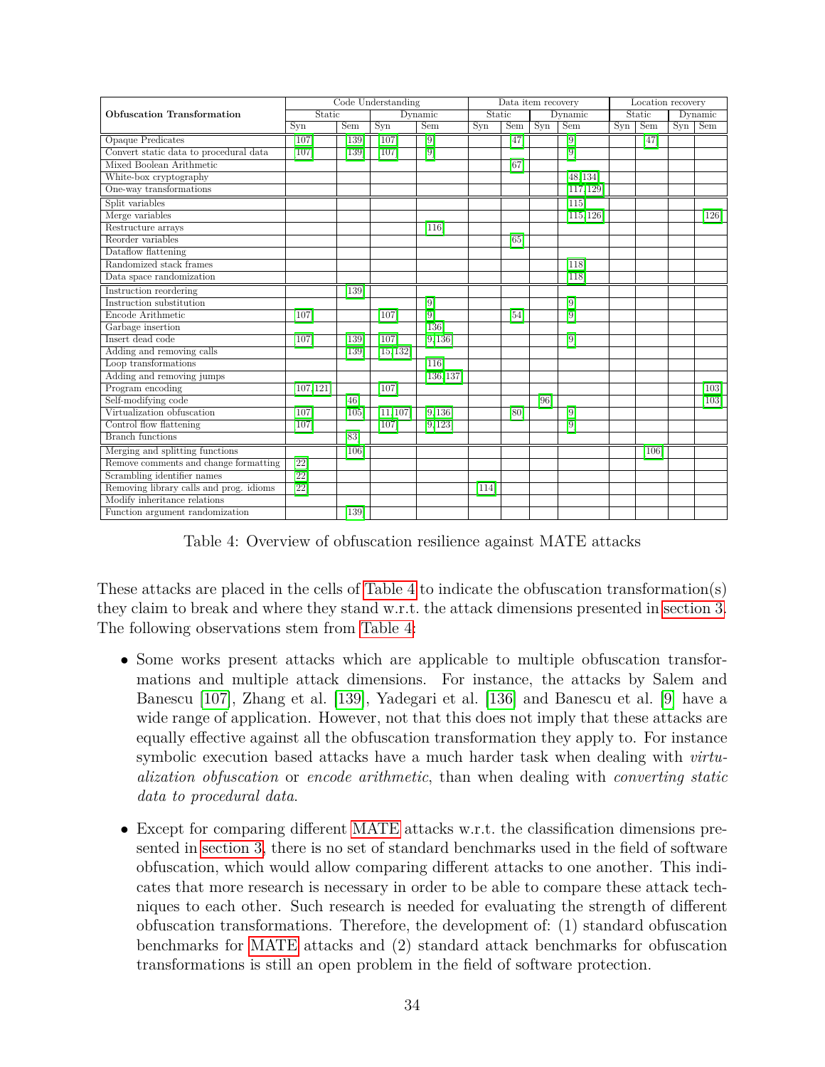| Obfuscation Transformation | Code Understanding | | | | Data item recovery | | | | Location recovery | | | |
|---|---|---|---|---|---|---|---|---|---|---|---|---|
| | Static | | Dynamic | | Static | | Dynamic | | Static | | Dynamic | |
| | Syn | Sem | Syn | Sem | Syn | Sem | Syn | Sem | Syn | Sem | Syn | Sem |
| Opaque Predicates | [107] | [139] | [107] | [9] | | [47] | | [9] | | [47] | | |
| Convert static data to procedural data | [107] | [139] | [107] | [9] | | | | [9] | | | | |
| Mixed Boolean Arithmetic | | | | | | [67] | | | | | | |
| White-box cryptography | | | | | | | | [48, 134] | | | | |
| One-way transformations | | | | | | | | [117, 129] | | | | |
| Split variables | | | | | | | | [115] | | | | |
| Merge variables | | | | | | | | [115, 126] | | | | [126] |
| Restructure arrays | | | | [116] | | | | | | | | |
| Reorder variables | | | | | | [65] | | | | | | |
| Dataflow flattening | | | | | | | | | | | | |
| Randomized stack frames | | | | | | | | [118] | | | | |
| Data space randomization | | | | | | | | [118] | | | | |
| Instruction reordering | | [139] | | | | | | | | | | |
| Instruction substitution | | | | [9] | | | | [9] | | | | |
| Encode Arithmetic | [107] | | [107] | [9] | | [54] | | [9] | | | | |
| Garbage insertion | | | | [136] | | | | | | | | |
| Insert dead code | [107] | [139] | [107] | [9, 136] | | | | [9] | | | | |
| Adding and removing calls | | [139] | [15, 132] | | | | | | | | | |
| Loop transformations | | | | [116] | | | | | | | | |
| Adding and removing jumps | | | | [136, 137] | | | | | | | | |
| Program encoding | [107, 121] | | [107] | | | | | | | | | [103] |
| Self-modifying code | | [46] | | | | | [96] | | | | | [103] |
| Virtualization obfuscation | [107] | [105] | [11, 107] | [9, 136] | | [80] | | [9] | | | | |
| Control flow flattening | [107] | | [107] | [9, 123] | | | | [9] | | | | |
| Branch functions | | [83] | | | | | | | | | | |
| Merging and splitting functions | | [106] | | | | | | | | [106] | | |
| Remove comments and change formatting | [22] | | | | | | | | | | | |
| Scrambling identifier names | [22] | | | | | | | | | | | |
| Removing library calls and prog. idioms | [22] | | | | [114] | | | | | | | |
| Modify inheritance relations | | | | | | | | | | | | |
| Function argument randomization | | [139] | | | | | | | | | | |

Table 4: Overview of obfuscation resilience against MATE attacks

These attacks are placed in the cells of Table 4 to indicate the obfuscation transformation(s) they claim to break and where they stand w.r.t. the attack dimensions presented in section 3. The following observations stem from Table 4:

- Some works present attacks which are applicable to multiple obfuscation transformations and multiple attack dimensions. For instance, the attacks by Salem and Banescu [107], Zhang et al. [139], Yadegari et al. [136] and Banescu et al. [9] have a wide range of application. However, not that this does not imply that these attacks are equally effective against all the obfuscation transformation they apply to. For instance symbolic execution based attacks have a much harder task when dealing with *virtualization obfuscation* or *encode arithmetic*, than when dealing with *converting static data to procedural data*.
- Except for comparing different MATE attacks w.r.t. the classification dimensions presented in section 3, there is no set of standard benchmarks used in the field of software obfuscation, which would allow comparing different attacks to one another. This indicates that more research is necessary in order to be able to compare these attack techniques to each other. Such research is needed for evaluating the strength of different obfuscation transformations. Therefore, the development of: (1) standard obfuscation benchmarks for MATE attacks and (2) standard attack benchmarks for obfuscation transformations is still an open problem in the field of software protection.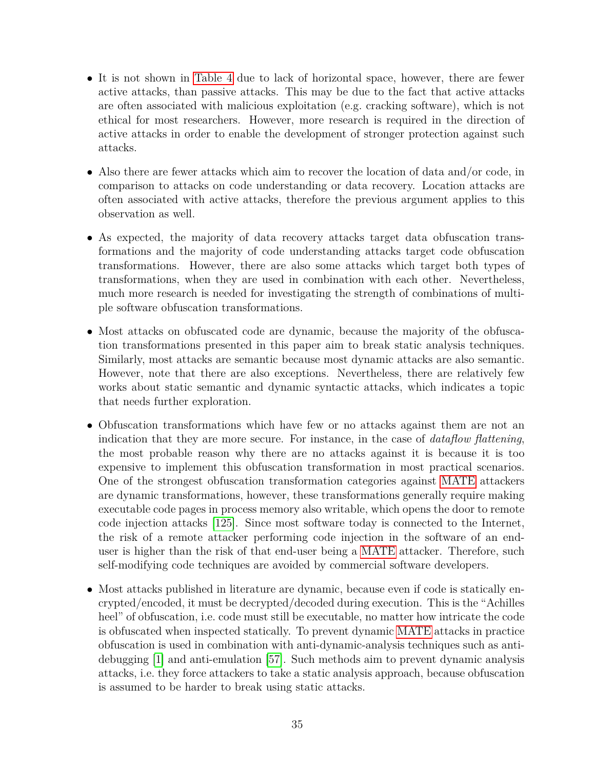- It is not shown in Table 4 due to lack of horizontal space, however, there are fewer active attacks, than passive attacks. This may be due to the fact that active attacks are often associated with malicious exploitation (e.g. cracking software), which is not ethical for most researchers. However, more research is required in the direction of active attacks in order to enable the development of stronger protection against such attacks.

- Also there are fewer attacks which aim to recover the location of data and/or code, in comparison to attacks on code understanding or data recovery. Location attacks are often associated with active attacks, therefore the previous argument applies to this observation as well.

- As expected, the majority of data recovery attacks target data obfuscation transformations and the majority of code understanding attacks target code obfuscation transformations. However, there are also some attacks which target both types of transformations, when they are used in combination with each other. Nevertheless, much more research is needed for investigating the strength of combinations of multiple software obfuscation transformations.

- Most attacks on obfuscated code are dynamic, because the majority of the obfuscation transformations presented in this paper aim to break static analysis techniques. Similarly, most attacks are semantic because most dynamic attacks are also semantic. However, note that there are also exceptions. Nevertheless, there are relatively few works about static semantic and dynamic syntactic attacks, which indicates a topic that needs further exploration.

- Obfuscation transformations which have few or no attacks against them are not an indication that they are more secure. For instance, in the case of *dataflow flattening*, the most probable reason why there are no attacks against it is because it is too expensive to implement this obfuscation transformation in most practical scenarios. One of the strongest obfuscation transformation categories against MATE attackers are dynamic transformations, however, these transformations generally require making executable code pages in process memory also writable, which opens the door to remote code injection attacks [125]. Since most software today is connected to the Internet, the risk of a remote attacker performing code injection in the software of an end-user is higher than the risk of that end-user being a MATE attacker. Therefore, such self-modifying code techniques are avoided by commercial software developers.

- Most attacks published in literature are dynamic, because even if code is statically encrypted/encoded, it must be decrypted/decoded during execution. This is the "Achilles heel" of obfuscation, i.e. code must still be executable, no matter how intricate the code is obfuscated when inspected statically. To prevent dynamic MATE attacks in practice obfuscation is used in combination with anti-dynamic-analysis techniques such as anti-debugging [1] and anti-emulation [57]. Such methods aim to prevent dynamic analysis attacks, i.e. they force attackers to take a static analysis approach, because obfuscation is assumed to be harder to break using static attacks.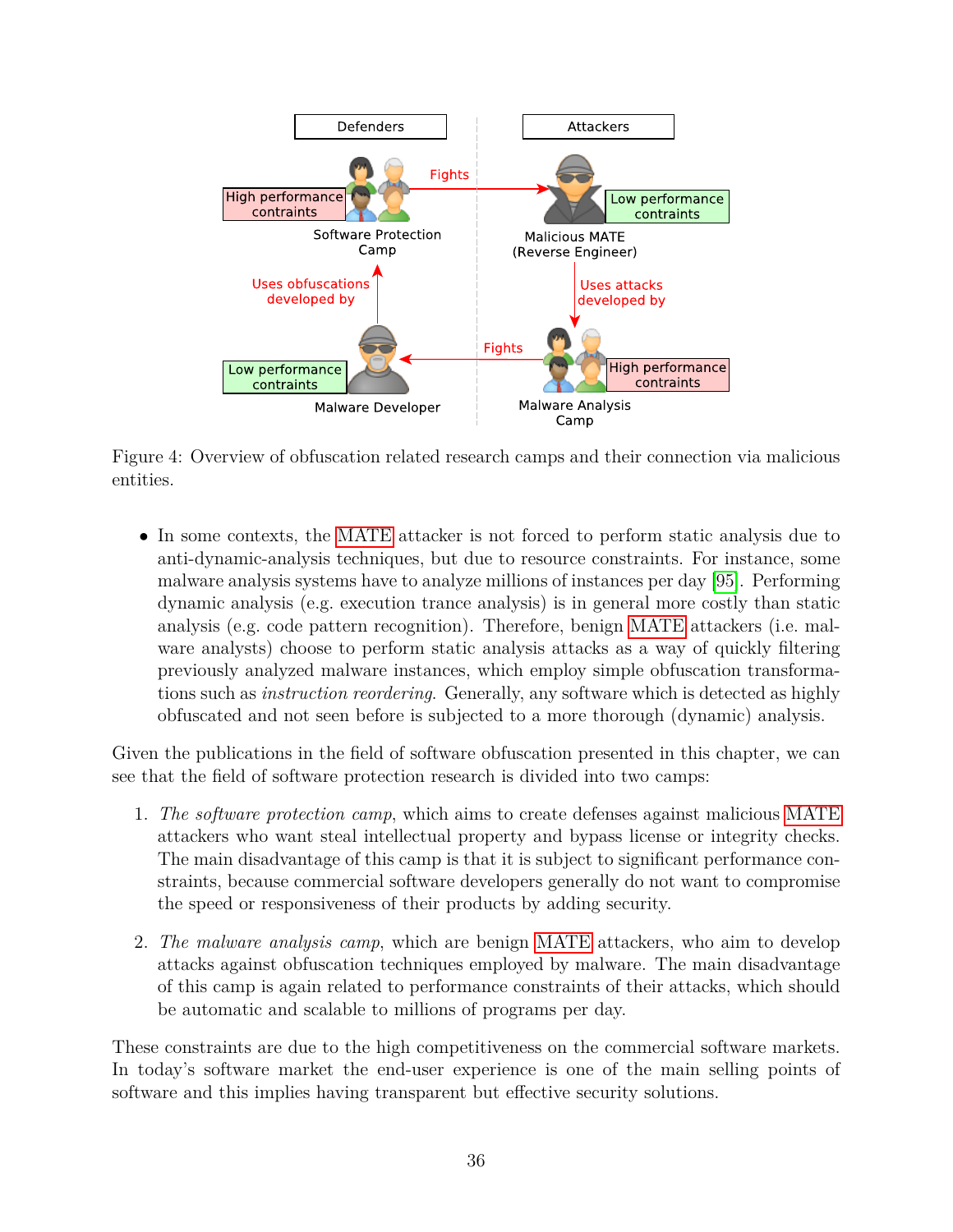Figure 4: Overview of obfuscation related research camps and their connection via malicious entities.

- In some contexts, the MATE attacker is not forced to perform static analysis due to anti-dynamic-analysis techniques, but due to resource constraints. For instance, some malware analysis systems have to analyze millions of instances per day [95]. Performing dynamic analysis (e.g. execution trance analysis) is in general more costly than static analysis (e.g. code pattern recognition). Therefore, benign MATE attackers (i.e. malware analysts) choose to perform static analysis attacks as a way of quickly filtering previously analyzed malware instances, which employ simple obfuscation transformations such as *instruction reordering*. Generally, any software which is detected as highly obfuscated and not seen before is subjected to a more thorough (dynamic) analysis.

Given the publications in the field of software obfuscation presented in this chapter, we can see that the field of software protection research is divided into two camps:

1. *The software protection camp*, which aims to create defenses against malicious MATE attackers who want steal intellectual property and bypass license or integrity checks. The main disadvantage of this camp is that it is subject to significant performance constraints, because commercial software developers generally do not want to compromise the speed or responsiveness of their products by adding security.

2. *The malware analysis camp*, which are benign MATE attackers, who aim to develop attacks against obfuscation techniques employed by malware. The main disadvantage of this camp is again related to performance constraints of their attacks, which should be automatic and scalable to millions of programs per day.

These constraints are due to the high competitiveness on the commercial software markets. In today's software market the end-user experience is one of the main selling points of software and this implies having transparent but effective security solutions.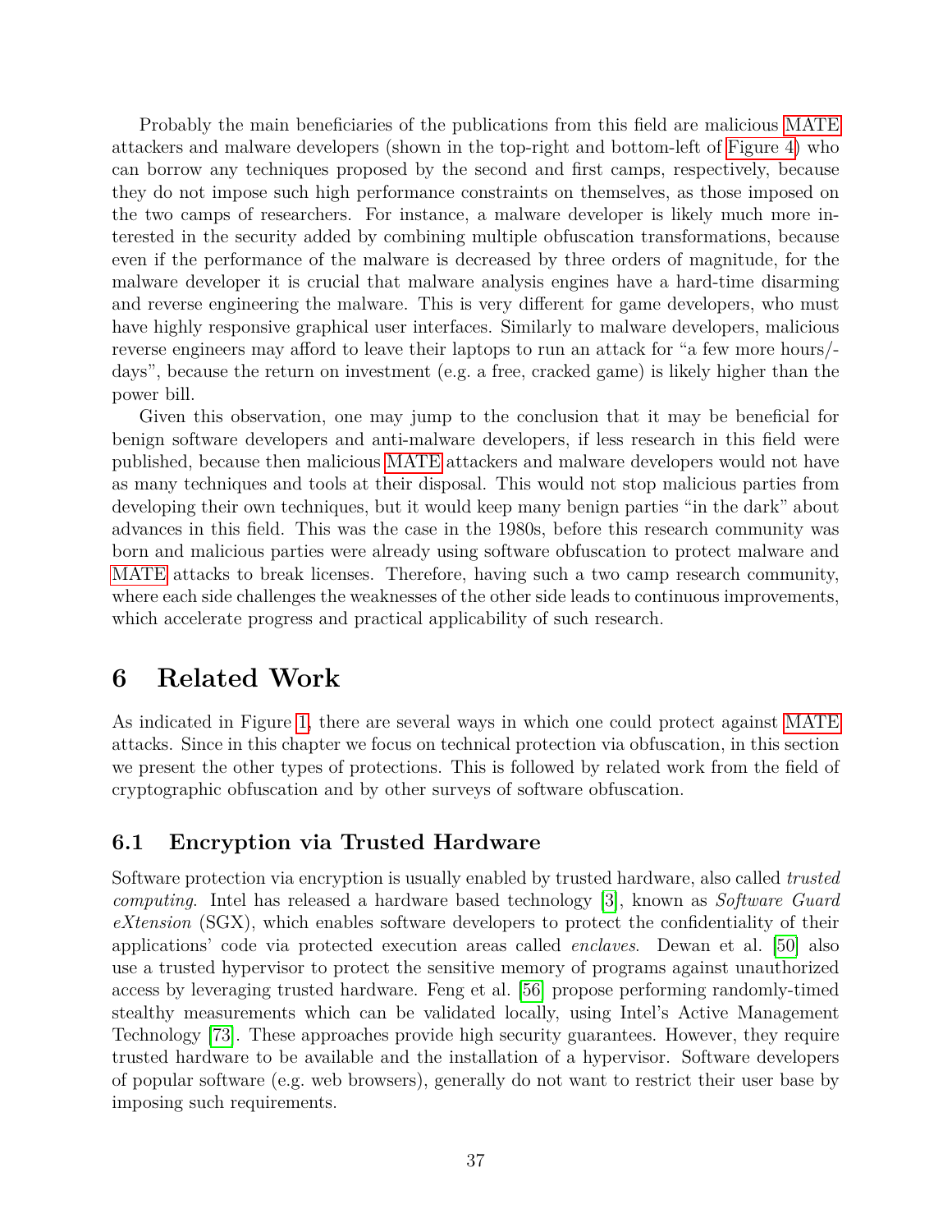Probably the main beneficiaries of the publications from this field are malicious MATE attackers and malware developers (shown in the top-right and bottom-left of Figure 4) who can borrow any techniques proposed by the second and first camps, respectively, because they do not impose such high performance constraints on themselves, as those imposed on the two camps of researchers. For instance, a malware developer is likely much more interested in the security added by combining multiple obfuscation transformations, because even if the performance of the malware is decreased by three orders of magnitude, for the malware developer it is crucial that malware analysis engines have a hard-time disarming and reverse engineering the malware. This is very different for game developers, who must have highly responsive graphical user interfaces. Similarly to malware developers, malicious reverse engineers may afford to leave their laptops to run an attack for "a few more hours/-days", because the return on investment (e.g. a free, cracked game) is likely higher than the power bill.

Given this observation, one may jump to the conclusion that it may be beneficial for benign software developers and anti-malware developers, if less research in this field were published, because then malicious MATE attackers and malware developers would not have as many techniques and tools at their disposal. This would not stop malicious parties from developing their own techniques, but it would keep many benign parties "in the dark" about advances in this field. This was the case in the 1980s, before this research community was born and malicious parties were already using software obfuscation to protect malware and MATE attacks to break licenses. Therefore, having such a two camp research community, where each side challenges the weaknesses of the other side leads to continuous improvements, which accelerate progress and practical applicability of such research.

# 6 Related Work

As indicated in Figure 1, there are several ways in which one could protect against MATE attacks. Since in this chapter we focus on technical protection via obfuscation, in this section we present the other types of protections. This is followed by related work from the field of cryptographic obfuscation and by other surveys of software obfuscation.

## 6.1 Encryption via Trusted Hardware

Software protection via encryption is usually enabled by trusted hardware, also called *trusted computing*. Intel has released a hardware based technology [3], known as *Software Guard eXtension* (SGX), which enables software developers to protect the confidentiality of their applications' code via protected execution areas called *enclaves*. Dewan et al. [50] also use a trusted hypervisor to protect the sensitive memory of programs against unauthorized access by leveraging trusted hardware. Feng et al. [56] propose performing randomly-timed stealthy measurements which can be validated locally, using Intel's Active Management Technology [73]. These approaches provide high security guarantees. However, they require trusted hardware to be available and the installation of a hypervisor. Software developers of popular software (e.g. web browsers), generally do not want to restrict their user base by imposing such requirements.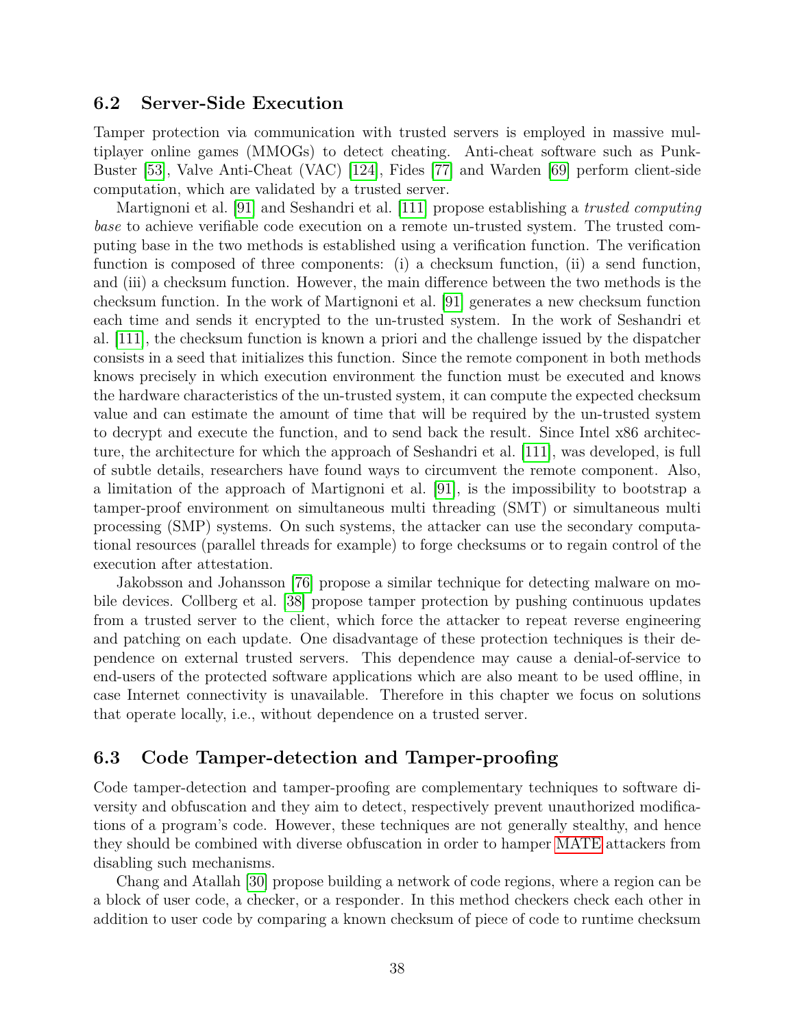## 6.2 Server-Side Execution

Tamper protection via communication with trusted servers is employed in massive multiplayer online games (MMOGs) to detect cheating. Anti-cheat software such as PunkBuster [53], Valve Anti-Cheat (VAC) [124], Fides [77] and Warden [69] perform client-side computation, which are validated by a trusted server.

Martignoni et al. [91] and Seshandri et al. [111] propose establishing a *trusted computing base* to achieve verifiable code execution on a remote un-trusted system. The trusted computing base in the two methods is established using a verification function. The verification function is composed of three components: (i) a checksum function, (ii) a send function, and (iii) a checksum function. However, the main difference between the two methods is the checksum function. In the work of Martignoni et al. [91] generates a new checksum function each time and sends it encrypted to the un-trusted system. In the work of Seshandri et al. [111], the checksum function is known a priori and the challenge issued by the dispatcher consists in a seed that initializes this function. Since the remote component in both methods knows precisely in which execution environment the function must be executed and knows the hardware characteristics of the un-trusted system, it can compute the expected checksum value and can estimate the amount of time that will be required by the un-trusted system to decrypt and execute the function, and to send back the result. Since Intel x86 architecture, the architecture for which the approach of Seshandri et al. [111], was developed, is full of subtle details, researchers have found ways to circumvent the remote component. Also, a limitation of the approach of Martignoni et al. [91], is the impossibility to bootstrap a tamper-proof environment on simultaneous multi threading (SMT) or simultaneous multi processing (SMP) systems. On such systems, the attacker can use the secondary computational resources (parallel threads for example) to forge checksums or to regain control of the execution after attestation.

Jakobsson and Johansson [76] propose a similar technique for detecting malware on mobile devices. Collberg et al. [38] propose tamper protection by pushing continuous updates from a trusted server to the client, which force the attacker to repeat reverse engineering and patching on each update. One disadvantage of these protection techniques is their dependence on external trusted servers. This dependence may cause a denial-of-service to end-users of the protected software applications which are also meant to be used offline, in case Internet connectivity is unavailable. Therefore in this chapter we focus on solutions that operate locally, i.e., without dependence on a trusted server.

## 6.3 Code Tamper-detection and Tamper-proofing

Code tamper-detection and tamper-proofing are complementary techniques to software diversity and obfuscation and they aim to detect, respectively prevent unauthorized modifications of a program's code. However, these techniques are not generally stealthy, and hence they should be combined with diverse obfuscation in order to hamper MATE attackers from disabling such mechanisms.

Chang and Atallah [30] propose building a network of code regions, where a region can be a block of user code, a checker, or a responder. In this method checkers check each other in addition to user code by comparing a known checksum of piece of code to runtime checksum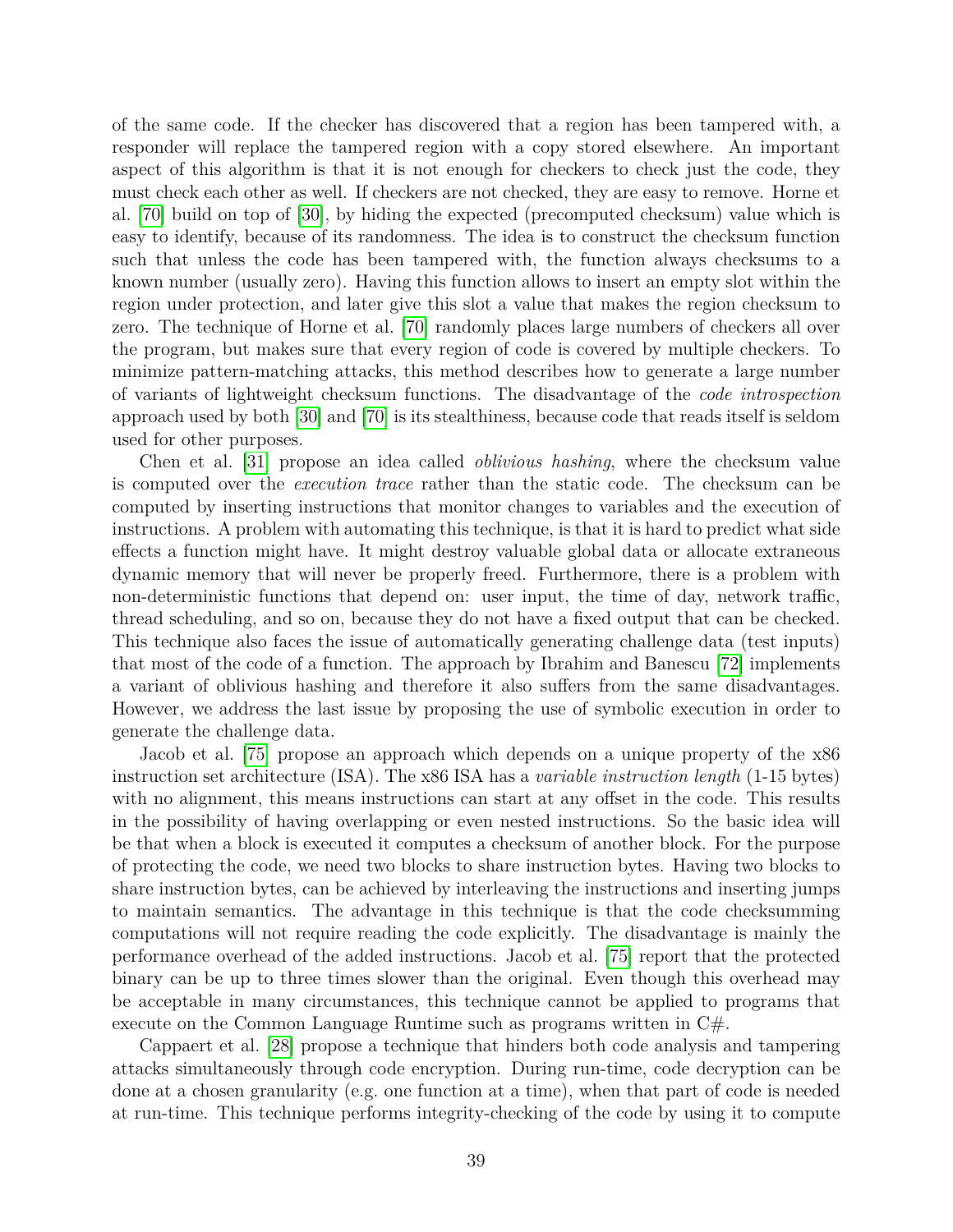of the same code. If the checker has discovered that a region has been tampered with, a responder will replace the tampered region with a copy stored elsewhere. An important aspect of this algorithm is that it is not enough for checkers to check just the code, they must check each other as well. If checkers are not checked, they are easy to remove. Horne et al. [70] build on top of [30], by hiding the expected (precomputed checksum) value which is easy to identify, because of its randomness. The idea is to construct the checksum function such that unless the code has been tampered with, the function always checksums to a known number (usually zero). Having this function allows to insert an empty slot within the region under protection, and later give this slot a value that makes the region checksum to zero. The technique of Horne et al. [70] randomly places large numbers of checkers all over the program, but makes sure that every region of code is covered by multiple checkers. To minimize pattern-matching attacks, this method describes how to generate a large number of variants of lightweight checksum functions. The disadvantage of the *code introspection* approach used by both [30] and [70] is its stealthiness, because code that reads itself is seldom used for other purposes.

Chen et al. [31] propose an idea called *oblivious hashing*, where the checksum value is computed over the *execution trace* rather than the static code. The checksum can be computed by inserting instructions that monitor changes to variables and the execution of instructions. A problem with automating this technique, is that it is hard to predict what side effects a function might have. It might destroy valuable global data or allocate extraneous dynamic memory that will never be properly freed. Furthermore, there is a problem with non-deterministic functions that depend on: user input, the time of day, network traffic, thread scheduling, and so on, because they do not have a fixed output that can be checked. This technique also faces the issue of automatically generating challenge data (test inputs) that most of the code of a function. The approach by Ibrahim and Banescu [72] implements a variant of oblivious hashing and therefore it also suffers from the same disadvantages. However, we address the last issue by proposing the use of symbolic execution in order to generate the challenge data.

Jacob et al. [75] propose an approach which depends on a unique property of the x86 instruction set architecture (ISA). The x86 ISA has a *variable instruction length* (1-15 bytes) with no alignment, this means instructions can start at any offset in the code. This results in the possibility of having overlapping or even nested instructions. So the basic idea will be that when a block is executed it computes a checksum of another block. For the purpose of protecting the code, we need two blocks to share instruction bytes. Having two blocks to share instruction bytes, can be achieved by interleaving the instructions and inserting jumps to maintain semantics. The advantage in this technique is that the code checksumming computations will not require reading the code explicitly. The disadvantage is mainly the performance overhead of the added instructions. Jacob et al. [75] report that the protected binary can be up to three times slower than the original. Even though this overhead may be acceptable in many circumstances, this technique cannot be applied to programs that execute on the Common Language Runtime such as programs written in C#.

Cappaert et al. [28] propose a technique that hinders both code analysis and tampering attacks simultaneously through code encryption. During run-time, code decryption can be done at a chosen granularity (e.g. one function at a time), when that part of code is needed at run-time. This technique performs integrity-checking of the code by using it to compute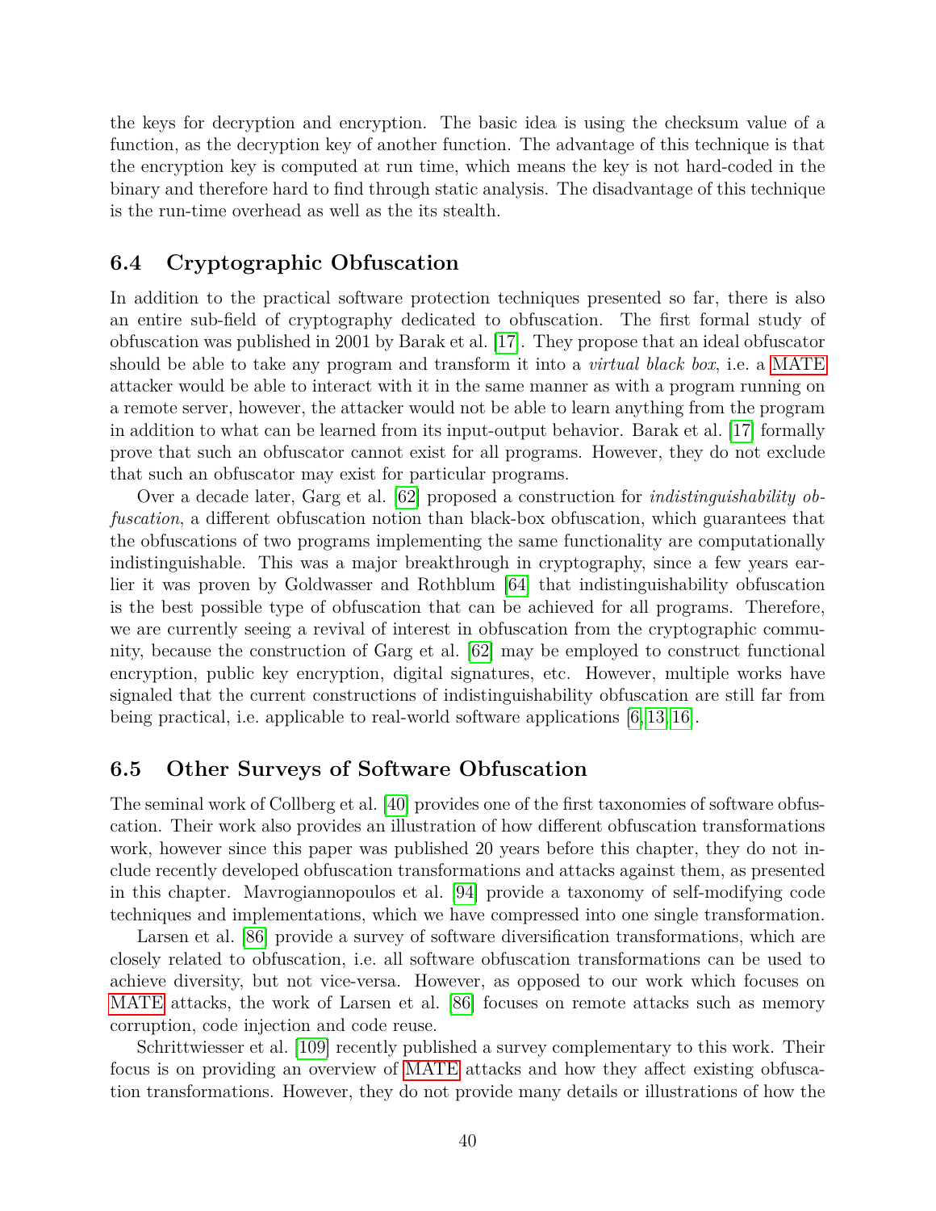the keys for decryption and encryption. The basic idea is using the checksum value of a function, as the decryption key of another function. The advantage of this technique is that the encryption key is computed at run time, which means the key is not hard-coded in the binary and therefore hard to find through static analysis. The disadvantage of this technique is the run-time overhead as well as the its stealth.

## 6.4 Cryptographic Obfuscation

In addition to the practical software protection techniques presented so far, there is also an entire sub-field of cryptography dedicated to obfuscation. The first formal study of obfuscation was published in 2001 by Barak et al. [17]. They propose that an ideal obfuscator should be able to take any program and transform it into a *virtual black box*, i.e. a MATE attacker would be able to interact with it in the same manner as with a program running on a remote server, however, the attacker would not be able to learn anything from the program in addition to what can be learned from its input-output behavior. Barak et al. [17] formally prove that such an obfuscator cannot exist for all programs. However, they do not exclude that such an obfuscator may exist for particular programs.

Over a decade later, Garg et al. [62] proposed a construction for *indistinguishability obfuscation*, a different obfuscation notion than black-box obfuscation, which guarantees that the obfuscations of two programs implementing the same functionality are computationally indistinguishable. This was a major breakthrough in cryptography, since a few years earlier it was proven by Goldwasser and Rothblum [64] that indistinguishability obfuscation is the best possible type of obfuscation that can be achieved for all programs. Therefore, we are currently seeing a revival of interest in obfuscation from the cryptographic community, because the construction of Garg et al. [62] may be employed to construct functional encryption, public key encryption, digital signatures, etc. However, multiple works have signaled that the current constructions of indistinguishability obfuscation are still far from being practical, i.e. applicable to real-world software applications [6,13,16].

## 6.5 Other Surveys of Software Obfuscation

The seminal work of Collberg et al. [40] provides one of the first taxonomies of software obfuscation. Their work also provides an illustration of how different obfuscation transformations work, however since this paper was published 20 years before this chapter, they do not include recently developed obfuscation transformations and attacks against them, as presented in this chapter. Mavrogiannopoulos et al. [94] provide a taxonomy of self-modifying code techniques and implementations, which we have compressed into one single transformation.

Larsen et al. [86] provide a survey of software diversification transformations, which are closely related to obfuscation, i.e. all software obfuscation transformations can be used to achieve diversity, but not vice-versa. However, as opposed to our work which focuses on MATE attacks, the work of Larsen et al. [86] focuses on remote attacks such as memory corruption, code injection and code reuse.

Schrittwiesser et al. [109] recently published a survey complementary to this work. Their focus is on providing an overview of MATE attacks and how they affect existing obfuscation transformations. However, they do not provide many details or illustrations of how the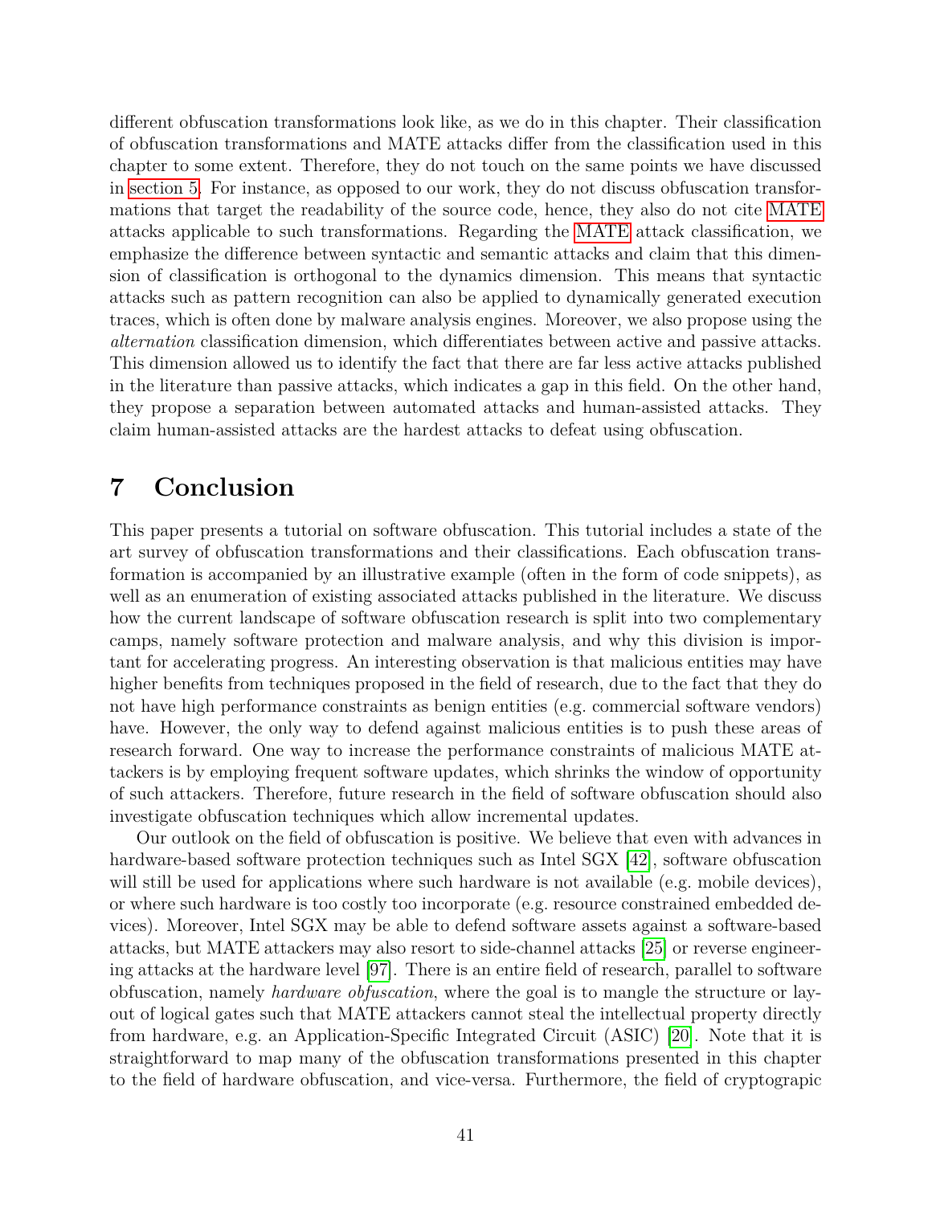different obfuscation transformations look like, as we do in this chapter. Their classification of obfuscation transformations and MATE attacks differ from the classification used in this chapter to some extent. Therefore, they do not touch on the same points we have discussed in section 5. For instance, as opposed to our work, they do not discuss obfuscation transformations that target the readability of the source code, hence, they also do not cite MATE attacks applicable to such transformations. Regarding the MATE attack classification, we emphasize the difference between syntactic and semantic attacks and claim that this dimension of classification is orthogonal to the dynamics dimension. This means that syntactic attacks such as pattern recognition can also be applied to dynamically generated execution traces, which is often done by malware analysis engines. Moreover, we also propose using the *alternation* classification dimension, which differentiates between active and passive attacks. This dimension allowed us to identify the fact that there are far less active attacks published in the literature than passive attacks, which indicates a gap in this field. On the other hand, they propose a separation between automated attacks and human-assisted attacks. They claim human-assisted attacks are the hardest attacks to defeat using obfuscation.

# 7 Conclusion

This paper presents a tutorial on software obfuscation. This tutorial includes a state of the art survey of obfuscation transformations and their classifications. Each obfuscation transformation is accompanied by an illustrative example (often in the form of code snippets), as well as an enumeration of existing associated attacks published in the literature. We discuss how the current landscape of software obfuscation research is split into two complementary camps, namely software protection and malware analysis, and why this division is important for accelerating progress. An interesting observation is that malicious entities may have higher benefits from techniques proposed in the field of research, due to the fact that they do not have high performance constraints as benign entities (e.g. commercial software vendors) have. However, the only way to defend against malicious entities is to push these areas of research forward. One way to increase the performance constraints of malicious MATE attackers is by employing frequent software updates, which shrinks the window of opportunity of such attackers. Therefore, future research in the field of software obfuscation should also investigate obfuscation techniques which allow incremental updates.

Our outlook on the field of obfuscation is positive. We believe that even with advances in hardware-based software protection techniques such as Intel SGX [42], software obfuscation will still be used for applications where such hardware is not available (e.g. mobile devices), or where such hardware is too costly too incorporate (e.g. resource constrained embedded devices). Moreover, Intel SGX may be able to defend software assets against a software-based attacks, but MATE attackers may also resort to side-channel attacks [25] or reverse engineering attacks at the hardware level [97]. There is an entire field of research, parallel to software obfuscation, namely *hardware obfuscation*, where the goal is to mangle the structure or layout of logical gates such that MATE attackers cannot steal the intellectual property directly from hardware, e.g. an Application-Specific Integrated Circuit (ASIC) [20]. Note that it is straightforward to map many of the obfuscation transformations presented in this chapter to the field of hardware obfuscation, and vice-versa. Furthermore, the field of cryptograpic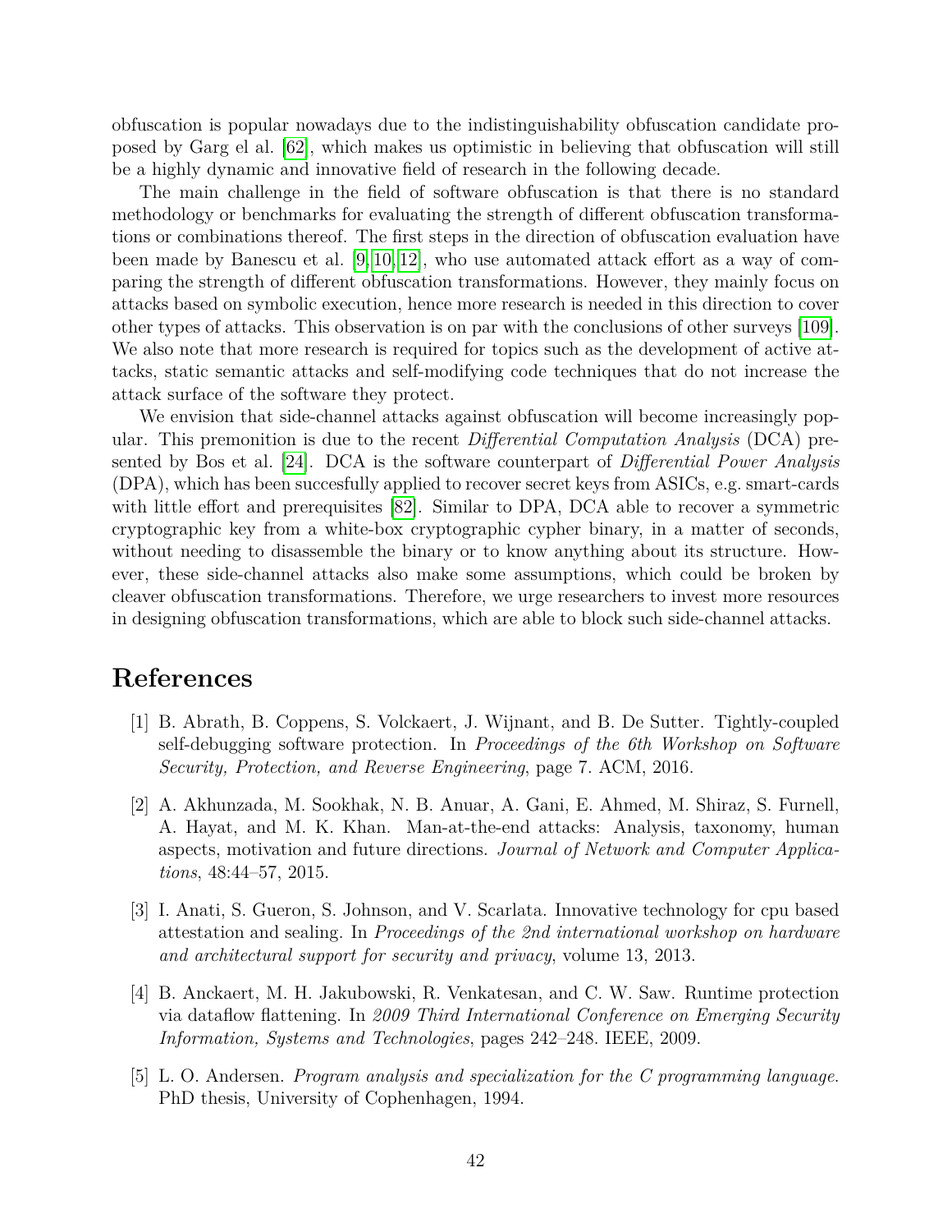obfuscation is popular nowadays due to the indistinguishability obfuscation candidate proposed by Garg el al. [62], which makes us optimistic in believing that obfuscation will still be a highly dynamic and innovative field of research in the following decade.

The main challenge in the field of software obfuscation is that there is no standard methodology or benchmarks for evaluating the strength of different obfuscation transformations or combinations thereof. The first steps in the direction of obfuscation evaluation have been made by Banescu et al. [9, 10, 12], who use automated attack effort as a way of comparing the strength of different obfuscation transformations. However, they mainly focus on attacks based on symbolic execution, hence more research is needed in this direction to cover other types of attacks. This observation is on par with the conclusions of other surveys [109]. We also note that more research is required for topics such as the development of active attacks, static semantic attacks and self-modifying code techniques that do not increase the attack surface of the software they protect.

We envision that side-channel attacks against obfuscation will become increasingly popular. This premonition is due to the recent *Differential Computation Analysis* (DCA) presented by Bos et al. [24]. DCA is the software counterpart of *Differential Power Analysis* (DPA), which has been succesfully applied to recover secret keys from ASICs, e.g. smart-cards with little effort and prerequisites [82]. Similar to DPA, DCA able to recover a symmetric cryptographic key from a white-box cryptographic cypher binary, in a matter of seconds, without needing to disassemble the binary or to know anything about its structure. However, these side-channel attacks also make some assumptions, which could be broken by cleaver obfuscation transformations. Therefore, we urge researchers to invest more resources in designing obfuscation transformations, which are able to block such side-channel attacks.

# References

[1] B. Abrath, B. Coppens, S. Volckaert, J. Wijnant, and B. De Sutter. Tightly-coupled self-debugging software protection. In *Proceedings of the 6th Workshop on Software Security, Protection, and Reverse Engineering*, page 7. ACM, 2016.

[2] A. Akhunzada, M. Sookhak, N. B. Anuar, A. Gani, E. Ahmed, M. Shiraz, S. Furnell, A. Hayat, and M. K. Khan. Man-at-the-end attacks: Analysis, taxonomy, human aspects, motivation and future directions. *Journal of Network and Computer Applications*, 48:44–57, 2015.

[3] I. Anati, S. Gueron, S. Johnson, and V. Scarlata. Innovative technology for cpu based attestation and sealing. In *Proceedings of the 2nd international workshop on hardware and architectural support for security and privacy*, volume 13, 2013.

[4] B. Anckaert, M. H. Jakubowski, R. Venkatesan, and C. W. Saw. Runtime protection via dataflow flattening. In *2009 Third International Conference on Emerging Security Information, Systems and Technologies*, pages 242–248. IEEE, 2009.

[5] L. O. Andersen. *Program analysis and specialization for the C programming language*. PhD thesis, University of Cophenhagen, 1994.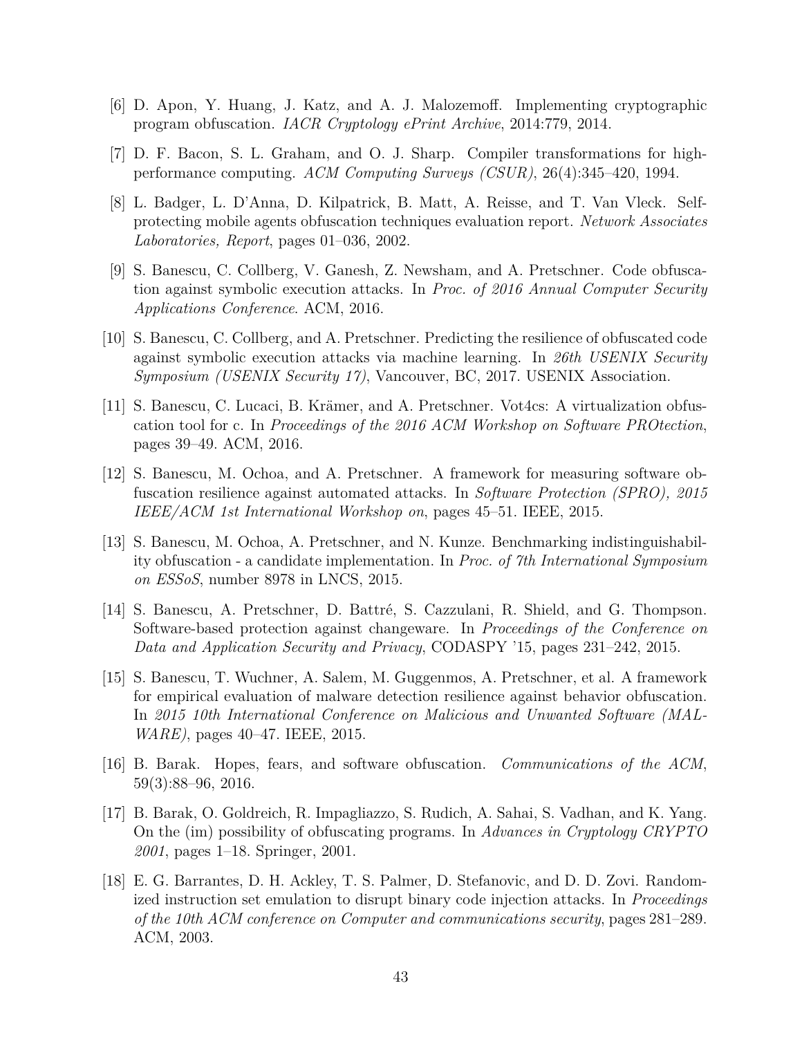[6] D. Apon, Y. Huang, J. Katz, and A. J. Malozemoff. Implementing cryptographic program obfuscation. *IACR Cryptology ePrint Archive*, 2014:779, 2014.

[7] D. F. Bacon, S. L. Graham, and O. J. Sharp. Compiler transformations for high-performance computing. *ACM Computing Surveys (CSUR)*, 26(4):345–420, 1994.

[8] L. Badger, L. D'Anna, D. Kilpatrick, B. Matt, A. Reisse, and T. Van Vleck. Self-protecting mobile agents obfuscation techniques evaluation report. *Network Associates Laboratories, Report*, pages 01–036, 2002.

[9] S. Banescu, C. Collberg, V. Ganesh, Z. Newsham, and A. Pretschner. Code obfuscation against symbolic execution attacks. In *Proc. of 2016 Annual Computer Security Applications Conference*. ACM, 2016.

[10] S. Banescu, C. Collberg, and A. Pretschner. Predicting the resilience of obfuscated code against symbolic execution attacks via machine learning. In *26th USENIX Security Symposium (USENIX Security 17)*, Vancouver, BC, 2017. USENIX Association.

[11] S. Banescu, C. Lucaci, B. Krämer, and A. Pretschner. Vot4cs: A virtualization obfuscation tool for c. In *Proceedings of the 2016 ACM Workshop on Software PROtection*, pages 39–49. ACM, 2016.

[12] S. Banescu, M. Ochoa, and A. Pretschner. A framework for measuring software obfuscation resilience against automated attacks. In *Software Protection (SPRO), 2015 IEEE/ACM 1st International Workshop on*, pages 45–51. IEEE, 2015.

[13] S. Banescu, M. Ochoa, A. Pretschner, and N. Kunze. Benchmarking indistinguishability obfuscation - a candidate implementation. In *Proc. of 7th International Symposium on ESSoS*, number 8978 in LNCS, 2015.

[14] S. Banescu, A. Pretschner, D. Battré, S. Cazzulani, R. Shield, and G. Thompson. Software-based protection against changeware. In *Proceedings of the Conference on Data and Application Security and Privacy*, CODASPY '15, pages 231–242, 2015.

[15] S. Banescu, T. Wuchner, A. Salem, M. Guggenmos, A. Pretschner, et al. A framework for empirical evaluation of malware detection resilience against behavior obfuscation. In *2015 10th International Conference on Malicious and Unwanted Software (MALWARE)*, pages 40–47. IEEE, 2015.

[16] B. Barak. Hopes, fears, and software obfuscation. *Communications of the ACM*, 59(3):88–96, 2016.

[17] B. Barak, O. Goldreich, R. Impagliazzo, S. Rudich, A. Sahai, S. Vadhan, and K. Yang. On the (im) possibility of obfuscating programs. In *Advances in Cryptology CRYPTO 2001*, pages 1–18. Springer, 2001.

[18] E. G. Barrantes, D. H. Ackley, T. S. Palmer, D. Stefanovic, and D. D. Zovi. Randomized instruction set emulation to disrupt binary code injection attacks. In *Proceedings of the 10th ACM conference on Computer and communications security*, pages 281–289. ACM, 2003.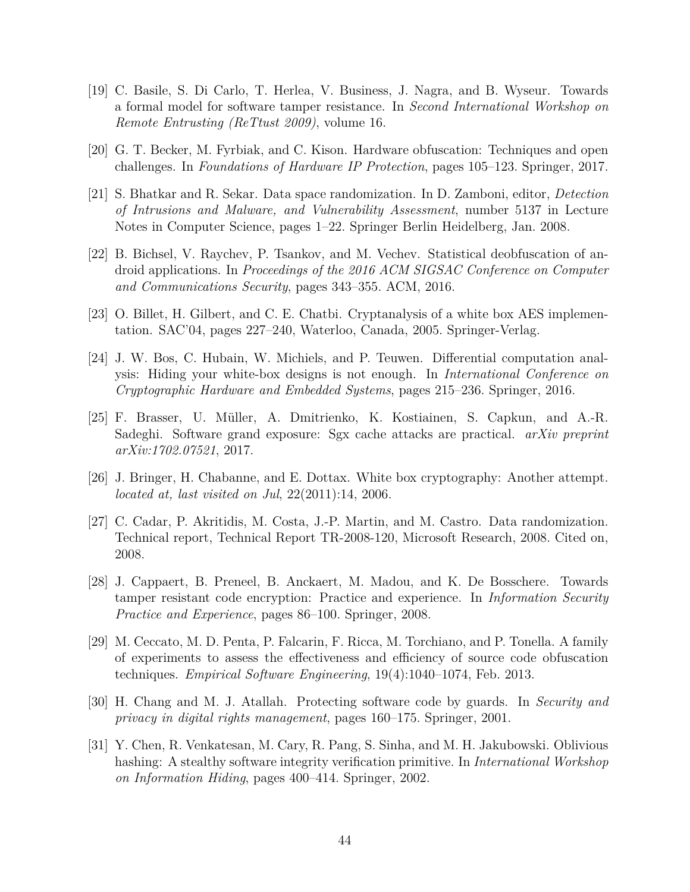[19] C. Basile, S. Di Carlo, T. Herlea, V. Business, J. Nagra, and B. Wyseur. Towards a formal model for software tamper resistance. In *Second International Workshop on Remote Entrusting (ReTtust 2009)*, volume 16.

[20] G. T. Becker, M. Fyrbiak, and C. Kison. Hardware obfuscation: Techniques and open challenges. In *Foundations of Hardware IP Protection*, pages 105–123. Springer, 2017.

[21] S. Bhatkar and R. Sekar. Data space randomization. In D. Zamboni, editor, *Detection of Intrusions and Malware, and Vulnerability Assessment*, number 5137 in Lecture Notes in Computer Science, pages 1–22. Springer Berlin Heidelberg, Jan. 2008.

[22] B. Bichsel, V. Raychev, P. Tsankov, and M. Vechev. Statistical deobfuscation of android applications. In *Proceedings of the 2016 ACM SIGSAC Conference on Computer and Communications Security*, pages 343–355. ACM, 2016.

[23] O. Billet, H. Gilbert, and C. E. Chatbi. Cryptanalysis of a white box AES implementation. SAC'04, pages 227–240, Waterloo, Canada, 2005. Springer-Verlag.

[24] J. W. Bos, C. Hubain, W. Michiels, and P. Teuwen. Differential computation analysis: Hiding your white-box designs is not enough. In *International Conference on Cryptographic Hardware and Embedded Systems*, pages 215–236. Springer, 2016.

[25] F. Brasser, U. Müller, A. Dmitrienko, K. Kostiainen, S. Capkun, and A.-R. Sadeghi. Software grand exposure: Sgx cache attacks are practical. *arXiv preprint arXiv:1702.07521*, 2017.

[26] J. Bringer, H. Chabanne, and E. Dottax. White box cryptography: Another attempt. *located at, last visited on Jul*, 22(2011):14, 2006.

[27] C. Cadar, P. Akritidis, M. Costa, J.-P. Martin, and M. Castro. Data randomization. Technical report, Technical Report TR-2008-120, Microsoft Research, 2008. Cited on, 2008.

[28] J. Cappaert, B. Preneel, B. Anckaert, M. Madou, and K. De Bosschere. Towards tamper resistant code encryption: Practice and experience. In *Information Security Practice and Experience*, pages 86–100. Springer, 2008.

[29] M. Ceccato, M. D. Penta, P. Falcarin, F. Ricca, M. Torchiano, and P. Tonella. A family of experiments to assess the effectiveness and efficiency of source code obfuscation techniques. *Empirical Software Engineering*, 19(4):1040–1074, Feb. 2013.

[30] H. Chang and M. J. Atallah. Protecting software code by guards. In *Security and privacy in digital rights management*, pages 160–175. Springer, 2001.

[31] Y. Chen, R. Venkatesan, M. Cary, R. Pang, S. Sinha, and M. H. Jakubowski. Oblivious hashing: A stealthy software integrity verification primitive. In *International Workshop on Information Hiding*, pages 400–414. Springer, 2002.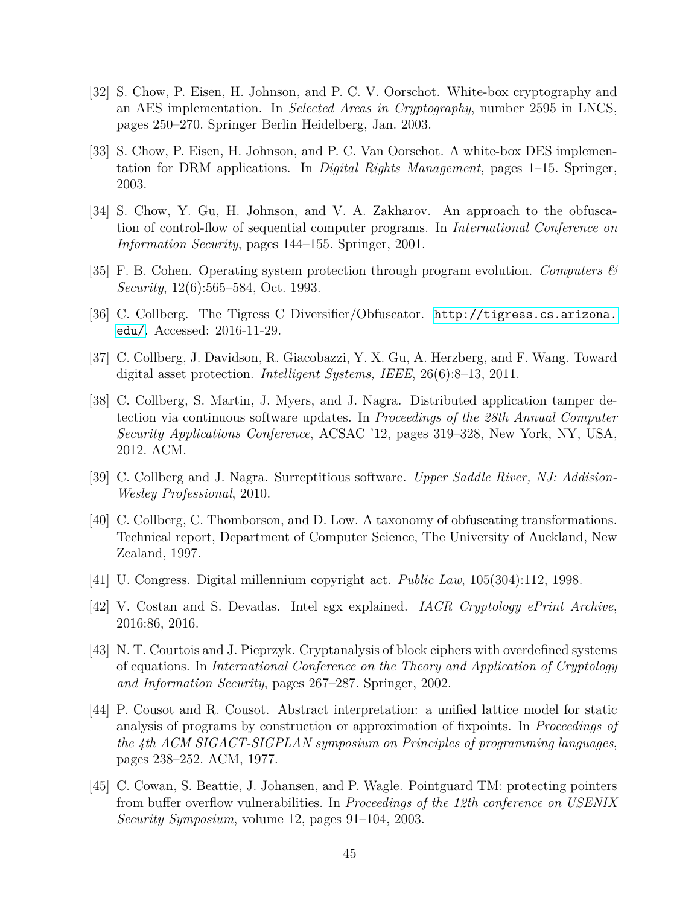[32] S. Chow, P. Eisen, H. Johnson, and P. C. V. Oorschot. White-box cryptography and an AES implementation. In *Selected Areas in Cryptography*, number 2595 in LNCS, pages 250–270. Springer Berlin Heidelberg, Jan. 2003.

[33] S. Chow, P. Eisen, H. Johnson, and P. C. Van Oorschot. A white-box DES implementation for DRM applications. In *Digital Rights Management*, pages 1–15. Springer, 2003.

[34] S. Chow, Y. Gu, H. Johnson, and V. A. Zakharov. An approach to the obfuscation of control-flow of sequential computer programs. In *International Conference on Information Security*, pages 144–155. Springer, 2001.

[35] F. B. Cohen. Operating system protection through program evolution. *Computers & Security*, 12(6):565–584, Oct. 1993.

[36] C. Collberg. The Tigress C Diversifier/Obfuscator. http://tigress.cs.arizona.edu/. Accessed: 2016-11-29.

[37] C. Collberg, J. Davidson, R. Giacobazzi, Y. X. Gu, A. Herzberg, and F. Wang. Toward digital asset protection. *Intelligent Systems, IEEE*, 26(6):8–13, 2011.

[38] C. Collberg, S. Martin, J. Myers, and J. Nagra. Distributed application tamper detection via continuous software updates. In *Proceedings of the 28th Annual Computer Security Applications Conference*, ACSAC '12, pages 319–328, New York, NY, USA, 2012. ACM.

[39] C. Collberg and J. Nagra. Surreptitious software. *Upper Saddle River, NJ: Addision-Wesley Professional*, 2010.

[40] C. Collberg, C. Thomborson, and D. Low. A taxonomy of obfuscating transformations. Technical report, Department of Computer Science, The University of Auckland, New Zealand, 1997.

[41] U. Congress. Digital millennium copyright act. *Public Law*, 105(304):112, 1998.

[42] V. Costan and S. Devadas. Intel sgx explained. *IACR Cryptology ePrint Archive*, 2016:86, 2016.

[43] N. T. Courtois and J. Pieprzyk. Cryptanalysis of block ciphers with overdefined systems of equations. In *International Conference on the Theory and Application of Cryptology and Information Security*, pages 267–287. Springer, 2002.

[44] P. Cousot and R. Cousot. Abstract interpretation: a unified lattice model for static analysis of programs by construction or approximation of fixpoints. In *Proceedings of the 4th ACM SIGACT-SIGPLAN symposium on Principles of programming languages*, pages 238–252. ACM, 1977.

[45] C. Cowan, S. Beattie, J. Johansen, and P. Wagle. Pointguard TM: protecting pointers from buffer overflow vulnerabilities. In *Proceedings of the 12th conference on USENIX Security Symposium*, volume 12, pages 91–104, 2003.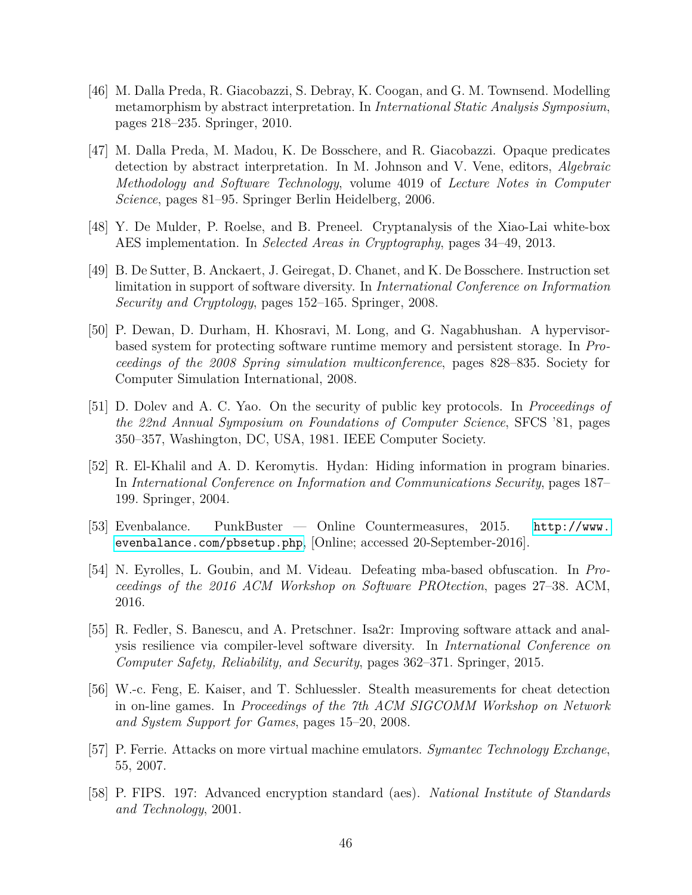[46] M. Dalla Preda, R. Giacobazzi, S. Debray, K. Coogan, and G. M. Townsend. Modelling metamorphism by abstract interpretation. In *International Static Analysis Symposium*, pages 218–235. Springer, 2010.

[47] M. Dalla Preda, M. Madou, K. De Bosschere, and R. Giacobazzi. Opaque predicates detection by abstract interpretation. In M. Johnson and V. Vene, editors, *Algebraic Methodology and Software Technology*, volume 4019 of *Lecture Notes in Computer Science*, pages 81–95. Springer Berlin Heidelberg, 2006.

[48] Y. De Mulder, P. Roelse, and B. Preneel. Cryptanalysis of the Xiao-Lai white-box AES implementation. In *Selected Areas in Cryptography*, pages 34–49, 2013.

[49] B. De Sutter, B. Anckaert, J. Geiregat, D. Chanet, and K. De Bosschere. Instruction set limitation in support of software diversity. In *International Conference on Information Security and Cryptology*, pages 152–165. Springer, 2008.

[50] P. Dewan, D. Durham, H. Khosravi, M. Long, and G. Nagabhushan. A hypervisor-based system for protecting software runtime memory and persistent storage. In *Proceedings of the 2008 Spring simulation multiconference*, pages 828–835. Society for Computer Simulation International, 2008.

[51] D. Dolev and A. C. Yao. On the security of public key protocols. In *Proceedings of the 22nd Annual Symposium on Foundations of Computer Science*, SFCS '81, pages 350–357, Washington, DC, USA, 1981. IEEE Computer Society.

[52] R. El-Khalil and A. D. Keromytis. Hydan: Hiding information in program binaries. In *International Conference on Information and Communications Security*, pages 187–199. Springer, 2004.

[53] Evenbalance. PunkBuster — Online Countermeasures, 2015. http://www.evenbalance.com/pbsetup.php, [Online; accessed 20-September-2016].

[54] N. Eyrolles, L. Goubin, and M. Videau. Defeating mba-based obfuscation. In *Proceedings of the 2016 ACM Workshop on Software PROtection*, pages 27–38. ACM, 2016.

[55] R. Fedler, S. Banescu, and A. Pretschner. Isa2r: Improving software attack and analysis resilience via compiler-level software diversity. In *International Conference on Computer Safety, Reliability, and Security*, pages 362–371. Springer, 2015.

[56] W.-c. Feng, E. Kaiser, and T. Schluessler. Stealth measurements for cheat detection in on-line games. In *Proceedings of the 7th ACM SIGCOMM Workshop on Network and System Support for Games*, pages 15–20, 2008.

[57] P. Ferrie. Attacks on more virtual machine emulators. *Symantec Technology Exchange*, 55, 2007.

[58] P. FIPS. 197: Advanced encryption standard (aes). *National Institute of Standards and Technology*, 2001.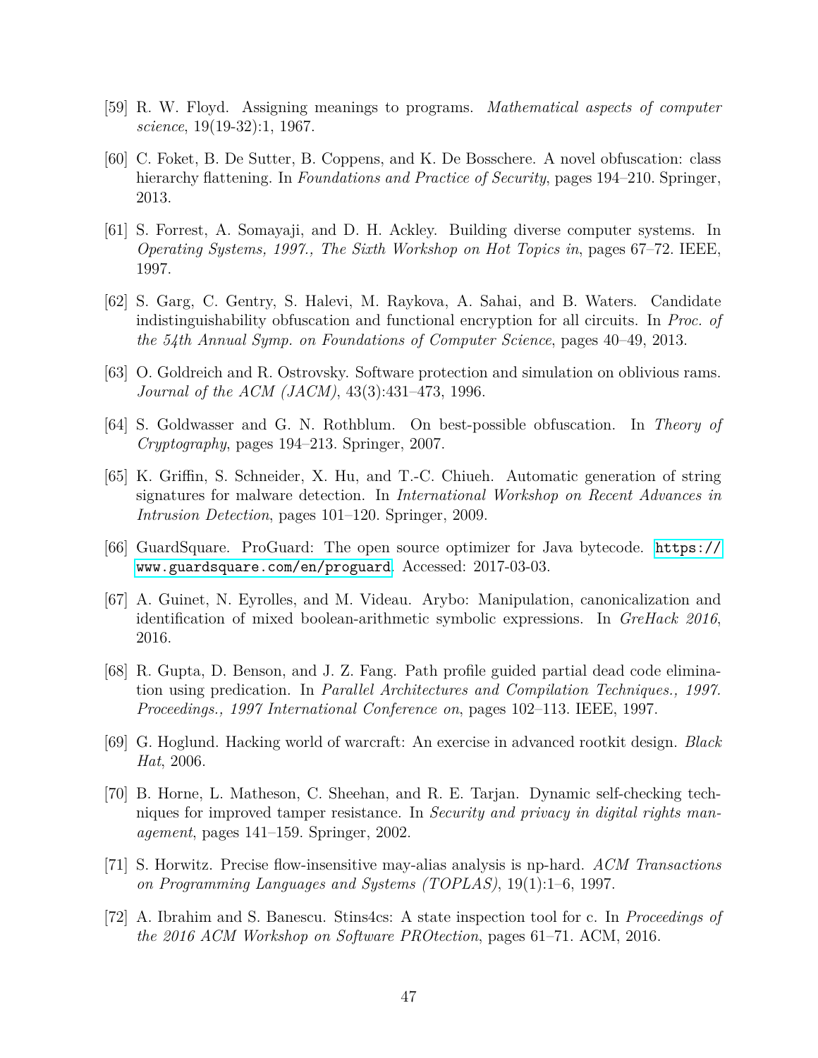[59] R. W. Floyd. Assigning meanings to programs. *Mathematical aspects of computer science*, 19(19-32):1, 1967.

[60] C. Foket, B. De Sutter, B. Coppens, and K. De Bosschere. A novel obfuscation: class hierarchy flattening. In *Foundations and Practice of Security*, pages 194–210. Springer, 2013.

[61] S. Forrest, A. Somayaji, and D. H. Ackley. Building diverse computer systems. In *Operating Systems, 1997., The Sixth Workshop on Hot Topics in*, pages 67–72. IEEE, 1997.

[62] S. Garg, C. Gentry, S. Halevi, M. Raykova, A. Sahai, and B. Waters. Candidate indistinguishability obfuscation and functional encryption for all circuits. In *Proc. of the 54th Annual Symp. on Foundations of Computer Science*, pages 40–49, 2013.

[63] O. Goldreich and R. Ostrovsky. Software protection and simulation on oblivious rams. *Journal of the ACM (JACM)*, 43(3):431–473, 1996.

[64] S. Goldwasser and G. N. Rothblum. On best-possible obfuscation. In *Theory of Cryptography*, pages 194–213. Springer, 2007.

[65] K. Griffin, S. Schneider, X. Hu, and T.-C. Chiueh. Automatic generation of string signatures for malware detection. In *International Workshop on Recent Advances in Intrusion Detection*, pages 101–120. Springer, 2009.

[66] GuardSquare. ProGuard: The open source optimizer for Java bytecode. https://www.guardsquare.com/en/proguard. Accessed: 2017-03-03.

[67] A. Guinet, N. Eyrolles, and M. Videau. Arybo: Manipulation, canonicalization and identification of mixed boolean-arithmetic symbolic expressions. In *GreHack 2016*, 2016.

[68] R. Gupta, D. Benson, and J. Z. Fang. Path profile guided partial dead code elimination using predication. In *Parallel Architectures and Compilation Techniques., 1997. Proceedings., 1997 International Conference on*, pages 102–113. IEEE, 1997.

[69] G. Hoglund. Hacking world of warcraft: An exercise in advanced rootkit design. *Black Hat*, 2006.

[70] B. Horne, L. Matheson, C. Sheehan, and R. E. Tarjan. Dynamic self-checking techniques for improved tamper resistance. In *Security and privacy in digital rights management*, pages 141–159. Springer, 2002.

[71] S. Horwitz. Precise flow-insensitive may-alias analysis is np-hard. *ACM Transactions on Programming Languages and Systems (TOPLAS)*, 19(1):1–6, 1997.

[72] A. Ibrahim and S. Banescu. Stins4cs: A state inspection tool for c. In *Proceedings of the 2016 ACM Workshop on Software PROtection*, pages 61–71. ACM, 2016.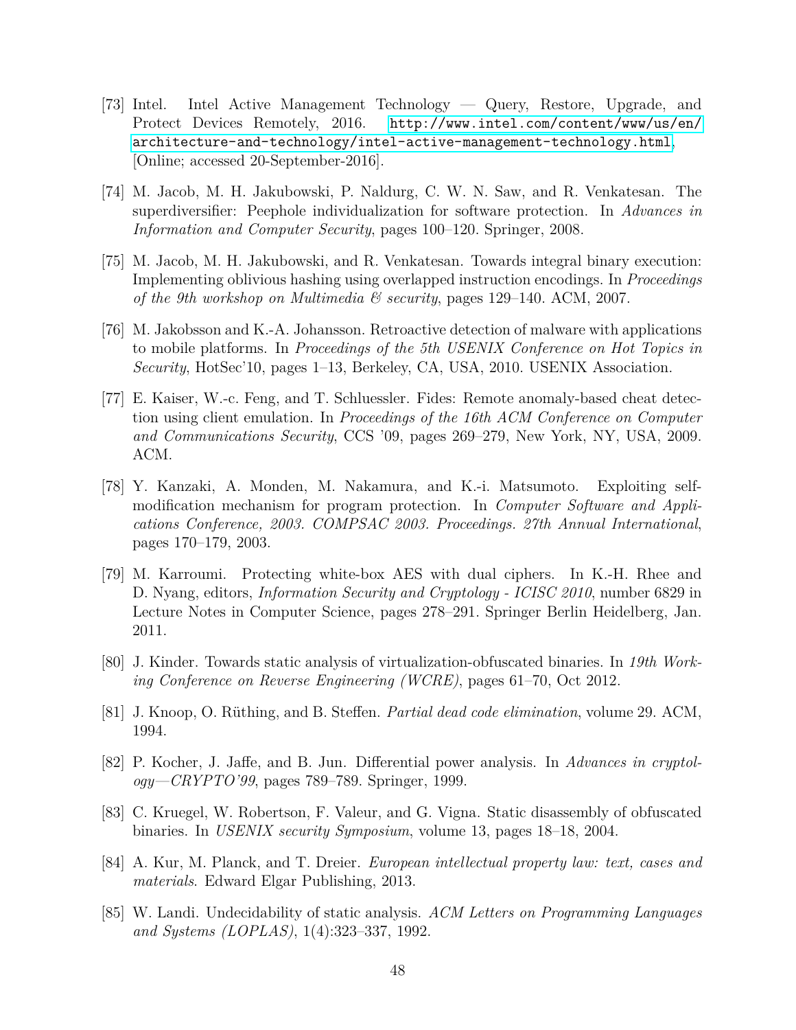[73] Intel. Intel Active Management Technology — Query, Restore, Upgrade, and Protect Devices Remotely, 2016. http://www.intel.com/content/www/us/en/architecture-and-technology/intel-active-management-technology.html, [Online; accessed 20-September-2016].

[74] M. Jacob, M. H. Jakubowski, P. Naldurg, C. W. N. Saw, and R. Venkatesan. The superdiversifier: Peephole individualization for software protection. In *Advances in Information and Computer Security*, pages 100–120. Springer, 2008.

[75] M. Jacob, M. H. Jakubowski, and R. Venkatesan. Towards integral binary execution: Implementing oblivious hashing using overlapped instruction encodings. In *Proceedings of the 9th workshop on Multimedia & security*, pages 129–140. ACM, 2007.

[76] M. Jakobsson and K.-A. Johansson. Retroactive detection of malware with applications to mobile platforms. In *Proceedings of the 5th USENIX Conference on Hot Topics in Security*, HotSec'10, pages 1–13, Berkeley, CA, USA, 2010. USENIX Association.

[77] E. Kaiser, W.-c. Feng, and T. Schluessler. Fides: Remote anomaly-based cheat detection using client emulation. In *Proceedings of the 16th ACM Conference on Computer and Communications Security*, CCS '09, pages 269–279, New York, NY, USA, 2009. ACM.

[78] Y. Kanzaki, A. Monden, M. Nakamura, and K.-i. Matsumoto. Exploiting self-modification mechanism for program protection. In *Computer Software and Applications Conference, 2003. COMPSAC 2003. Proceedings. 27th Annual International*, pages 170–179, 2003.

[79] M. Karroumi. Protecting white-box AES with dual ciphers. In K.-H. Rhee and D. Nyang, editors, *Information Security and Cryptology - ICISC 2010*, number 6829 in Lecture Notes in Computer Science, pages 278–291. Springer Berlin Heidelberg, Jan. 2011.

[80] J. Kinder. Towards static analysis of virtualization-obfuscated binaries. In *19th Working Conference on Reverse Engineering (WCRE)*, pages 61–70, Oct 2012.

[81] J. Knoop, O. Rüthing, and B. Steffen. *Partial dead code elimination*, volume 29. ACM, 1994.

[82] P. Kocher, J. Jaffe, and B. Jun. Differential power analysis. In *Advances in cryptology—CRYPTO'99*, pages 789–789. Springer, 1999.

[83] C. Kruegel, W. Robertson, F. Valeur, and G. Vigna. Static disassembly of obfuscated binaries. In *USENIX security Symposium*, volume 13, pages 18–18, 2004.

[84] A. Kur, M. Planck, and T. Dreier. *European intellectual property law: text, cases and materials*. Edward Elgar Publishing, 2013.

[85] W. Landi. Undecidability of static analysis. *ACM Letters on Programming Languages and Systems (LOPLAS)*, 1(4):323–337, 1992.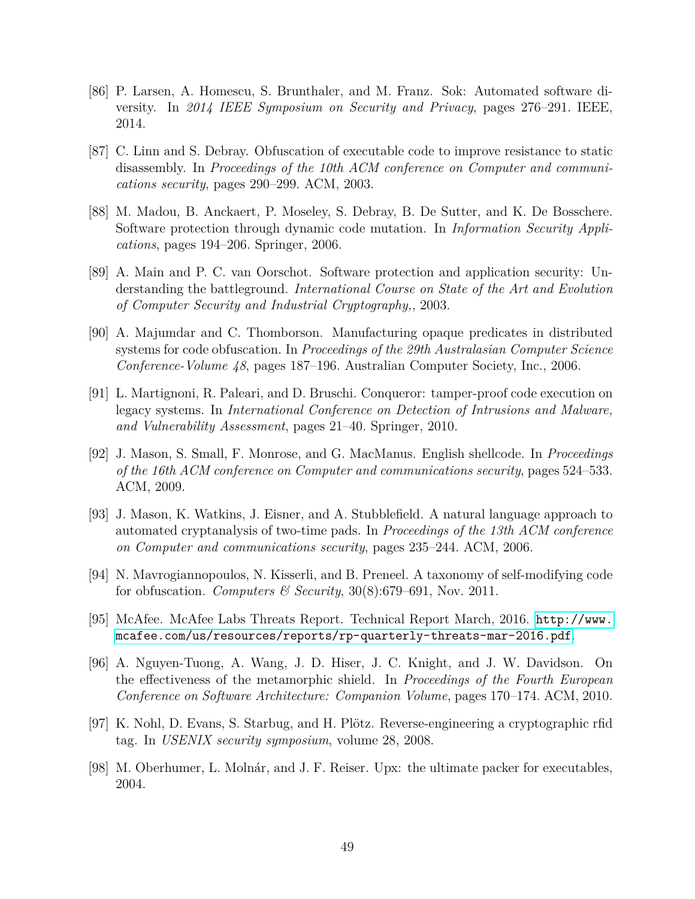[86] P. Larsen, A. Homescu, S. Brunthaler, and M. Franz. Sok: Automated software diversity. In *2014 IEEE Symposium on Security and Privacy*, pages 276–291. IEEE, 2014.

[87] C. Linn and S. Debray. Obfuscation of executable code to improve resistance to static disassembly. In *Proceedings of the 10th ACM conference on Computer and communications security*, pages 290–299. ACM, 2003.

[88] M. Madou, B. Anckaert, P. Moseley, S. Debray, B. De Sutter, and K. De Bosschere. Software protection through dynamic code mutation. In *Information Security Applications*, pages 194–206. Springer, 2006.

[89] A. Main and P. C. van Oorschot. Software protection and application security: Understanding the battleground. *International Course on State of the Art and Evolution of Computer Security and Industrial Cryptography,*, 2003.

[90] A. Majumdar and C. Thomborson. Manufacturing opaque predicates in distributed systems for code obfuscation. In *Proceedings of the 29th Australasian Computer Science Conference-Volume 48*, pages 187–196. Australian Computer Society, Inc., 2006.

[91] L. Martignoni, R. Paleari, and D. Bruschi. Conqueror: tamper-proof code execution on legacy systems. In *International Conference on Detection of Intrusions and Malware, and Vulnerability Assessment*, pages 21–40. Springer, 2010.

[92] J. Mason, S. Small, F. Monrose, and G. MacManus. English shellcode. In *Proceedings of the 16th ACM conference on Computer and communications security*, pages 524–533. ACM, 2009.

[93] J. Mason, K. Watkins, J. Eisner, and A. Stubblefield. A natural language approach to automated cryptanalysis of two-time pads. In *Proceedings of the 13th ACM conference on Computer and communications security*, pages 235–244. ACM, 2006.

[94] N. Mavrogiannopoulos, N. Kisserli, and B. Preneel. A taxonomy of self-modifying code for obfuscation. *Computers & Security*, 30(8):679–691, Nov. 2011.

[95] McAfee. McAfee Labs Threats Report. Technical Report March, 2016. http://www.mcafee.com/us/resources/reports/rp-quarterly-threats-mar-2016.pdf.

[96] A. Nguyen-Tuong, A. Wang, J. D. Hiser, J. C. Knight, and J. W. Davidson. On the effectiveness of the metamorphic shield. In *Proceedings of the Fourth European Conference on Software Architecture: Companion Volume*, pages 170–174. ACM, 2010.

[97] K. Nohl, D. Evans, S. Starbug, and H. Plötz. Reverse-engineering a cryptographic rfid tag. In *USENIX security symposium*, volume 28, 2008.

[98] M. Oberhumer, L. Molnár, and J. F. Reiser. Upx: the ultimate packer for executables, 2004.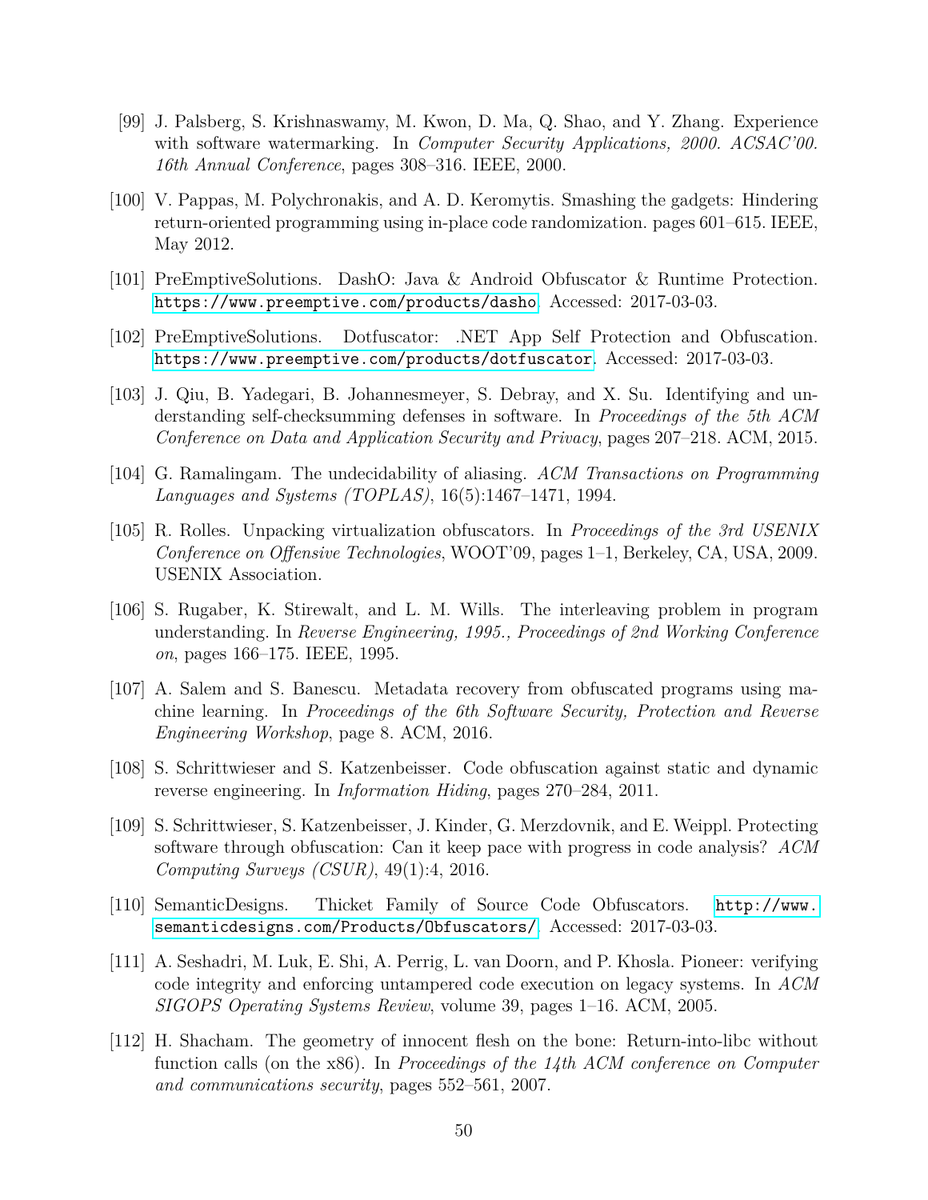[99] J. Palsberg, S. Krishnaswamy, M. Kwon, D. Ma, Q. Shao, and Y. Zhang. Experience with software watermarking. In *Computer Security Applications, 2000. ACSAC'00. 16th Annual Conference*, pages 308–316. IEEE, 2000.

[100] V. Pappas, M. Polychronakis, and A. D. Keromytis. Smashing the gadgets: Hindering return-oriented programming using in-place code randomization. pages 601–615. IEEE, May 2012.

[101] PreEmptiveSolutions. DashO: Java & Android Obfuscator & Runtime Protection. https://www.preemptive.com/products/dasho. Accessed: 2017-03-03.

[102] PreEmptiveSolutions. Dotfuscator: .NET App Self Protection and Obfuscation. https://www.preemptive.com/products/dotfuscator. Accessed: 2017-03-03.

[103] J. Qiu, B. Yadegari, B. Johannesmeyer, S. Debray, and X. Su. Identifying and understanding self-checksumming defenses in software. In *Proceedings of the 5th ACM Conference on Data and Application Security and Privacy*, pages 207–218. ACM, 2015.

[104] G. Ramalingam. The undecidability of aliasing. *ACM Transactions on Programming Languages and Systems (TOPLAS)*, 16(5):1467–1471, 1994.

[105] R. Rolles. Unpacking virtualization obfuscators. In *Proceedings of the 3rd USENIX Conference on Offensive Technologies*, WOOT'09, pages 1–1, Berkeley, CA, USA, 2009. USENIX Association.

[106] S. Rugaber, K. Stirewalt, and L. M. Wills. The interleaving problem in program understanding. In *Reverse Engineering, 1995., Proceedings of 2nd Working Conference on*, pages 166–175. IEEE, 1995.

[107] A. Salem and S. Banescu. Metadata recovery from obfuscated programs using machine learning. In *Proceedings of the 6th Software Security, Protection and Reverse Engineering Workshop*, page 8. ACM, 2016.

[108] S. Schrittwieser and S. Katzenbeisser. Code obfuscation against static and dynamic reverse engineering. In *Information Hiding*, pages 270–284, 2011.

[109] S. Schrittwieser, S. Katzenbeisser, J. Kinder, G. Merzdovnik, and E. Weippl. Protecting software through obfuscation: Can it keep pace with progress in code analysis? *ACM Computing Surveys (CSUR)*, 49(1):4, 2016.

[110] SemanticDesigns. Thicket Family of Source Code Obfuscators. http://www.semanticdesigns.com/Products/Obfuscators/. Accessed: 2017-03-03.

[111] A. Seshadri, M. Luk, E. Shi, A. Perrig, L. van Doorn, and P. Khosla. Pioneer: verifying code integrity and enforcing untampered code execution on legacy systems. In *ACM SIGOPS Operating Systems Review*, volume 39, pages 1–16. ACM, 2005.

[112] H. Shacham. The geometry of innocent flesh on the bone: Return-into-libc without function calls (on the x86). In *Proceedings of the 14th ACM conference on Computer and communications security*, pages 552–561, 2007.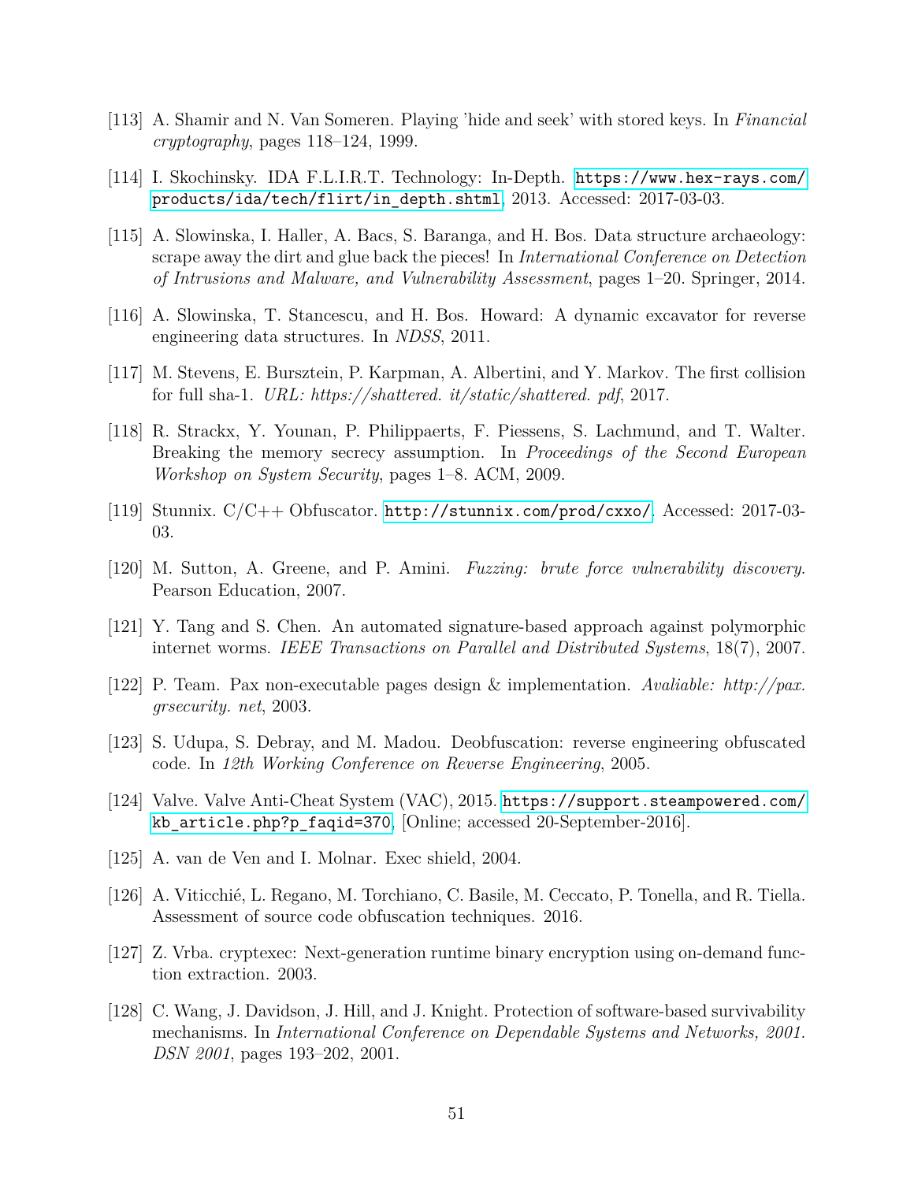[113] A. Shamir and N. Van Someren. Playing 'hide and seek' with stored keys. In *Financial cryptography*, pages 118–124, 1999.

[114] I. Skochinsky. IDA F.L.I.R.T. Technology: In-Depth. `https://www.hex-rays.com/products/ida/tech/flirt/in_depth.shtml`, 2013. Accessed: 2017-03-03.

[115] A. Slowinska, I. Haller, A. Bacs, S. Baranga, and H. Bos. Data structure archaeology: scrape away the dirt and glue back the pieces! In *International Conference on Detection of Intrusions and Malware, and Vulnerability Assessment*, pages 1–20. Springer, 2014.

[116] A. Slowinska, T. Stancescu, and H. Bos. Howard: A dynamic excavator for reverse engineering data structures. In *NDSS*, 2011.

[117] M. Stevens, E. Bursztein, P. Karpman, A. Albertini, and Y. Markov. The first collision for full sha-1. *URL: https://shattered. it/static/shattered. pdf*, 2017.

[118] R. Strackx, Y. Younan, P. Philippaerts, F. Piessens, S. Lachmund, and T. Walter. Breaking the memory secrecy assumption. In *Proceedings of the Second European Workshop on System Security*, pages 1–8. ACM, 2009.

[119] Stunnix. C/C++ Obfuscator. `http://stunnix.com/prod/cxxo/`. Accessed: 2017-03-03.

[120] M. Sutton, A. Greene, and P. Amini. *Fuzzing: brute force vulnerability discovery*. Pearson Education, 2007.

[121] Y. Tang and S. Chen. An automated signature-based approach against polymorphic internet worms. *IEEE Transactions on Parallel and Distributed Systems*, 18(7), 2007.

[122] P. Team. Pax non-executable pages design & implementation. *Avaliable: http://pax. grsecurity. net*, 2003.

[123] S. Udupa, S. Debray, and M. Madou. Deobfuscation: reverse engineering obfuscated code. In *12th Working Conference on Reverse Engineering*, 2005.

[124] Valve. Valve Anti-Cheat System (VAC), 2015. `https://support.steampowered.com/kb_article.php?p_faqid=370`. [Online; accessed 20-September-2016].

[125] A. van de Ven and I. Molnar. Exec shield, 2004.

[126] A. Viticchié, L. Regano, M. Torchiano, C. Basile, M. Ceccato, P. Tonella, and R. Tiella. Assessment of source code obfuscation techniques. 2016.

[127] Z. Vrba. cryptexec: Next-generation runtime binary encryption using on-demand function extraction. 2003.

[128] C. Wang, J. Davidson, J. Hill, and J. Knight. Protection of software-based survivability mechanisms. In *International Conference on Dependable Systems and Networks, 2001. DSN 2001*, pages 193–202, 2001.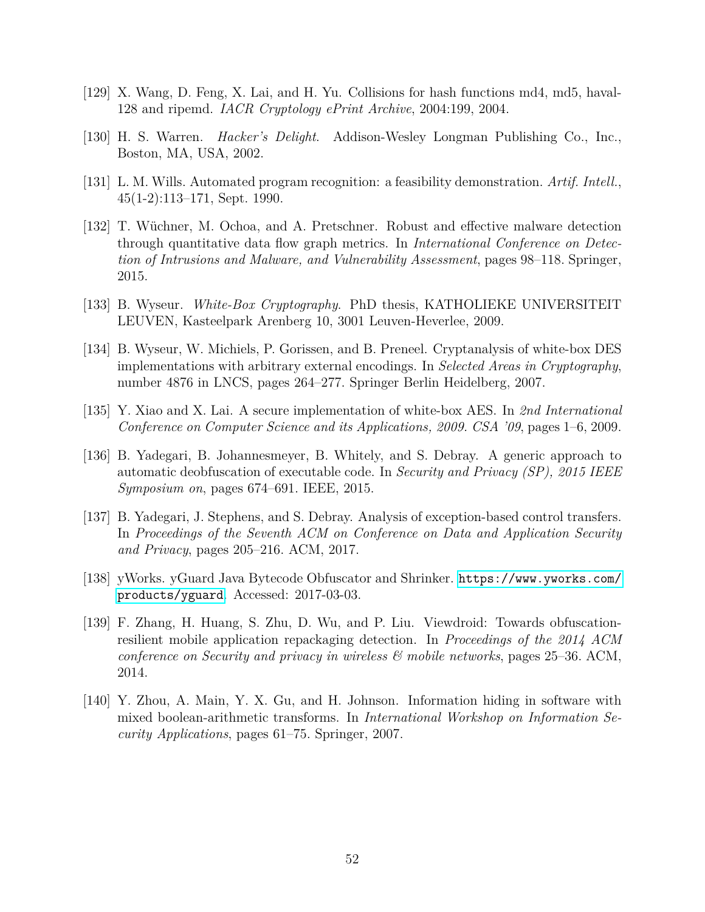[129] X. Wang, D. Feng, X. Lai, and H. Yu. Collisions for hash functions md4, md5, haval-128 and ripemd. *IACR Cryptology ePrint Archive*, 2004:199, 2004.

[130] H. S. Warren. *Hacker's Delight*. Addison-Wesley Longman Publishing Co., Inc., Boston, MA, USA, 2002.

[131] L. M. Wills. Automated program recognition: a feasibility demonstration. *Artif. Intell.*, 45(1-2):113–171, Sept. 1990.

[132] T. Wüchner, M. Ochoa, and A. Pretschner. Robust and effective malware detection through quantitative data flow graph metrics. In *International Conference on Detection of Intrusions and Malware, and Vulnerability Assessment*, pages 98–118. Springer, 2015.

[133] B. Wyseur. *White-Box Cryptography*. PhD thesis, KATHOLIEKE UNIVERSITEIT LEUVEN, Kasteelpark Arenberg 10, 3001 Leuven-Heverlee, 2009.

[134] B. Wyseur, W. Michiels, P. Gorissen, and B. Preneel. Cryptanalysis of white-box DES implementations with arbitrary external encodings. In *Selected Areas in Cryptography*, number 4876 in LNCS, pages 264–277. Springer Berlin Heidelberg, 2007.

[135] Y. Xiao and X. Lai. A secure implementation of white-box AES. In *2nd International Conference on Computer Science and its Applications, 2009. CSA '09*, pages 1–6, 2009.

[136] B. Yadegari, B. Johannesmeyer, B. Whitely, and S. Debray. A generic approach to automatic deobfuscation of executable code. In *Security and Privacy (SP), 2015 IEEE Symposium on*, pages 674–691. IEEE, 2015.

[137] B. Yadegari, J. Stephens, and S. Debray. Analysis of exception-based control transfers. In *Proceedings of the Seventh ACM on Conference on Data and Application Security and Privacy*, pages 205–216. ACM, 2017.

[138] yWorks. yGuard Java Bytecode Obfuscator and Shrinker. https://www.yworks.com/products/yguard. Accessed: 2017-03-03.

[139] F. Zhang, H. Huang, S. Zhu, D. Wu, and P. Liu. Viewdroid: Towards obfuscation-resilient mobile application repackaging detection. In *Proceedings of the 2014 ACM conference on Security and privacy in wireless & mobile networks*, pages 25–36. ACM, 2014.

[140] Y. Zhou, A. Main, Y. X. Gu, and H. Johnson. Information hiding in software with mixed boolean-arithmetic transforms. In *International Workshop on Information Security Applications*, pages 61–75. Springer, 2007.